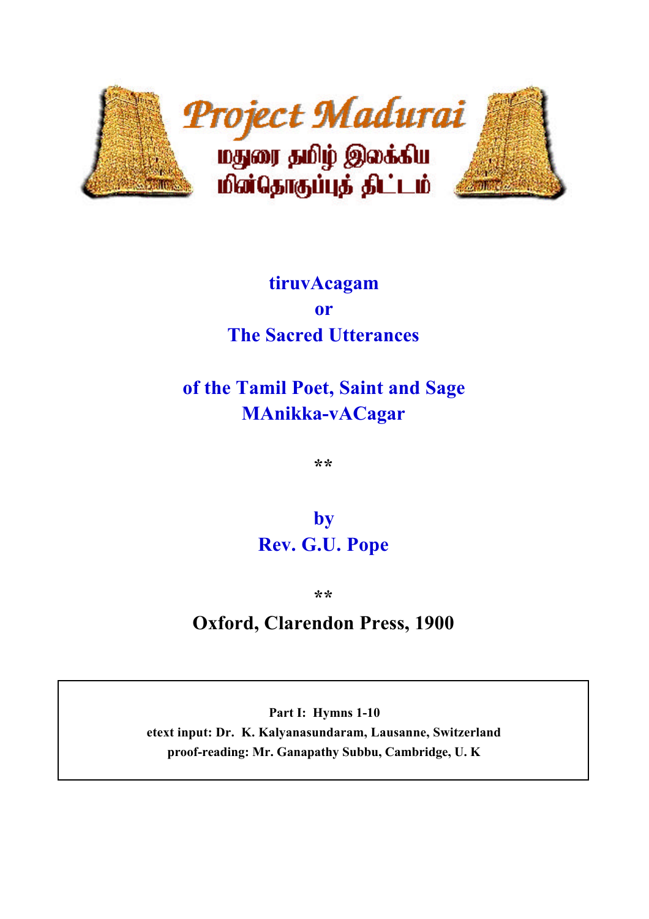Project Madurai

மதுரை தமிழ் இலக்கிய மின்தொகுப்புத் திட்டம்

# tiruvAcagam
# or
# The Sacred Utterances

## of the Tamil Poet, Saint and Sage
## MAnikka-vACagar

**

## by
## Rev. G.U. Pope

**

**Oxford, Clarendon Press, 1900**

**Part I: Hymns 1-10**
**etext input: Dr. K. Kalyanasundaram, Lausanne, Switzerland**
**proof-reading: Mr. Ganapathy Subbu, Cambridge, U. K**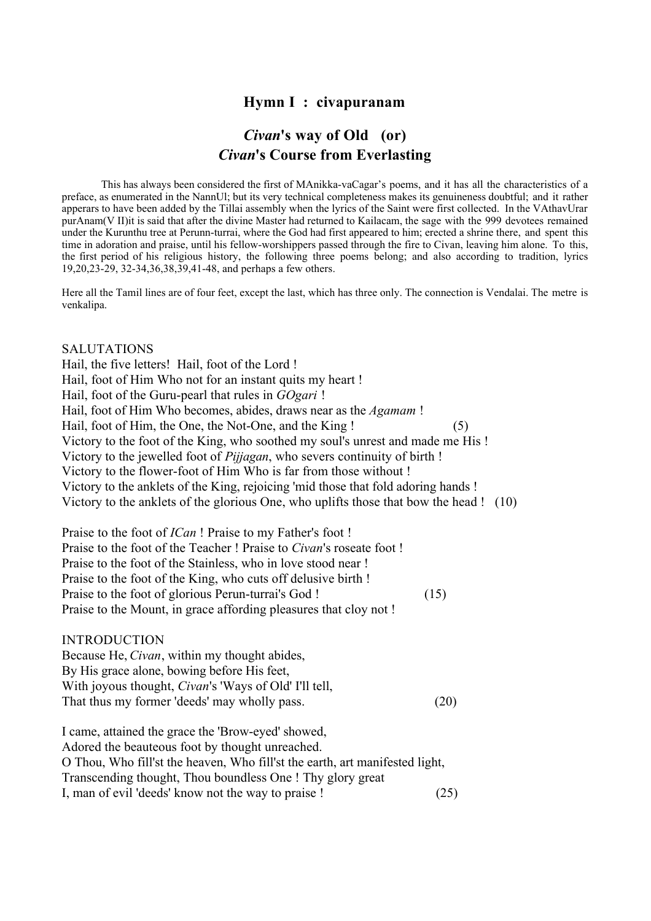## Hymn I : civapuranam

### *Civan*'s way of Old (or) *Civan*'s Course from Everlasting

This has always been considered the first of MAnikka-vaCagar's poems, and it has all the characteristics of a preface, as enumerated in the NannUl; but its very technical completeness makes its genuineness doubtful; and it rather apperars to have been added by the Tillai assembly when the lyrics of the Saint were first collected. In the VAthavUrar purAnam(V II)it is said that after the divine Master had returned to Kailacam, the sage with the 999 devotees remained under the Kurunthu tree at Perunn-turrai, where the God had first appeared to him; erected a shrine there, and spent this time in adoration and praise, until his fellow-worshippers passed through the fire to Civan, leaving him alone. To this, the first period of his religious history, the following three poems belong; and also according to tradition, lyrics 19,20,23-29, 32-34,36,38,39,41-48, and perhaps a few others.

Here all the Tamil lines are of four feet, except the last, which has three only. The connection is Vendalai. The metre is venkalipa.

SALUTATIONS

Hail, the five letters! Hail, foot of the Lord !
Hail, foot of Him Who not for an instant quits my heart !
Hail, foot of the Guru-pearl that rules in *GOgari* !
Hail, foot of Him Who becomes, abides, draws near as the *Agamam* !
Hail, foot of Him, the One, the Not-One, and the King ! (5)
Victory to the foot of the King, who soothed my soul's unrest and made me His !
Victory to the jewelled foot of *Pijjagan*, who severs continuity of birth !
Victory to the flower-foot of Him Who is far from those without !
Victory to the anklets of the King, rejoicing 'mid those that fold adoring hands !
Victory to the anklets of the glorious One, who uplifts those that bow the head ! (10)

Praise to the foot of *ICan* ! Praise to my Father's foot !
Praise to the foot of the Teacher ! Praise to *Civan*'s roseate foot !
Praise to the foot of the Stainless, who in love stood near !
Praise to the foot of the King, who cuts off delusive birth !
Praise to the foot of glorious Perun-turrai's God ! (15)
Praise to the Mount, in grace affording pleasures that cloy not !

INTRODUCTION

Because He, *Civan*, within my thought abides,
By His grace alone, bowing before His feet,
With joyous thought, *Civan*'s 'Ways of Old' I'll tell,
That thus my former 'deeds' may wholly pass. (20)

I came, attained the grace the 'Brow-eyed' showed,
Adored the beauteous foot by thought unreached.
O Thou, Who fill'st the heaven, Who fill'st the earth, art manifested light,
Transcending thought, Thou boundless One ! Thy glory great
I, man of evil 'deeds' know not the way to praise ! (25)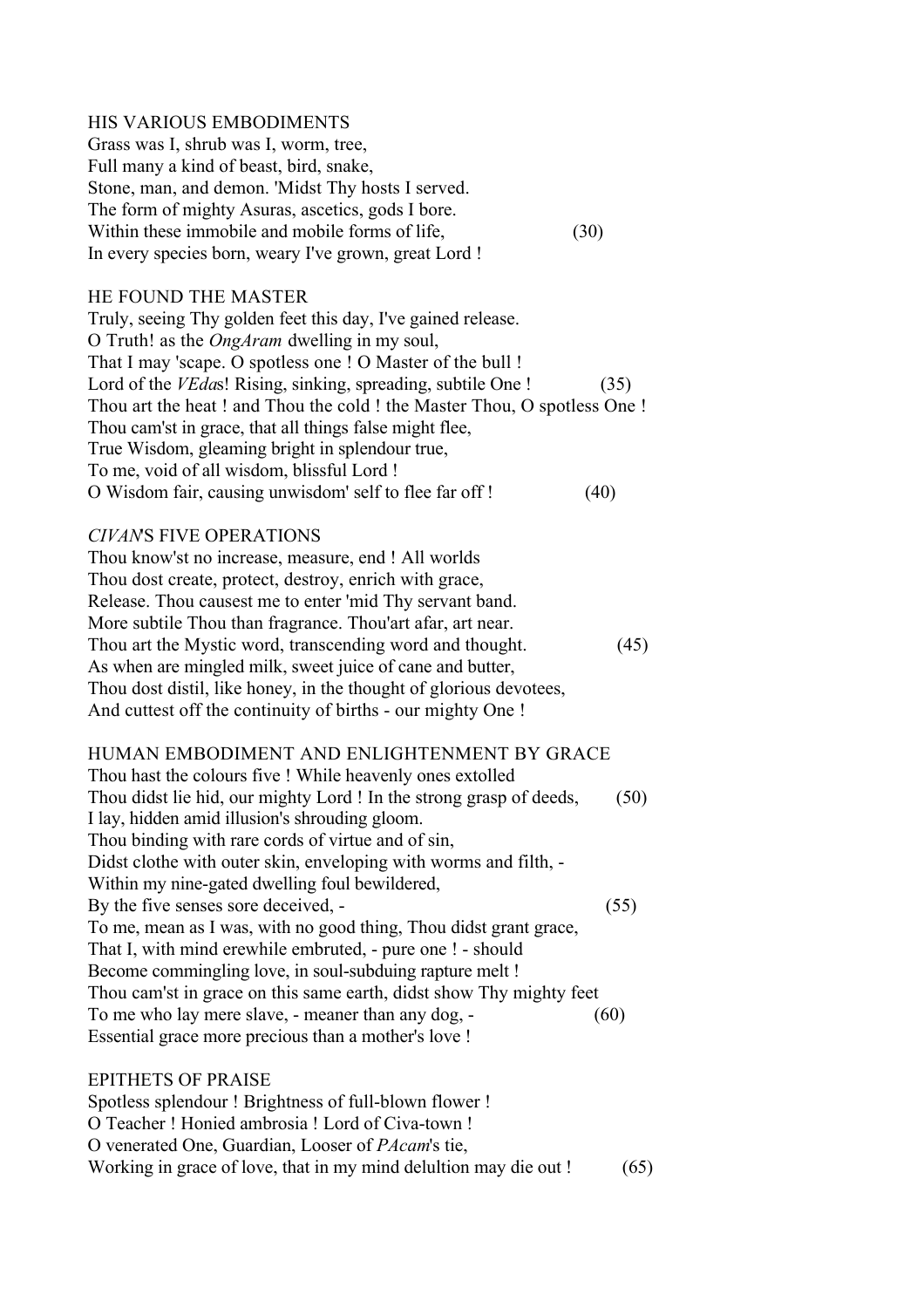### HIS VARIOUS EMBODIMENTS

Grass was I, shrub was I, worm, tree,
Full many a kind of beast, bird, snake,
Stone, man, and demon. 'Midst Thy hosts I served.
The form of mighty Asuras, ascetics, gods I bore.
Within these immobile and mobile forms of life, (30)
In every species born, weary I've grown, great Lord !

### HE FOUND THE MASTER

Truly, seeing Thy golden feet this day, I've gained release.
O Truth! as the *OngAram* dwelling in my soul,
That I may 'scape. O spotless one ! O Master of the bull !
Lord of the *VEda*s! Rising, sinking, spreading, subtile One ! (35)
Thou art the heat ! and Thou the cold ! the Master Thou, O spotless One !
Thou cam'st in grace, that all things false might flee,
True Wisdom, gleaming bright in splendour true,
To me, void of all wisdom, blissful Lord !
O Wisdom fair, causing unwisdom' self to flee far off ! (40)

### *CIVAN*'S FIVE OPERATIONS

Thou know'st no increase, measure, end ! All worlds
Thou dost create, protect, destroy, enrich with grace,
Release. Thou causest me to enter 'mid Thy servant band.
More subtile Thou than fragrance. Thou'art afar, art near.
Thou art the Mystic word, transcending word and thought. (45)
As when are mingled milk, sweet juice of cane and butter,
Thou dost distil, like honey, in the thought of glorious devotees,
And cuttest off the continuity of births - our mighty One !

### HUMAN EMBODIMENT AND ENLIGHTENMENT BY GRACE

Thou hast the colours five ! While heavenly ones extolled
Thou didst lie hid, our mighty Lord ! In the strong grasp of deeds, (50)
I lay, hidden amid illusion's shrouding gloom.
Thou binding with rare cords of virtue and of sin,
Didst clothe with outer skin, enveloping with worms and filth, -
Within my nine-gated dwelling foul bewildered,
By the five senses sore deceived, - (55)
To me, mean as I was, with no good thing, Thou didst grant grace,
That I, with mind erewhile embruted, - pure one ! - should
Become commingling love, in soul-subduing rapture melt !
Thou cam'st in grace on this same earth, didst show Thy mighty feet
To me who lay mere slave, - meaner than any dog, - (60)
Essential grace more precious than a mother's love !

### EPITHETS OF PRAISE

Spotless splendour ! Brightness of full-blown flower !
O Teacher ! Honied ambrosia ! Lord of Civa-town !
O venerated One, Guardian, Looser of *PAcam*'s tie,
Working in grace of love, that in my mind delultion may die out ! (65)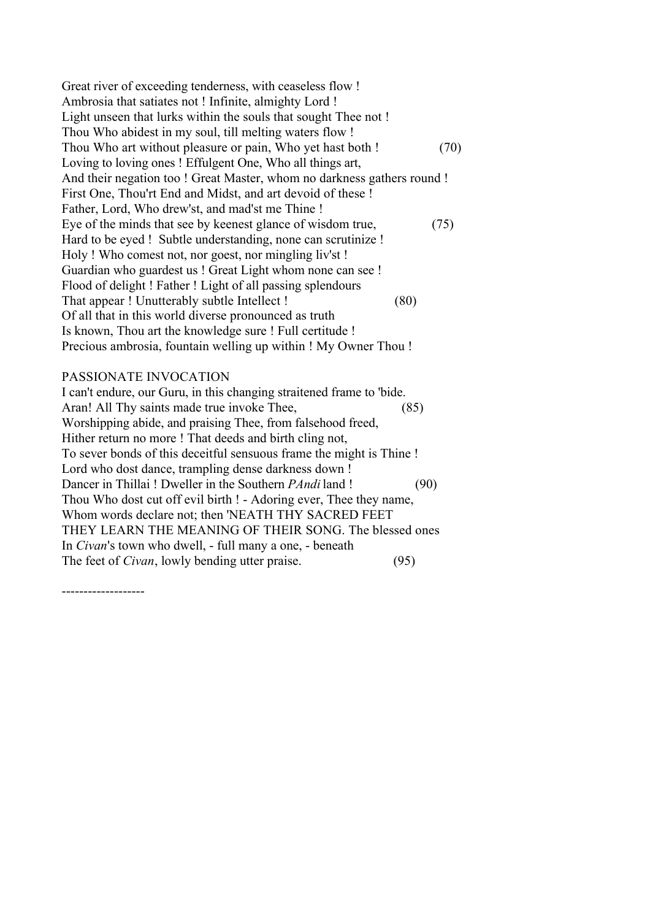Great river of exceeding tenderness, with ceaseless flow !  
Ambrosia that satiates not ! Infinite, almighty Lord !  
Light unseen that lurks within the souls that sought Thee not !  
Thou Who abidest in my soul, till melting waters flow !  
Thou Who art without pleasure or pain, Who yet hast both ! (70)  
Loving to loving ones ! Effulgent One, Who all things art,  
And their negation too ! Great Master, whom no darkness gathers round !  
First One, Thou'rt End and Midst, and art devoid of these !  
Father, Lord, Who drew'st, and mad'st me Thine !  
Eye of the minds that see by keenest glance of wisdom true, (75)  
Hard to be eyed ! Subtle understanding, none can scrutinize !  
Holy ! Who comest not, nor goest, nor mingling liv'st !  
Guardian who guardest us ! Great Light whom none can see !  
Flood of delight ! Father ! Light of all passing splendours  
That appear ! Unutterably subtle Intellect ! (80)  
Of all that in this world diverse pronounced as truth  
Is known, Thou art the knowledge sure ! Full certitude !  
Precious ambrosia, fountain welling up within ! My Owner Thou !

PASSIONATE INVOCATION

I can't endure, our Guru, in this changing straitened frame to 'bide.  
Aran! All Thy saints made true invoke Thee, (85)  
Worshipping abide, and praising Thee, from falsehood freed,  
Hither return no more ! That deeds and birth cling not,  
To sever bonds of this deceitful sensuous frame the might is Thine !  
Lord who dost dance, trampling dense darkness down !  
Dancer in Thillai ! Dweller in the Southern *PAndi* land ! (90)  
Thou Who dost cut off evil birth ! - Adoring ever, Thee they name,  
Whom words declare not; then 'NEATH THY SACRED FEET  
THEY LEARN THE MEANING OF THEIR SONG. The blessed ones  
In *Civan*'s town who dwell, - full many a one, - beneath  
The feet of *Civan*, lowly bending utter praise. (95)

-------------------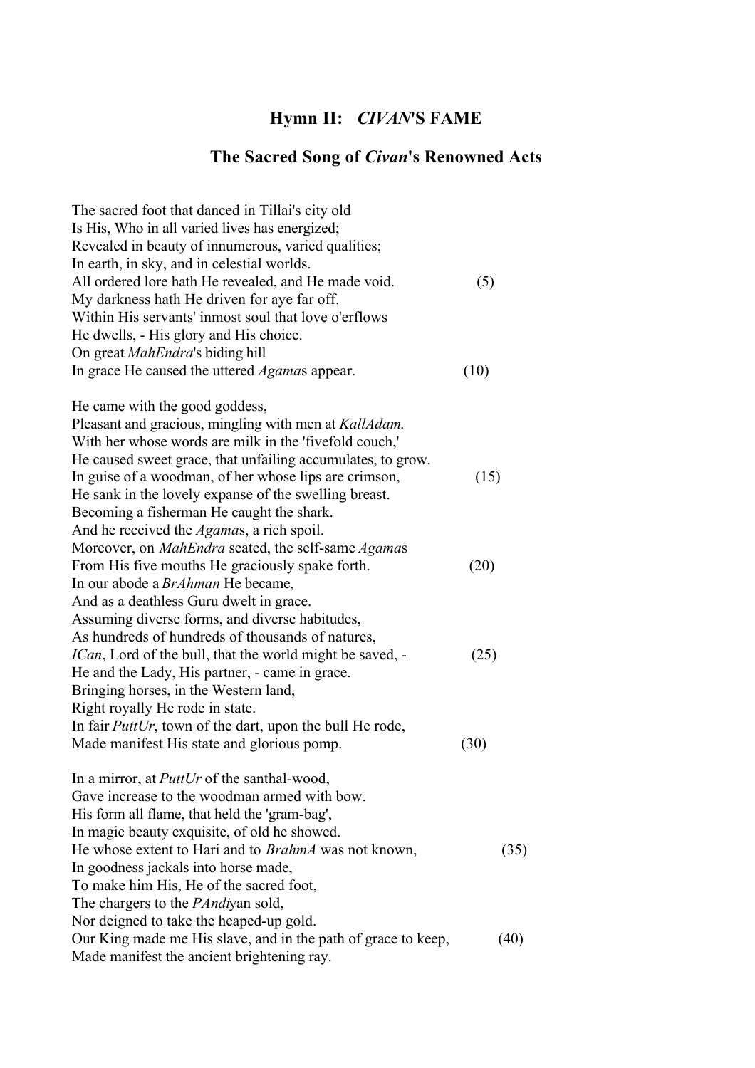## Hymn II: *CIVAN*'S FAME

### The Sacred Song of *Civan*'s Renowned Acts

The sacred foot that danced in Tillai's city old  
Is His, Who in all varied lives has energized;  
Revealed in beauty of innumerous, varied qualities;  
In earth, in sky, and in celestial worlds.  
All ordered lore hath He revealed, and He made void. (5)  
My darkness hath He driven for aye far off.  
Within His servants' inmost soul that love o'erflows  
He dwells, - His glory and His choice.  
On great *MahEndra*'s biding hill  
In grace He caused the uttered *Agama*s appear. (10)

He came with the good goddess,  
Pleasant and gracious, mingling with men at *KallAdam.*  
With her whose words are milk in the 'fivefold couch,'  
He caused sweet grace, that unfailing accumulates, to grow.  
In guise of a woodman, of her whose lips are crimson, (15)  
He sank in the lovely expanse of the swelling breast.  
Becoming a fisherman He caught the shark.  
And he received the *Agama*s, a rich spoil.  
Moreover, on *MahEndra* seated, the self-same *Agama*s  
From His five mouths He graciously spake forth. (20)  
In our abode a *BrAhman* He became,  
And as a deathless Guru dwelt in grace.  
Assuming diverse forms, and diverse habitudes,  
As hundreds of hundreds of thousands of natures,  
*ICan*, Lord of the bull, that the world might be saved, - (25)  
He and the Lady, His partner, - came in grace.  
Bringing horses, in the Western land,  
Right royally He rode in state.  
In fair *PuttUr*, town of the dart, upon the bull He rode,  
Made manifest His state and glorious pomp. (30)

In a mirror, at *PuttUr* of the santhal-wood,  
Gave increase to the woodman armed with bow.  
His form all flame, that held the 'gram-bag',  
In magic beauty exquisite, of old he showed.  
He whose extent to Hari and to *BrahmA* was not known, (35)  
In goodness jackals into horse made,  
To make him His, He of the sacred foot,  
The chargers to the *PAndi*yan sold,  
Nor deigned to take the heaped-up gold.  
Our King made me His slave, and in the path of grace to keep, (40)  
Made manifest the ancient brightening ray.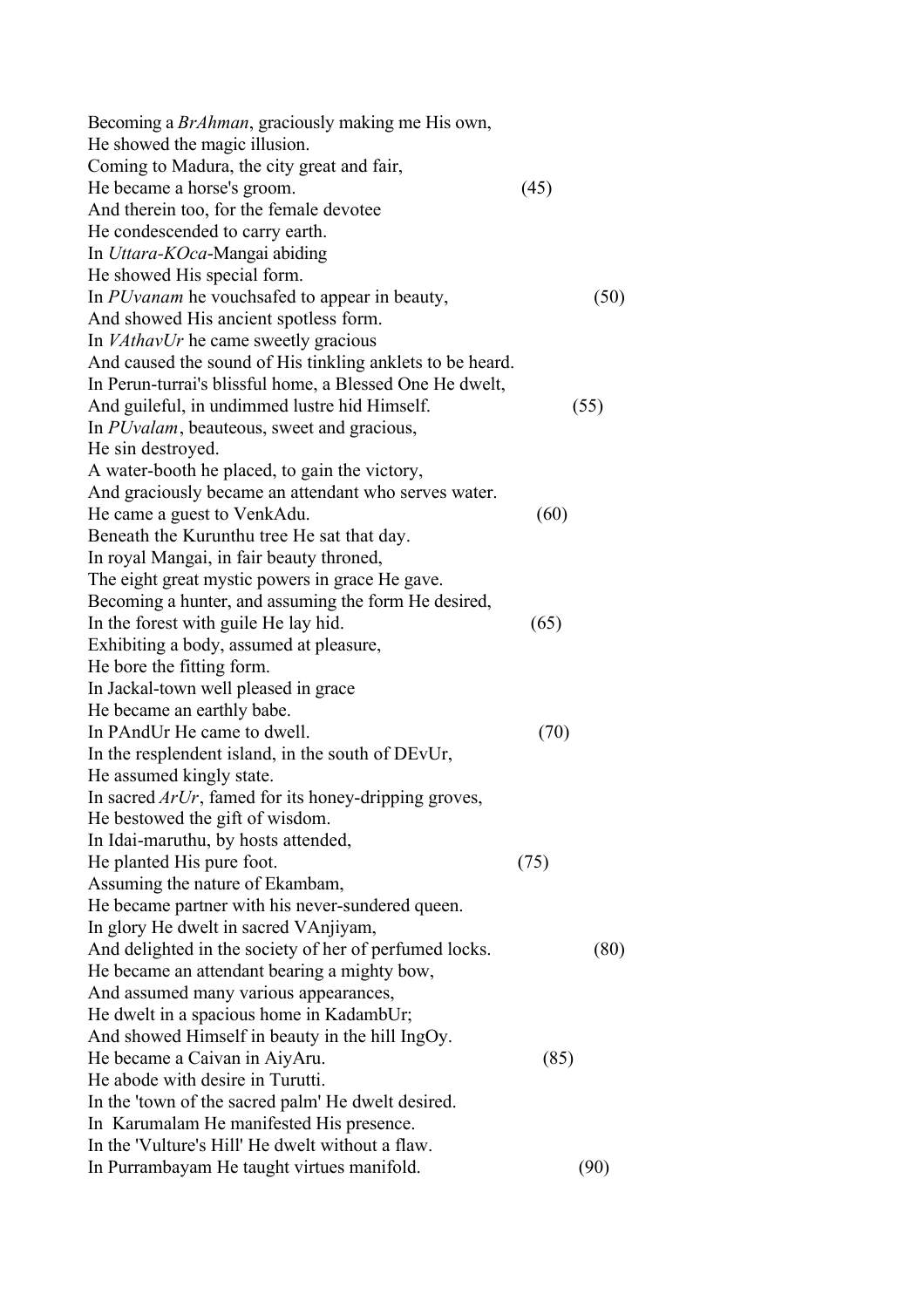Becoming a *BrAhman*, graciously making me His own,
He showed the magic illusion.
Coming to Madura, the city great and fair,
He became a horse's groom. (45)
And therein too, for the female devotee
He condescended to carry earth.
In *Uttara-KOca*-Mangai abiding
He showed His special form.
In *PUvanam* he vouchsafed to appear in beauty, (50)
And showed His ancient spotless form.
In *VAthavUr* he came sweetly gracious
And caused the sound of His tinkling anklets to be heard.
In Perun-turrai's blissful home, a Blessed One He dwelt,
And guileful, in undimmed lustre hid Himself. (55)
In *PUvalam*, beauteous, sweet and gracious,
He sin destroyed.
A water-booth he placed, to gain the victory,
And graciously became an attendant who serves water.
He came a guest to VenkAdu. (60)
Beneath the Kurunthu tree He sat that day.
In royal Mangai, in fair beauty throned,
The eight great mystic powers in grace He gave.
Becoming a hunter, and assuming the form He desired,
In the forest with guile He lay hid. (65)
Exhibiting a body, assumed at pleasure,
He bore the fitting form.
In Jackal-town well pleased in grace
He became an earthly babe.
In PAndUr He came to dwell. (70)
In the resplendent island, in the south of DEvUr,
He assumed kingly state.
In sacred *ArUr*, famed for its honey-dripping groves,
He bestowed the gift of wisdom.
In Idai-maruthu, by hosts attended,
He planted His pure foot. (75)
Assuming the nature of Ekambam,
He became partner with his never-sundered queen.
In glory He dwelt in sacred VAnjiyam,
And delighted in the society of her of perfumed locks. (80)
He became an attendant bearing a mighty bow,
And assumed many various appearances,
He dwelt in a spacious home in KadambUr;
And showed Himself in beauty in the hill IngOy.
He became a Caivan in AiyAru. (85)
He abode with desire in Turutti.
In the 'town of the sacred palm' He dwelt desired.
In Karumalam He manifested His presence.
In the 'Vulture's Hill' He dwelt without a flaw.
In Purrambayam He taught virtues manifold. (90)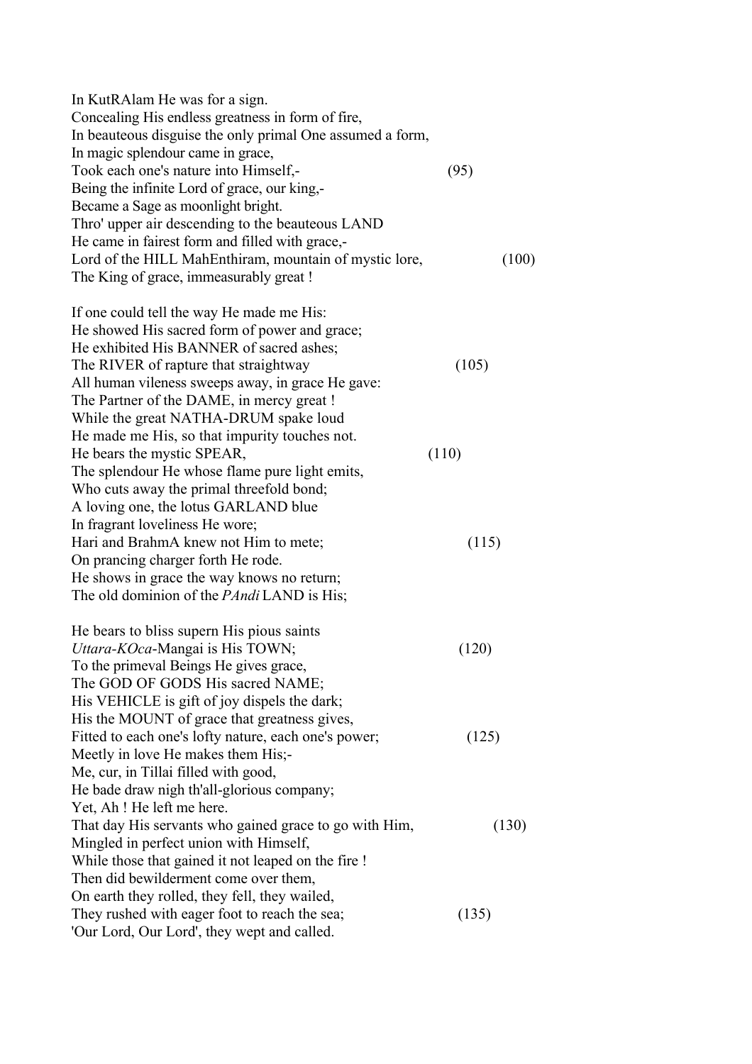In KutRAlam He was for a sign.
Concealing His endless greatness in form of fire,
In beauteous disguise the only primal One assumed a form,
In magic splendour came in grace,
Took each one's nature into Himself,- (95)
Being the infinite Lord of grace, our king,-
Became a Sage as moonlight bright.
Thro' upper air descending to the beauteous LAND
He came in fairest form and filled with grace,-
Lord of the HILL MahEnthiram, mountain of mystic lore, (100)
The King of grace, immeasurably great !

If one could tell the way He made me His:
He showed His sacred form of power and grace;
He exhibited His BANNER of sacred ashes;
The RIVER of rapture that straightway (105)
All human vileness sweeps away, in grace He gave:
The Partner of the DAME, in mercy great !
While the great NATHA-DRUM spake loud
He made me His, so that impurity touches not.
He bears the mystic SPEAR, (110)
The splendour He whose flame pure light emits,
Who cuts away the primal threefold bond;
A loving one, the lotus GARLAND blue
In fragrant loveliness He wore;
Hari and BrahmA knew not Him to mete; (115)
On prancing charger forth He rode.
He shows in grace the way knows no return;
The old dominion of the *PAndi* LAND is His;

He bears to bliss supern His pious saints
*Uttara-KOca*-Mangai is His TOWN; (120)
To the primeval Beings He gives grace,
The GOD OF GODS His sacred NAME;
His VEHICLE is gift of joy dispels the dark;
His the MOUNT of grace that greatness gives,
Fitted to each one's lofty nature, each one's power; (125)
Meetly in love He makes them His;-
Me, cur, in Tillai filled with good,
He bade draw nigh th'all-glorious company;
Yet, Ah ! He left me here.
That day His servants who gained grace to go with Him, (130)
Mingled in perfect union with Himself,
While those that gained it not leaped on the fire !
Then did bewilderment come over them,
On earth they rolled, they fell, they wailed,
They rushed with eager foot to reach the sea; (135)
'Our Lord, Our Lord', they wept and called.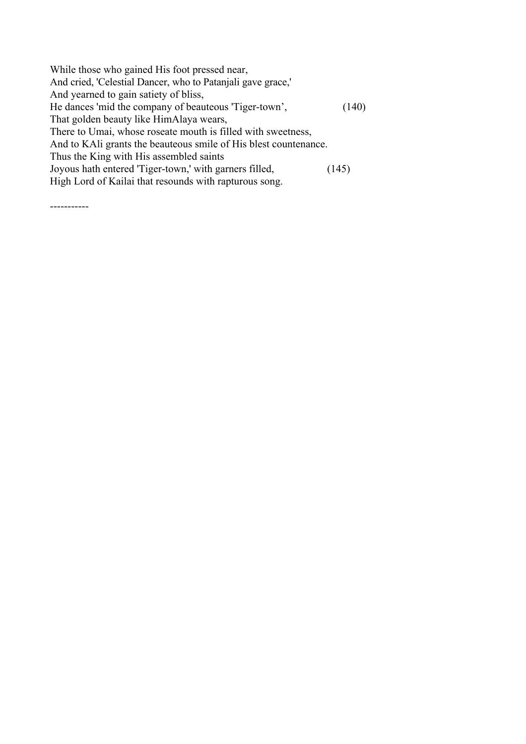While those who gained His foot pressed near,  
And cried, 'Celestial Dancer, who to Patanjali gave grace,'  
And yearned to gain satiety of bliss,  
He dances 'mid the company of beauteous 'Tiger-town', (140)  
That golden beauty like HimAlaya wears,  
There to Umai, whose roseate mouth is filled with sweetness,  
And to KAli grants the beauteous smile of His blest countenance.  
Thus the King with His assembled saints  
Joyous hath entered 'Tiger-town,' with garners filled, (145)  
High Lord of Kailai that resounds with rapturous song.

-----------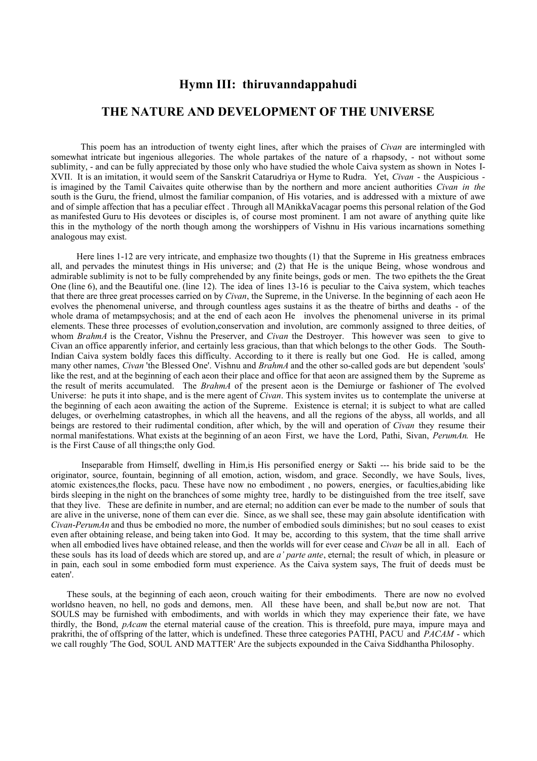## Hymn III: thiruvanndappahudi

## THE NATURE AND DEVELOPMENT OF THE UNIVERSE

This poem has an introduction of twenty eight lines, after which the praises of *Civan* are intermingled with somewhat intricate but ingenious allegories. The whole partakes of the nature of a rhapsody, - not without some sublimity, - and can be fully appreciated by those only who have studied the whole Caiva system as shown in Notes I-XVII. It is an imitation, it would seem of the Sanskrit Catarudriya or Hyme to Rudra. Yet, *Civan* - the Auspicious - is imagined by the Tamil Caivaites quite otherwise than by the northern and more ancient authorities *Civan in the* south is the Guru, the friend, ulmost the familiar companion, of His votaries, and is addressed with a mixture of awe and of simple affection that has a peculiar effect . Through all MAnikkaVacagar poems this personal relation of the God as manifested Guru to His devotees or disciples is, of course most prominent. I am not aware of anything quite like this in the mythology of the north though among the worshippers of Vishnu in His various incarnations something analogous may exist.

Here lines 1-12 are very intricate, and emphasize two thoughts (1) that the Supreme in His greatness embraces all, and pervades the minutest things in His universe; and (2) that He is the unique Being, whose wondrous and admirable sublimity is not to be fully comprehended by any finite beings, gods or men. The two epithets the the Great One (line 6), and the Beautiful one. (line 12). The idea of lines 13-16 is peculiar to the Caiva system, which teaches that there are three great processes carried on by *Civan*, the Supreme, in the Universe. In the beginning of each aeon He evolves the phenomenal universe, and through countless ages sustains it as the theatre of births and deaths - of the whole drama of metampsychosis; and at the end of each aeon He involves the phenomenal universe in its primal elements. These three processes of evolution,conservation and involution, are commonly assigned to three deities, of whom *BrahmA* is the Creator, Vishnu the Preserver, and *Civan* the Destroyer. This however was seen to give to Civan an office apparently inferior, and certainly less gracious, than that which belongs to the other Gods. The South-Indian Caiva system boldly faces this difficulty. According to it there is really but one God. He is called, among many other names, *Civan* 'the Blessed One'. Vishnu and *BrahmA* and the other so-called gods are but dependent 'souls' like the rest, and at the beginning of each aeon their place and office for that aeon are assigned them by the Supreme as the result of merits accumulated. The *BrahmA* of the present aeon is the Demiurge or fashioner of The evolved Universe: he puts it into shape, and is the mere agent of *Civan*. This system invites us to contemplate the universe at the beginning of each aeon awaiting the action of the Supreme. Existence is eternal; it is subject to what are called deluges, or overhelming catastrophes, in which all the heavens, and all the regions of the abyss, all worlds, and all beings are restored to their rudimental condition, after which, by the will and operation of *Civan* they resume their normal manifestations. What exists at the beginning of an aeon First, we have the Lord, Pathi, Sivan, *PerumAn.* He is the First Cause of all things;the only God.

Inseparable from Himself, dwelling in Him,is His personified energy or Sakti --- his bride said to be the originator, source, fountain, beginning of all emotion, action, wisdom, and grace. Secondly, we have Souls, lives, atomic existences,the flocks, pacu. These have now no embodiment , no powers, energies, or faculties,abiding like birds sleeping in the night on the branchces of some mighty tree, hardly to be distinguished from the tree itself, save that they live. These are definite in number, and are eternal; no addition can ever be made to the number of souls that are alive in the universe, none of them can ever die. Since, as we shall see, these may gain absolute identification with *Civan-PerumAn* and thus be embodied no more, the number of embodied souls diminishes; but no soul ceases to exist even after obtaining release, and being taken into God. It may be, according to this system, that the time shall arrive when all embodied lives have obtained release, and then the worlds will for ever cease and *Civan* be all in all. Each of these souls has its load of deeds which are stored up, and are *a' parte ante*, eternal; the result of which, in pleasure or in pain, each soul in some embodied form must experience. As the Caiva system says, The fruit of deeds must be eaten'.

These souls, at the beginning of each aeon, crouch waiting for their embodiments. There are now no evolved worldsno heaven, no hell, no gods and demons, men. All these have been, and shall be,but now are not. That SOULS may be furnished with embodiments, and with worlds in which they may experience their fate, we have thirdly, the Bond, *pAcam* the eternal material cause of the creation. This is threefold, pure maya, impure maya and prakrithi, the of offspring of the latter, which is undefined. These three categories PATHI, PACU and *PACAM* - which we call roughly 'The God, SOUL AND MATTER' Are the subjects expounded in the Caiva Siddhantha Philosophy.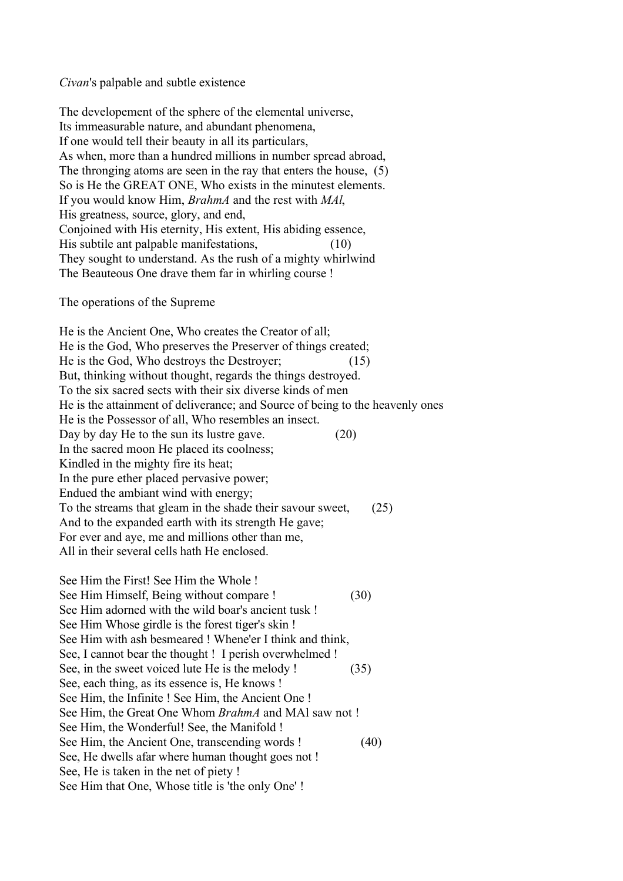*Civan*'s palpable and subtle existence

The developement of the sphere of the elemental universe,  
Its immeasurable nature, and abundant phenomena,  
If one would tell their beauty in all its particulars,  
As when, more than a hundred millions in number spread abroad,  
The thronging atoms are seen in the ray that enters the house, (5)  
So is He the GREAT ONE, Who exists in the minutest elements.  
If you would know Him, *BrahmA* and the rest with *MAl*,  
His greatness, source, glory, and end,  
Conjoined with His eternity, His extent, His abiding essence,  
His subtile ant palpable manifestations, (10)  
They sought to understand. As the rush of a mighty whirlwind  
The Beauteous One drave them far in whirling course !

The operations of the Supreme

He is the Ancient One, Who creates the Creator of all;  
He is the God, Who preserves the Preserver of things created;  
He is the God, Who destroys the Destroyer; (15)  
But, thinking without thought, regards the things destroyed.  
To the six sacred sects with their six diverse kinds of men  
He is the attainment of deliverance; and Source of being to the heavenly ones  
He is the Possessor of all, Who resembles an insect.  
Day by day He to the sun its lustre gave. (20)  
In the sacred moon He placed its coolness;  
Kindled in the mighty fire its heat;  
In the pure ether placed pervasive power;  
Endued the ambiant wind with energy;  
To the streams that gleam in the shade their savour sweet, (25)  
And to the expanded earth with its strength He gave;  
For ever and aye, me and millions other than me,  
All in their several cells hath He enclosed.

See Him the First! See Him the Whole !  
See Him Himself, Being without compare ! (30)  
See Him adorned with the wild boar's ancient tusk !  
See Him Whose girdle is the forest tiger's skin !  
See Him with ash besmeared ! Whene'er I think and think,  
See, I cannot bear the thought ! I perish overwhelmed !  
See, in the sweet voiced lute He is the melody ! (35)  
See, each thing, as its essence is, He knows !  
See Him, the Infinite ! See Him, the Ancient One !  
See Him, the Great One Whom *BrahmA* and MAl saw not !  
See Him, the Wonderful! See, the Manifold !  
See Him, the Ancient One, transcending words ! (40)  
See, He dwells afar where human thought goes not !  
See, He is taken in the net of piety !  
See Him that One, Whose title is 'the only One' !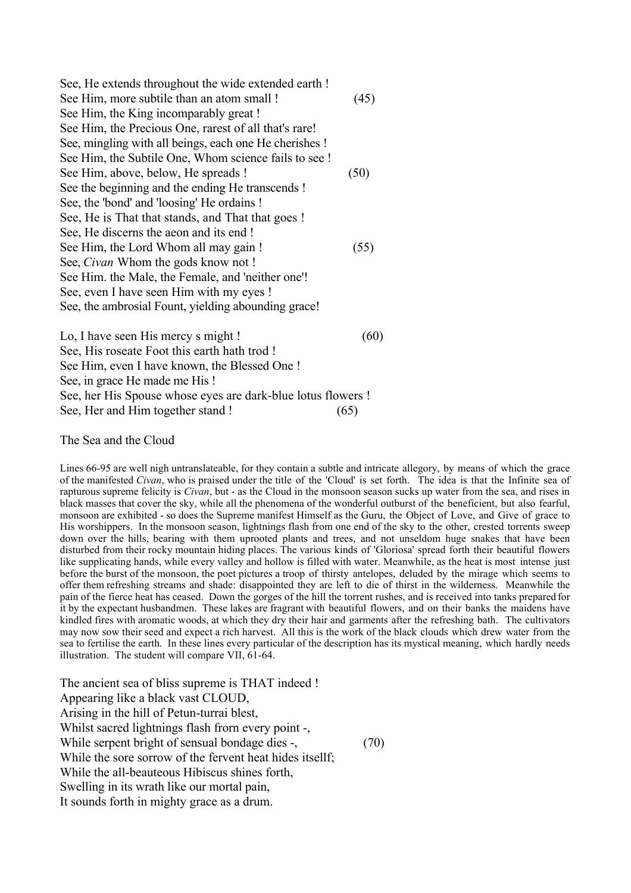See, He extends throughout the wide extended earth !  
See Him, more subtile than an atom small ! (45)  
See Him, the King incomparably great !  
See Him, the Precious One, rarest of all that's rare!  
See, mingling with all beings, each one He cherishes !  
See Him, the Subtile One, Whom science fails to see !  
See Him, above, below, He spreads ! (50)  
See the beginning and the ending He transcends !  
See, the 'bond' and 'loosing' He ordains !  
See, He is That that stands, and That that goes !  
See, He discerns the aeon and its end !  
See Him, the Lord Whom all may gain ! (55)  
See, *Civan* Whom the gods know not !  
See Him. the Male, the Female, and 'neither one'!  
See, even I have seen Him with my eyes !  
See, the ambrosial Fount, yielding abounding grace!

Lo, I have seen His mercy s might ! (60)  
See, His roseate Foot this earth hath trod !  
See Him, even I have known, the Blessed One !  
See, in grace He made me His !  
See, her His Spouse whose eyes are dark-blue lotus flowers !  
See, Her and Him together stand ! (65)

## The Sea and the Cloud

Lines 66-95 are well nigh untranslateable, for they contain a subtle and intricate allegory, by means of which the grace of the manifested *Civan*, who is praised under the title of the 'Cloud' is set forth. The idea is that the Infinite sea of rapturous supreme felicity is *Civan*, but - as the Cloud in the monsoon season sucks up water from the sea, and rises in black masses that cover the sky, while all the phenomena of the wonderful outburst of the beneficient, but also fearful, monsoon are exhibited - so does the Supreme manifest Himself as the Guru, the Object of Love, and Give of grace to His worshippers. In the monsoon season, lightnings flash from one end of the sky to the other, crested torrents sweep down over the hills, bearing with them uprooted plants and trees, and not unseldom huge snakes that have been disturbed from their rocky mountain hiding places. The various kinds of 'Gloriosa' spread forth their beautiful flowers like supplicating hands, while every valley and hollow is filled with water. Meanwhile, as the heat is most intense just before the burst of the monsoon, the poet pictures a troop of thirsty antelopes, deluded by the mirage which seems to offer them refreshing streams and shade: disappointed they are left to die of thirst in the wilderness. Meanwhile the pain of the fierce heat has ceased. Down the gorges of the hill the torrent rushes, and is received into tanks prepared for it by the expectant husbandmen. These lakes are fragrant with beautiful flowers, and on their banks the maidens have kindled fires with aromatic woods, at which they dry their hair and garments after the refreshing bath. The cultivators may now sow their seed and expect a rich harvest. All this is the work of the black clouds which drew water from the sea to fertilise the earth. In these lines every particular of the description has its mystical meaning, which hardly needs illustration. The student will compare VII, 61-64.

The ancient sea of bliss supreme is THAT indeed !  
Appearing like a black vast CLOUD,  
Arising in the hill of Petun-turrai blest,  
Whilst sacred lightnings flash frorn every point -,  
While serpent bright of sensual bondage dies -, (70)  
While the sore sorrow of the fervent heat hides itsellf;  
While the all-beauteous Hibiscus shines forth,  
Swelling in its wrath like our mortal pain,  
It sounds forth in mighty grace as a drum.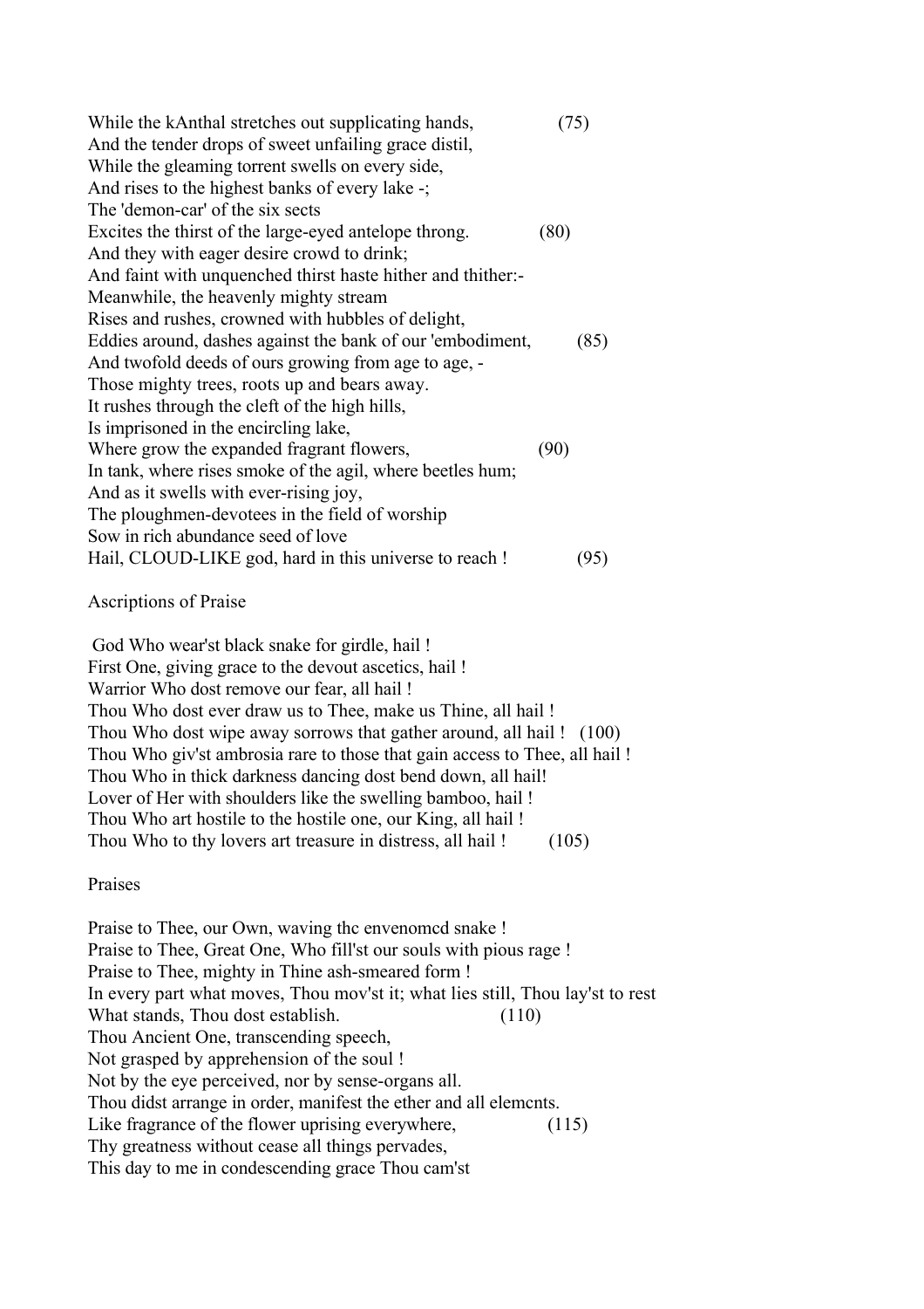While the kAnthal stretches out supplicating hands, (75)
And the tender drops of sweet unfailing grace distil,
While the gleaming torrent swells on every side,
And rises to the highest banks of every lake -;
The 'demon-car' of the six sects
Excites the thirst of the large-eyed antelope throng. (80)
And they with eager desire crowd to drink;
And faint with unquenched thirst haste hither and thither:-
Meanwhile, the heavenly mighty stream
Rises and rushes, crowned with hubbles of delight,
Eddies around, dashes against the bank of our 'embodiment, (85)
And twofold deeds of ours growing from age to age, -
Those mighty trees, roots up and bears away.
It rushes through the cleft of the high hills,
Is imprisoned in the encircling lake,
Where grow the expanded fragrant flowers, (90)
In tank, where rises smoke of the agil, where beetles hum;
And as it swells with ever-rising joy,
The ploughmen-devotees in the field of worship
Sow in rich abundance seed of love
Hail, CLOUD-LIKE god, hard in this universe to reach ! (95)

Ascriptions of Praise

God Who wear'st black snake for girdle, hail !
First One, giving grace to the devout ascetics, hail !
Warrior Who dost remove our fear, all hail !
Thou Who dost ever draw us to Thee, make us Thine, all hail !
Thou Who dost wipe away sorrows that gather around, all hail ! (100)
Thou Who giv'st ambrosia rare to those that gain access to Thee, all hail !
Thou Who in thick darkness dancing dost bend down, all hail!
Lover of Her with shoulders like the swelling bamboo, hail !
Thou Who art hostile to the hostile one, our King, all hail !
Thou Who to thy lovers art treasure in distress, all hail ! (105)

Praises

Praise to Thee, our Own, waving thc envenomcd snake !
Praise to Thee, Great One, Who fill'st our souls with pious rage !
Praise to Thee, mighty in Thine ash-smeared form !
In every part what moves, Thou mov'st it; what lies still, Thou lay'st to rest
What stands, Thou dost establish. (110)
Thou Ancient One, transcending speech,
Not grasped by apprehension of the soul !
Not by the eye perceived, nor by sense-organs all.
Thou didst arrange in order, manifest the ether and all elemcnts.
Like fragrance of the flower uprising everywhere, (115)
Thy greatness without cease all things pervades,
This day to me in condescending grace Thou cam'st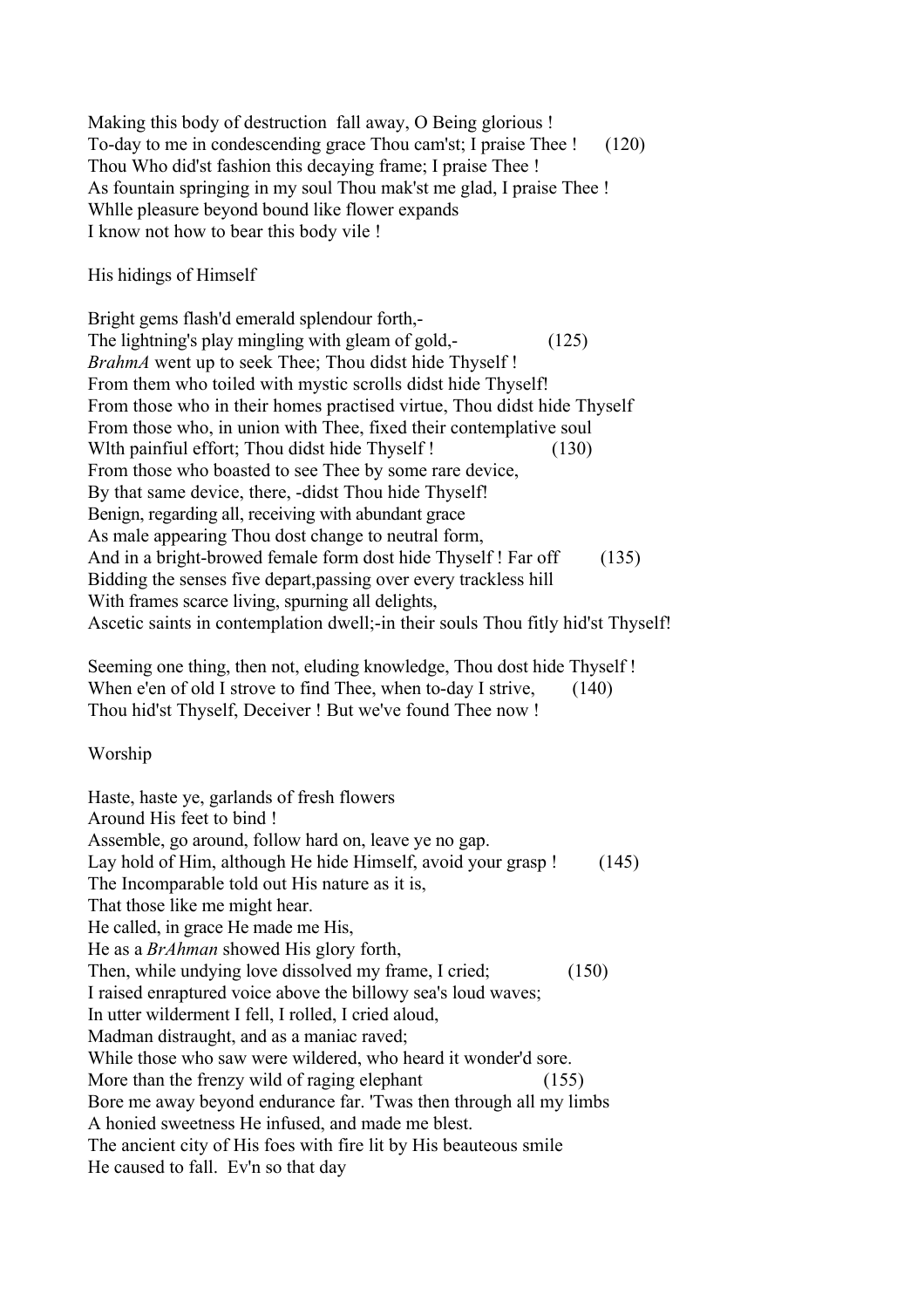Making this body of destruction fall away, O Being glorious !
To-day to me in condescending grace Thou cam'st; I praise Thee ! (120)
Thou Who did'st fashion this decaying frame; I praise Thee !
As fountain springing in my soul Thou mak'st me glad, I praise Thee !
Whlle pleasure beyond bound like flower expands
I know not how to bear this body vile !

His hidings of Himself

Bright gems flash'd emerald splendour forth,-
The lightning's play mingling with gleam of gold,- (125)
*BrahmA* went up to seek Thee; Thou didst hide Thyself !
From them who toiled with mystic scrolls didst hide Thyself!
From those who in their homes practised virtue, Thou didst hide Thyself
From those who, in union with Thee, fixed their contemplative soul
Wlth painfiul effort; Thou didst hide Thyself ! (130)
From those who boasted to see Thee by some rare device,
By that same device, there, -didst Thou hide Thyself!
Benign, regarding all, receiving with abundant grace
As male appearing Thou dost change to neutral form,
And in a bright-browed female form dost hide Thyself ! Far off (135)
Bidding the senses five depart,passing over every trackless hill
With frames scarce living, spurning all delights,
Ascetic saints in contemplation dwell;-in their souls Thou fitly hid'st Thyself!

Seeming one thing, then not, eluding knowledge, Thou dost hide Thyself !
When e'en of old I strove to find Thee, when to-day I strive, (140)
Thou hid'st Thyself, Deceiver ! But we've found Thee now !

Worship

Haste, haste ye, garlands of fresh flowers
Around His feet to bind !
Assemble, go around, follow hard on, leave ye no gap.
Lay hold of Him, although He hide Himself, avoid your grasp ! (145)
The Incomparable told out His nature as it is,
That those like me might hear.
He called, in grace He made me His,
He as a *BrAhman* showed His glory forth,
Then, while undying love dissolved my frame, I cried; (150)
I raised enraptured voice above the billowy sea's loud waves;
In utter wilderment I fell, I rolled, I cried aloud,
Madman distraught, and as a maniac raved;
While those who saw were wildered, who heard it wonder'd sore.
More than the frenzy wild of raging elephant (155)
Bore me away beyond endurance far. 'Twas then through all my limbs
A honied sweetness He infused, and made me blest.
The ancient city of His foes with fire lit by His beauteous smile
He caused to fall. Ev'n so that day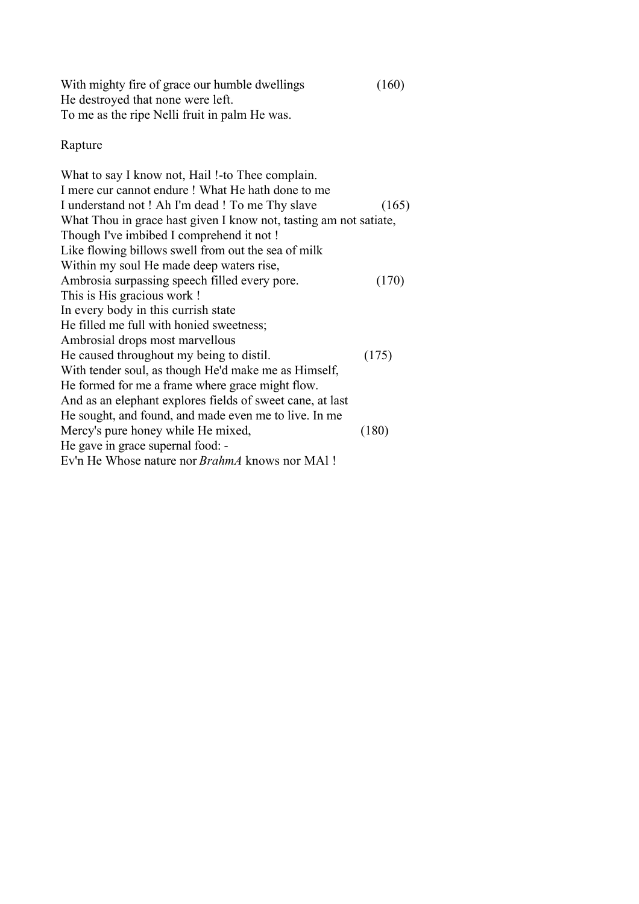With mighty fire of grace our humble dwellings (160)
He destroyed that none were left.
To me as the ripe Nelli fruit in palm He was.

Rapture

What to say I know not, Hail !-to Thee complain.
I mere cur cannot endure ! What He hath done to me
I understand not ! Ah I'm dead ! To me Thy slave (165)
What Thou in grace hast given I know not, tasting am not satiate,
Though I've imbibed I comprehend it not !
Like flowing billows swell from out the sea of milk
Within my soul He made deep waters rise,
Ambrosia surpassing speech filled every pore. (170)
This is His gracious work !
In every body in this currish state
He filled me full with honied sweetness;
Ambrosial drops most marvellous
He caused throughout my being to distil. (175)
With tender soul, as though He'd make me as Himself,
He formed for me a frame where grace might flow.
And as an elephant explores fields of sweet cane, at last
He sought, and found, and made even me to live. In me
Mercy's pure honey while He mixed, (180)
He gave in grace supernal food: -
Ev'n He Whose nature nor *BrahmA* knows nor MAl !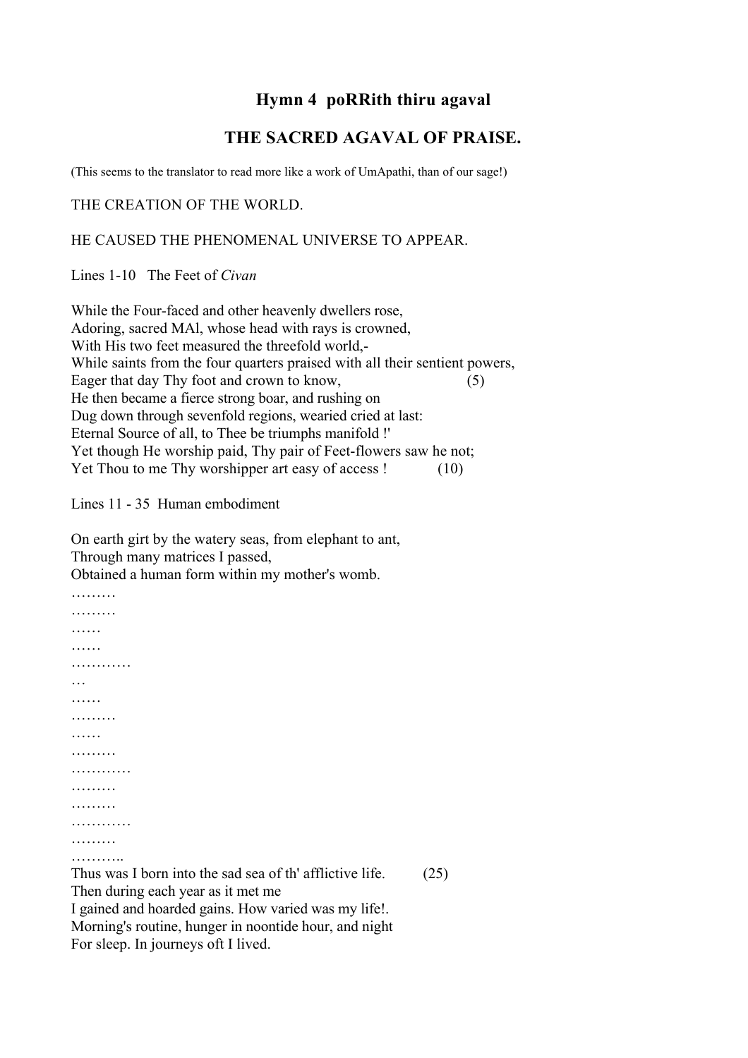## Hymn 4 poRRith thiru agaval

## THE SACRED AGAVAL OF PRAISE.

(This seems to the translator to read more like a work of UmApathi, than of our sage!)

THE CREATION OF THE WORLD.

HE CAUSED THE PHENOMENAL UNIVERSE TO APPEAR.

Lines 1-10 The Feet of *Civan*

While the Four-faced and other heavenly dwellers rose,  
Adoring, sacred MAl, whose head with rays is crowned,  
With His two feet measured the threefold world,-  
While saints from the four quarters praised with all their sentient powers,  
Eager that day Thy foot and crown to know, (5)  
He then became a fierce strong boar, and rushing on  
Dug down through sevenfold regions, wearied cried at last:  
Eternal Source of all, to Thee be triumphs manifold !'  
Yet though He worship paid, Thy pair of Feet-flowers saw he not;  
Yet Thou to me Thy worshipper art easy of access ! (10)

Lines 11 - 35 Human embodiment

On earth girt by the watery seas, from elephant to ant,  
Through many matrices I passed,  
Obtained a human form within my mother's womb.  
………  
………  
……  
……  
…………  
…  
……  
………  
……  
………  
…………  
………  
………  
…………  
………  
………..  
Thus was I born into the sad sea of th' afflictive life. (25)  
Then during each year as it met me  
I gained and hoarded gains. How varied was my life!.  
Morning's routine, hunger in noontide hour, and night  
For sleep. In journeys oft I lived.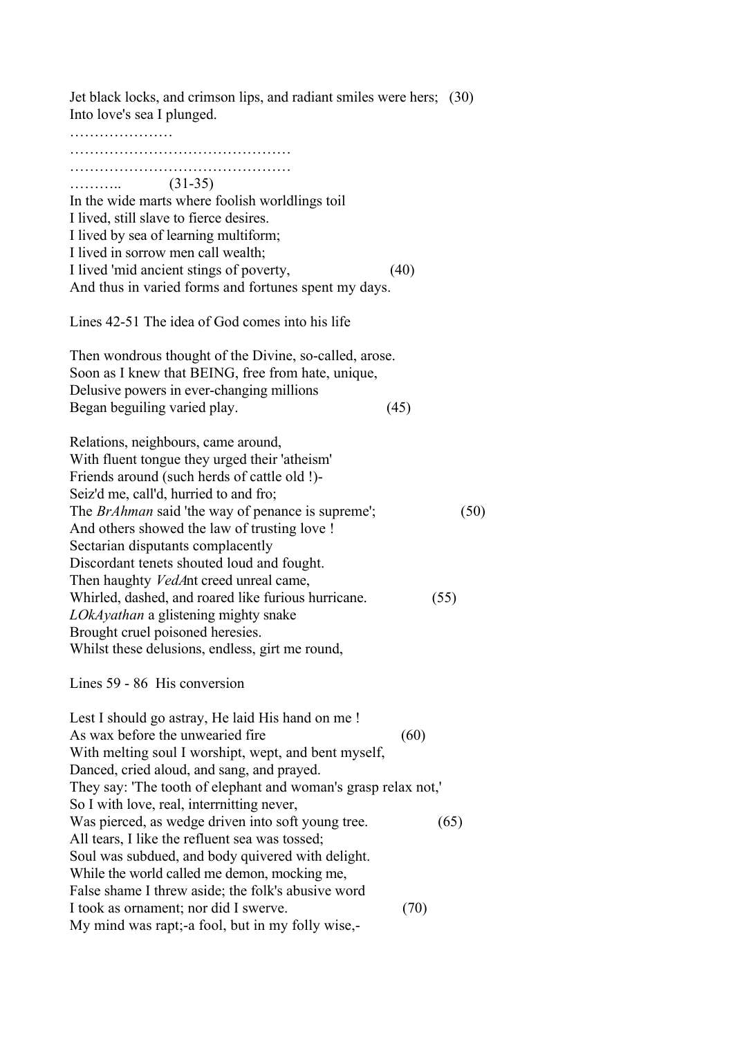Jet black locks, and crimson lips, and radiant smiles were hers; (30)
Into love's sea I plunged.

…………………
………………………………………
………………………………………
……….. (31-35)

In the wide marts where foolish worldlings toil
I lived, still slave to fierce desires.
I lived by sea of learning multiform;
I lived in sorrow men call wealth;
I lived 'mid ancient stings of poverty, (40)
And thus in varied forms and fortunes spent my days.

Lines 42-51 The idea of God comes into his life

Then wondrous thought of the Divine, so-called, arose.
Soon as I knew that BEING, free from hate, unique,
Delusive powers in ever-changing millions
Began beguiling varied play. (45)

Relations, neighbours, came around,
With fluent tongue they urged their 'atheism'
Friends around (such herds of cattle old !)-
Seiz'd me, call'd, hurried to and fro;
The *BrAhman* said 'the way of penance is supreme'; (50)
And others showed the law of trusting love !
Sectarian disputants complacently
Discordant tenets shouted loud and fought.
Then haughty *VedA*nt creed unreal came,
Whirled, dashed, and roared like furious hurricane. (55)
*LOkAyathan* a glistening mighty snake
Brought cruel poisoned heresies.
Whilst these delusions, endless, girt me round,

Lines 59 - 86 His conversion

Lest I should go astray, He laid His hand on me !
As wax before the unwearied fire (60)
With melting soul I worshipt, wept, and bent myself,
Danced, cried aloud, and sang, and prayed.
They say: 'The tooth of elephant and woman's grasp relax not,'
So I with love, real, interrnitting never,
Was pierced, as wedge driven into soft young tree. (65)
All tears, I like the refluent sea was tossed;
Soul was subdued, and body quivered with delight.
While the world called me demon, mocking me,
False shame I threw aside; the folk's abusive word
I took as ornament; nor did I swerve. (70)
My mind was rapt;-a fool, but in my folly wise,-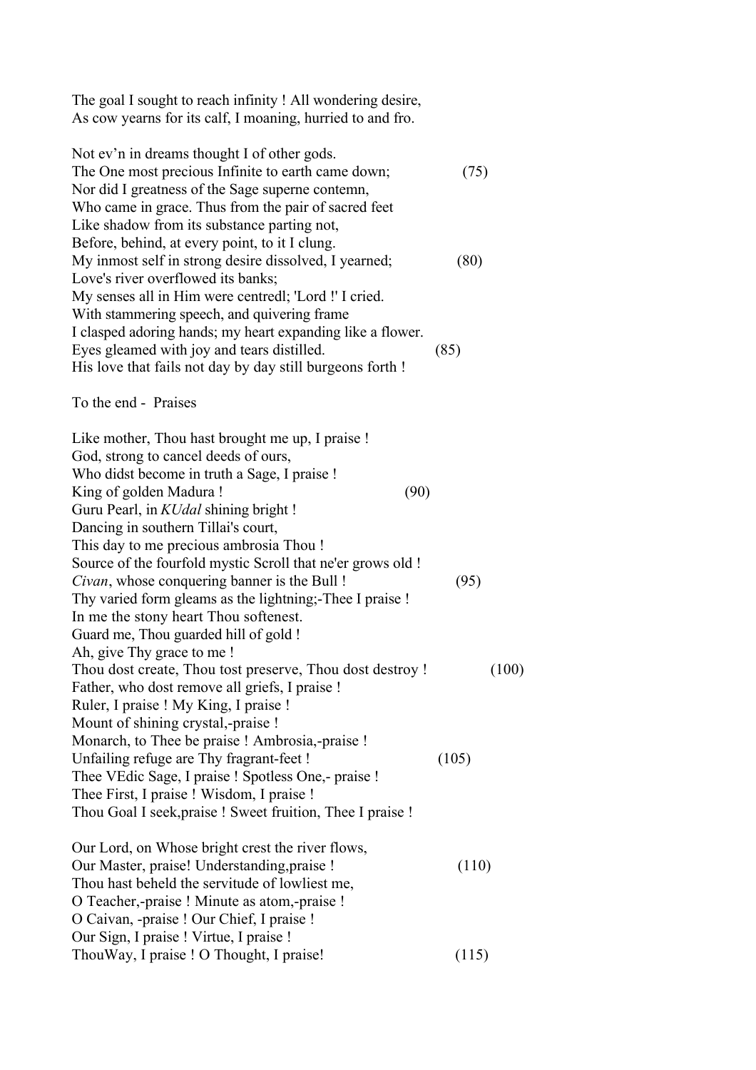The goal I sought to reach infinity ! All wondering desire,
As cow yearns for its calf, I moaning, hurried to and fro.

Not ev'n in dreams thought I of other gods.
The One most precious Infinite to earth came down; (75)
Nor did I greatness of the Sage superne contemn,
Who came in grace. Thus from the pair of sacred feet
Like shadow from its substance parting not,
Before, behind, at every point, to it I clung.
My inmost self in strong desire dissolved, I yearned; (80)
Love's river overflowed its banks;
My senses all in Him were centredl; 'Lord !' I cried.
With stammering speech, and quivering frame
I clasped adoring hands; my heart expanding like a flower.
Eyes gleamed with joy and tears distilled. (85)
His love that fails not day by day still burgeons forth !

To the end - Praises

Like mother, Thou hast brought me up, I praise !
God, strong to cancel deeds of ours,
Who didst become in truth a Sage, I praise !
King of golden Madura ! (90)
Guru Pearl, in *KUdal* shining bright !
Dancing in southern Tillai's court,
This day to me precious ambrosia Thou !
Source of the fourfold mystic Scroll that ne'er grows old !
*Civan*, whose conquering banner is the Bull ! (95)
Thy varied form gleams as the lightning;-Thee I praise !
In me the stony heart Thou softenest.
Guard me, Thou guarded hill of gold !
Ah, give Thy grace to me !
Thou dost create, Thou tost preserve, Thou dost destroy ! (100)
Father, who dost remove all griefs, I praise !
Ruler, I praise ! My King, I praise !
Mount of shining crystal,-praise !
Monarch, to Thee be praise ! Ambrosia,-praise !
Unfailing refuge are Thy fragrant-feet ! (105)
Thee VEdic Sage, I praise ! Spotless One,- praise !
Thee First, I praise ! Wisdom, I praise !
Thou Goal I seek,praise ! Sweet fruition, Thee I praise !

Our Lord, on Whose bright crest the river flows,
Our Master, praise! Understanding,praise ! (110)
Thou hast beheld the servitude of lowliest me,
O Teacher,-praise ! Minute as atom,-praise !
O Caivan, -praise ! Our Chief, I praise !
Our Sign, I praise ! Virtue, I praise !
ThouWay, I praise ! O Thought, I praise! (115)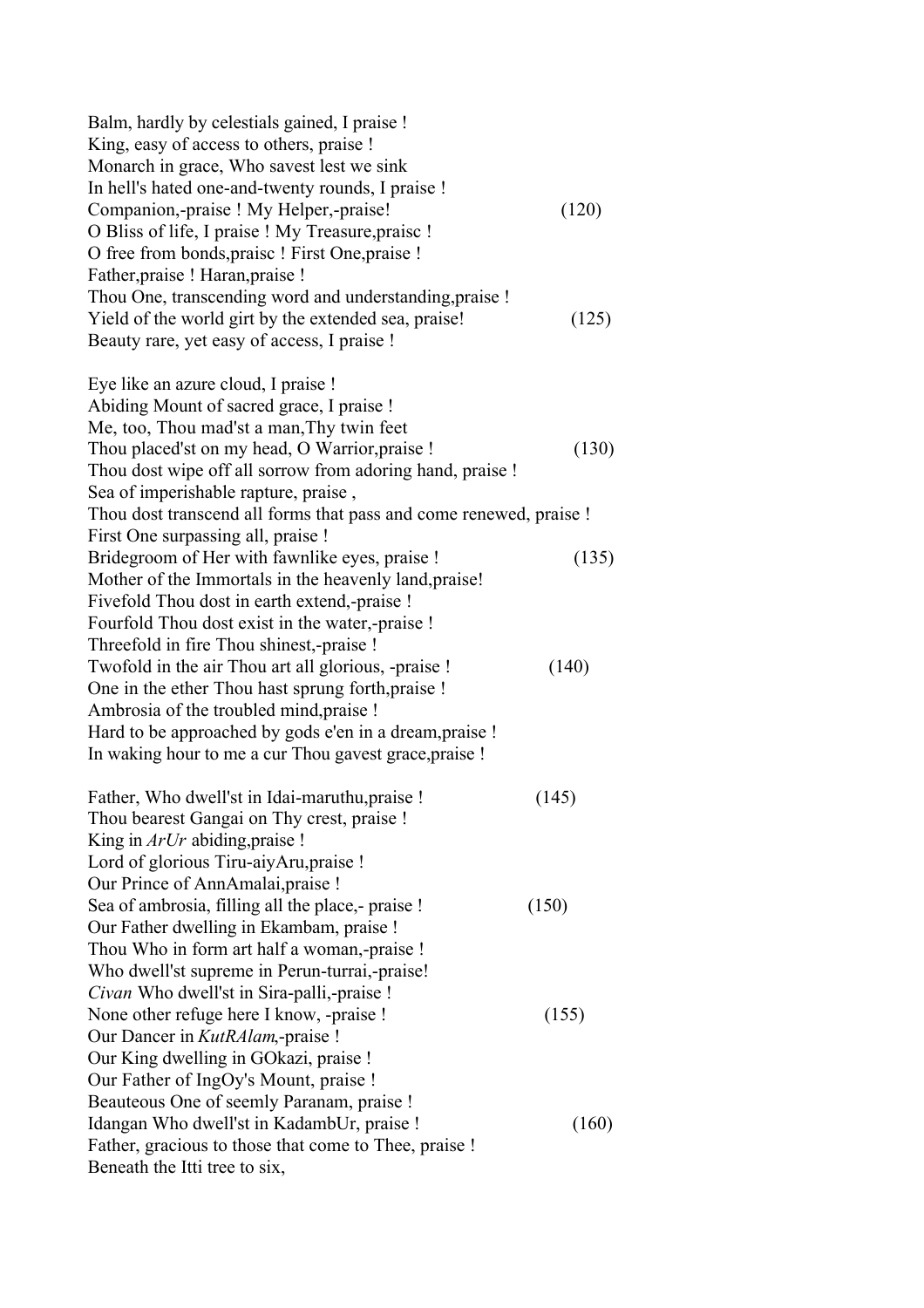Balm, hardly by celestials gained, I praise !  
King, easy of access to others, praise !  
Monarch in grace, Who savest lest we sink  
In hell's hated one-and-twenty rounds, I praise !  
Companion,-praise ! My Helper,-praise! (120)  
O Bliss of life, I praise ! My Treasure,praisc !  
O free from bonds,praisc ! First One,praise !  
Father,praise ! Haran,praise !  
Thou One, transcending word and understanding,praise !  
Yield of the world girt by the extended sea, praise! (125)  
Beauty rare, yet easy of access, I praise !

Eye like an azure cloud, I praise !  
Abiding Mount of sacred grace, I praise !  
Me, too, Thou mad'st a man,Thy twin feet  
Thou placed'st on my head, O Warrior,praise ! (130)  
Thou dost wipe off all sorrow from adoring hand, praise !  
Sea of imperishable rapture, praise ,  
Thou dost transcend all forms that pass and come renewed, praise !  
First One surpassing all, praise !  
Bridegroom of Her with fawnlike eyes, praise ! (135)  
Mother of the Immortals in the heavenly land,praise!  
Fivefold Thou dost in earth extend,-praise !  
Fourfold Thou dost exist in the water,-praise !  
Threefold in fire Thou shinest,-praise !  
Twofold in the air Thou art all glorious, -praise ! (140)  
One in the ether Thou hast sprung forth,praise !  
Ambrosia of the troubled mind,praise !  
Hard to be approached by gods e'en in a dream,praise !  
In waking hour to me a cur Thou gavest grace,praise !

Father, Who dwell'st in Idai-maruthu,praise ! (145)  
Thou bearest Gangai on Thy crest, praise !  
King in *ArUr* abiding,praise !  
Lord of glorious Tiru-aiyAru,praise !  
Our Prince of AnnAmalai,praise !  
Sea of ambrosia, filling all the place,- praise ! (150)  
Our Father dwelling in Ekambam, praise !  
Thou Who in form art half a woman,-praise !  
Who dwell'st supreme in Perun-turrai,-praise!  
*Civan* Who dwell'st in Sira-palli,-praise !  
None other refuge here I know, -praise ! (155)  
Our Dancer in *KutRAlam*,-praise !  
Our King dwelling in GOkazi, praise !  
Our Father of IngOy's Mount, praise !  
Beauteous One of seemly Paranam, praise !  
Idangan Who dwell'st in KadambUr, praise ! (160)  
Father, gracious to those that come to Thee, praise !  
Beneath the Itti tree to six,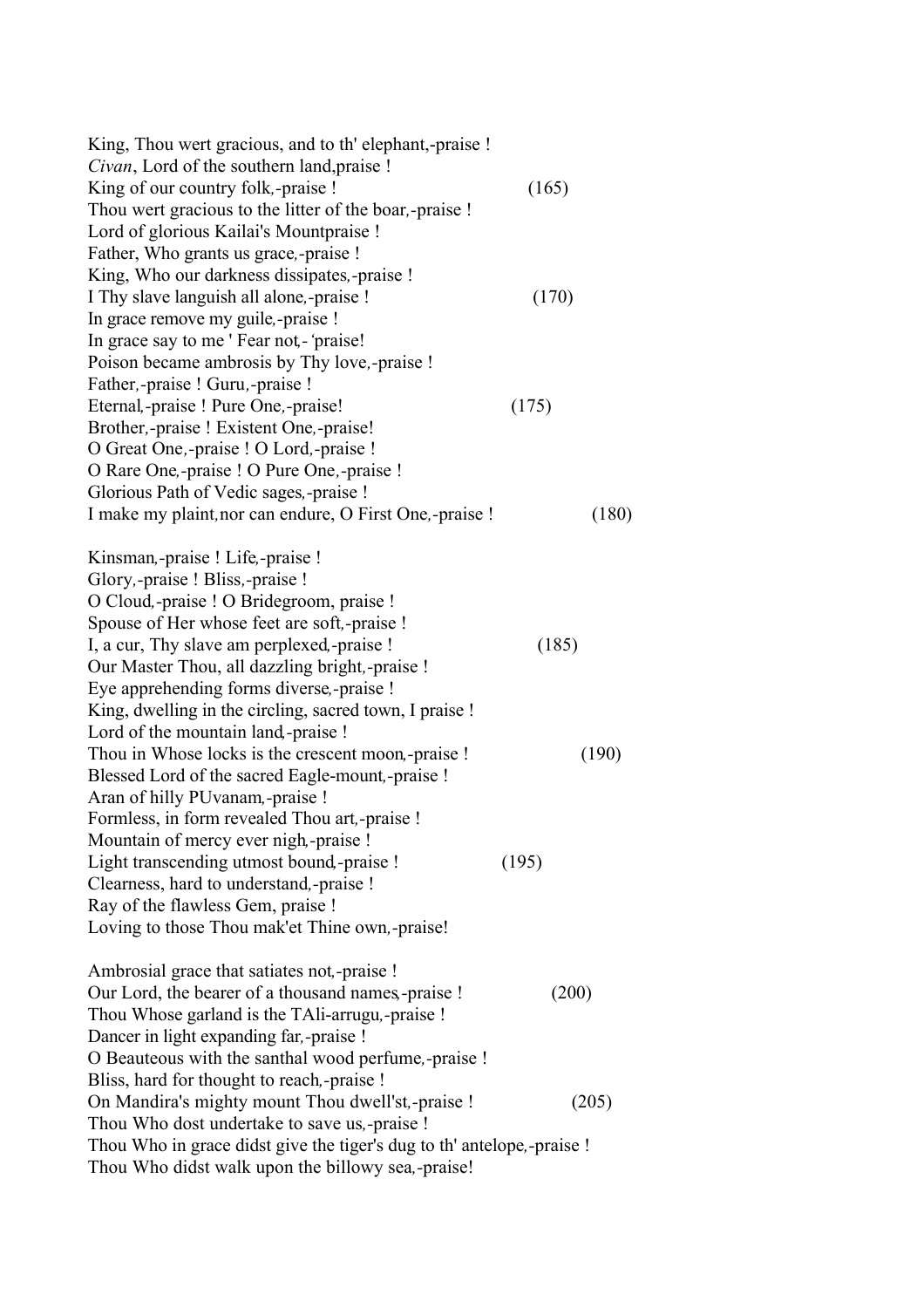King, Thou wert gracious, and to th' elephant,-praise !  
*Civan*, Lord of the southern land,praise !  
King of our country folk,-praise ! (165)  
Thou wert gracious to the litter of the boar,-praise !  
Lord of glorious Kailai's Mountpraise !  
Father, Who grants us grace,-praise !  
King, Who our darkness dissipates,-praise !  
I Thy slave languish all alone,-praise ! (170)  
In grace remove my guile,-praise !  
In grace say to me ' Fear not,- 'praise!  
Poison became ambrosis by Thy love,-praise !  
Father,-praise ! Guru,-praise !  
Eternal,-praise ! Pure One,-praise! (175)  
Brother,-praise ! Existent One,-praise!  
O Great One,-praise ! O Lord,-praise !  
O Rare One,-praise ! O Pure One,-praise !  
Glorious Path of Vedic sages,-praise !  
I make my plaint,nor can endure, O First One,-praise ! (180)

Kinsman,-praise ! Life,-praise !  
Glory,-praise ! Bliss,-praise !  
O Cloud,-praise ! O Bridegroom, praise !  
Spouse of Her whose feet are soft,-praise !  
I, a cur, Thy slave am perplexed,-praise ! (185)  
Our Master Thou, all dazzling bright,-praise !  
Eye apprehending forms diverse,-praise !  
King, dwelling in the circling, sacred town, I praise !  
Lord of the mountain land,-praise !  
Thou in Whose locks is the crescent moon,-praise ! (190)  
Blessed Lord of the sacred Eagle-mount,-praise !  
Aran of hilly PUvanam,-praise !  
Formless, in form revealed Thou art,-praise !  
Mountain of mercy ever nigh,-praise !  
Light transcending utmost bound,-praise ! (195)  
Clearness, hard to understand,-praise !  
Ray of the flawless Gem, praise !  
Loving to those Thou mak'et Thine own,-praise!

Ambrosial grace that satiates not,-praise !  
Our Lord, the bearer of a thousand names,-praise ! (200)  
Thou Whose garland is the TAli-arrugu,-praise !  
Dancer in light expanding far,-praise !  
O Beauteous with the santhal wood perfume,-praise !  
Bliss, hard for thought to reach,-praise !  
On Mandira's mighty mount Thou dwell'st,-praise ! (205)  
Thou Who dost undertake to save us,-praise !  
Thou Who in grace didst give the tiger's dug to th' antelope,-praise !  
Thou Who didst walk upon the billowy sea,-praise!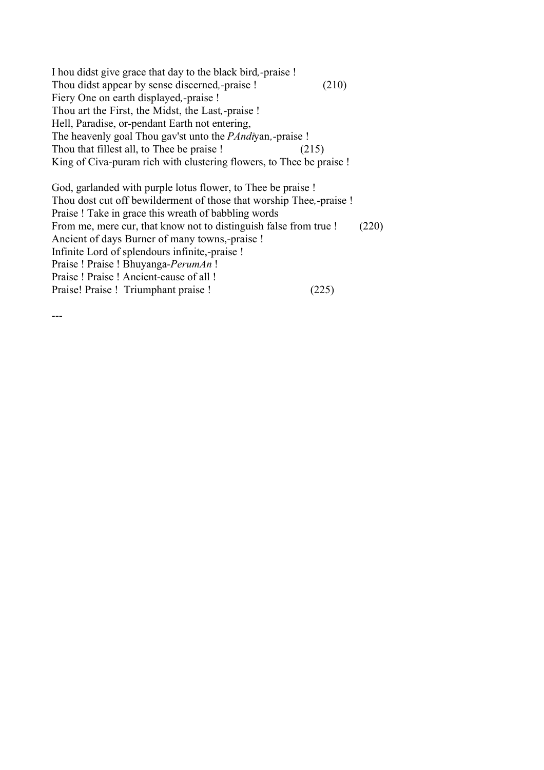I hou didst give grace that day to the black bird,-praise !
Thou didst appear by sense discerned,-praise ! (210)
Fiery One on earth displayed,-praise !
Thou art the First, the Midst, the Last,-praise !
Hell, Paradise, or-pendant Earth not entering,
The heavenly goal Thou gav'st unto the *PAndi*yan,-praise !
Thou that fillest all, to Thee be praise ! (215)
King of Civa-puram rich with clustering flowers, to Thee be praise !

God, garlanded with purple lotus flower, to Thee be praise !
Thou dost cut off bewilderment of those that worship Thee,-praise !
Praise ! Take in grace this wreath of babbling words
From me, mere cur, that know not to distinguish false from true ! (220)
Ancient of days Burner of many towns,-praise !
Infinite Lord of splendours infinite,-praise !
Praise ! Praise ! Bhuyanga-*PerumAn* !
Praise ! Praise ! Ancient-cause of all !
Praise! Praise ! Triumphant praise ! (225)

---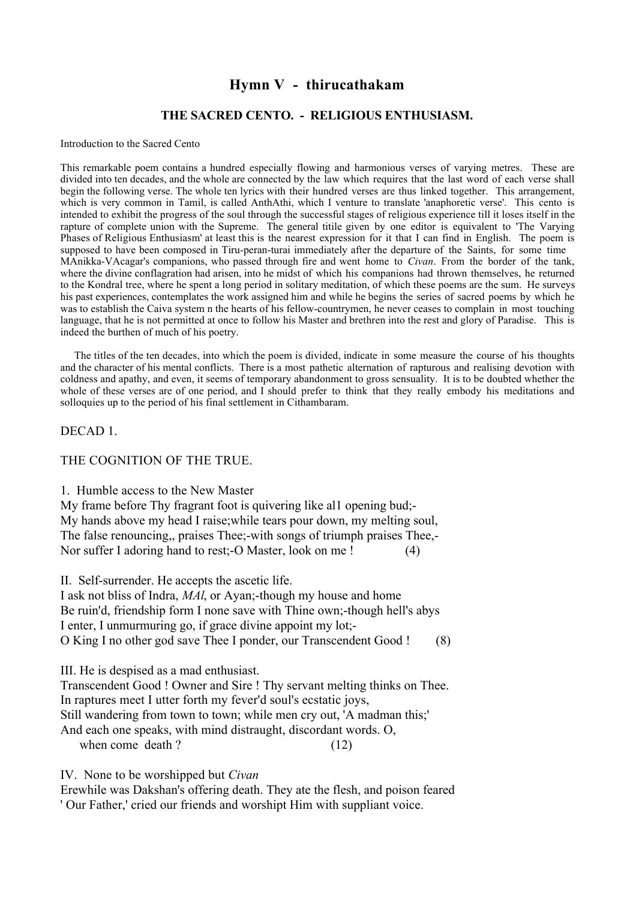# Hymn V - thirucathakam

### THE SACRED CENTO. - RELIGIOUS ENTHUSIASM.

Introduction to the Sacred Cento

This remarkable poem contains a hundred especially flowing and harmonious verses of varying metres. These are divided into ten decades, and the whole are connected by the law which requires that the last word of each verse shall begin the following verse. The whole ten lyrics with their hundred verses are thus linked together. This arrangement, which is very common in Tamil, is called AnthAthi, which I venture to translate 'anaphoretic verse'. This cento is intended to exhibit the progress of the soul through the successful stages of religious experience till it loses itself in the rapture of complete union with the Supreme. The general titile given by one editor is equivalent to 'The Varying Phases of Religious Enthusiasm' at least this is the nearest expression for it that I can find in English. The poem is supposed to have been composed in Tiru-peran-turai immediately after the departure of the Saints, for some time MAnikka-VAcagar's companions, who passed through fire and went home to *Civan*. From the border of the tank, where the divine conflagration had arisen, into he midst of which his companions had thrown themselves, he returned to the Kondral tree, where he spent a long period in solitary meditation, of which these poems are the sum. He surveys his past experiences, contemplates the work assigned him and while he begins the series of sacred poems by which he was to establish the Caiva system n the hearts of his fellow-countrymen, he never ceases to complain in most touching language, that he is not permitted at once to follow his Master and brethren into the rest and glory of Paradise. This is indeed the burthen of much of his poetry.

The titles of the ten decades, into which the poem is divided, indicate in some measure the course of his thoughts and the character of his mental conflicts. There is a most pathetic alternation of rapturous and realising devotion with coldness and apathy, and even, it seems of temporary abandonment to gross sensuality. It is to be doubted whether the whole of these verses are of one period, and I should prefer to think that they really embody his meditations and solloquies up to the period of his final settlement in Cithambaram.

DECAD 1.

THE COGNITION OF THE TRUE.

1. Humble access to the New Master
My frame before Thy fragrant foot is quivering like al1 opening bud;-
My hands above my head I raise;while tears pour down, my melting soul,
The false renouncing,, praises Thee;-with songs of triumph praises Thee,-
Nor suffer I adoring hand to rest;-O Master, look on me ! (4)

II. Self-surrender. He accepts the ascetic life.
I ask not bliss of Indra, *MAl*, or Ayan;-though my house and home
Be ruin'd, friendship form I none save with Thine own;-though hell's abys
I enter, I unmurmuring go, if grace divine appoint my lot;-
O King I no other god save Thee I ponder, our Transcendent Good ! (8)

III. He is despised as a mad enthusiast.
Transcendent Good ! Owner and Sire ! Thy servant melting thinks on Thee.
In raptures meet I utter forth my fever'd soul's ecstatic joys,
Still wandering from town to town; while men cry out, 'A madman this;'
And each one speaks, with mind distraught, discordant words. O,
when come death ? (12)

IV. None to be worshipped but *Civan*
Erewhile was Dakshan's offering death. They ate the flesh, and poison feared
' Our Father,' cried our friends and worshipt Him with suppliant voice.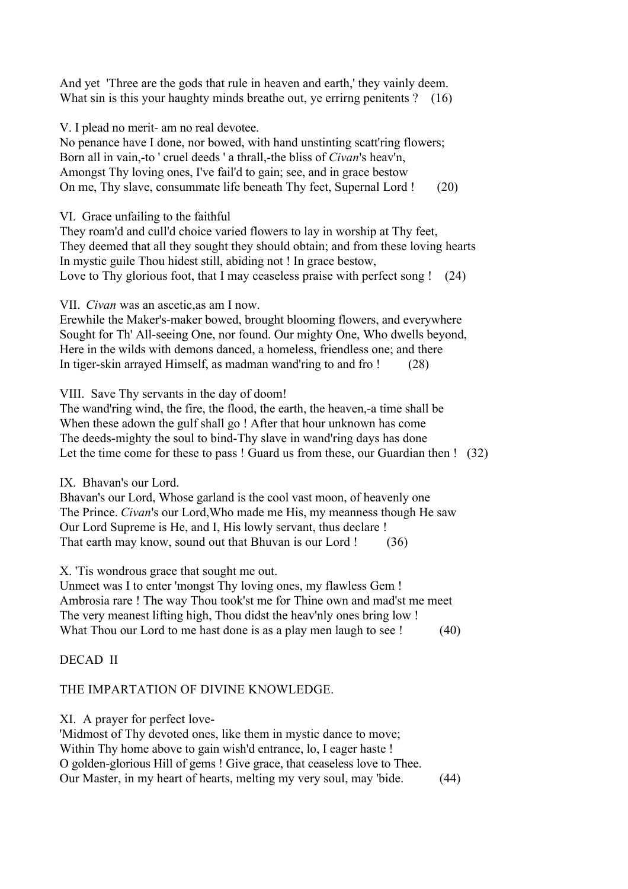And yet 'Three are the gods that rule in heaven and earth,' they vainly deem.
What sin is this your haughty minds breathe out, ye errirng penitents ? (16)

V. I plead no merit- am no real devotee.
No penance have I done, nor bowed, with hand unstinting scatt'ring flowers;
Born all in vain,-to ' cruel deeds ' a thrall,-the bliss of *Civan*'s heav'n,
Amongst Thy loving ones, I've fail'd to gain; see, and in grace bestow
On me, Thy slave, consummate life beneath Thy feet, Supernal Lord ! (20)

VI. Grace unfailing to the faithful
They roam'd and cull'd choice varied flowers to lay in worship at Thy feet,
They deemed that all they sought they should obtain; and from these loving hearts
In mystic guile Thou hidest still, abiding not ! In grace bestow,
Love to Thy glorious foot, that I may ceaseless praise with perfect song ! (24)

VII. *Civan* was an ascetic,as am I now.
Erewhile the Maker's-maker bowed, brought blooming flowers, and everywhere
Sought for Th' All-seeing One, nor found. Our mighty One, Who dwells beyond,
Here in the wilds with demons danced, a homeless, friendless one; and there
In tiger-skin arrayed Himself, as madman wand'ring to and fro ! (28)

VIII. Save Thy servants in the day of doom!
The wand'ring wind, the fire, the flood, the earth, the heaven,-a time shall be
When these adown the gulf shall go ! After that hour unknown has come
The deeds-mighty the soul to bind-Thy slave in wand'ring days has done
Let the time come for these to pass ! Guard us from these, our Guardian then ! (32)

IX. Bhavan's our Lord.
Bhavan's our Lord, Whose garland is the cool vast moon, of heavenly one
The Prince. *Civan*'s our Lord,Who made me His, my meanness though He saw
Our Lord Supreme is He, and I, His lowly servant, thus declare !
That earth may know, sound out that Bhuvan is our Lord ! (36)

X. 'Tis wondrous grace that sought me out.
Unmeet was I to enter 'mongst Thy loving ones, my flawless Gem !
Ambrosia rare ! The way Thou took'st me for Thine own and mad'st me meet
The very meanest lifting high, Thou didst the heav'nly ones bring low !
What Thou our Lord to me hast done is as a play men laugh to see ! (40)

## DECAD II

### THE IMPARTATION OF DIVINE KNOWLEDGE.

XI. A prayer for perfect love-
'Midmost of Thy devoted ones, like them in mystic dance to move;
Within Thy home above to gain wish'd entrance, lo, I eager haste !
O golden-glorious Hill of gems ! Give grace, that ceaseless love to Thee.
Our Master, in my heart of hearts, melting my very soul, may 'bide. (44)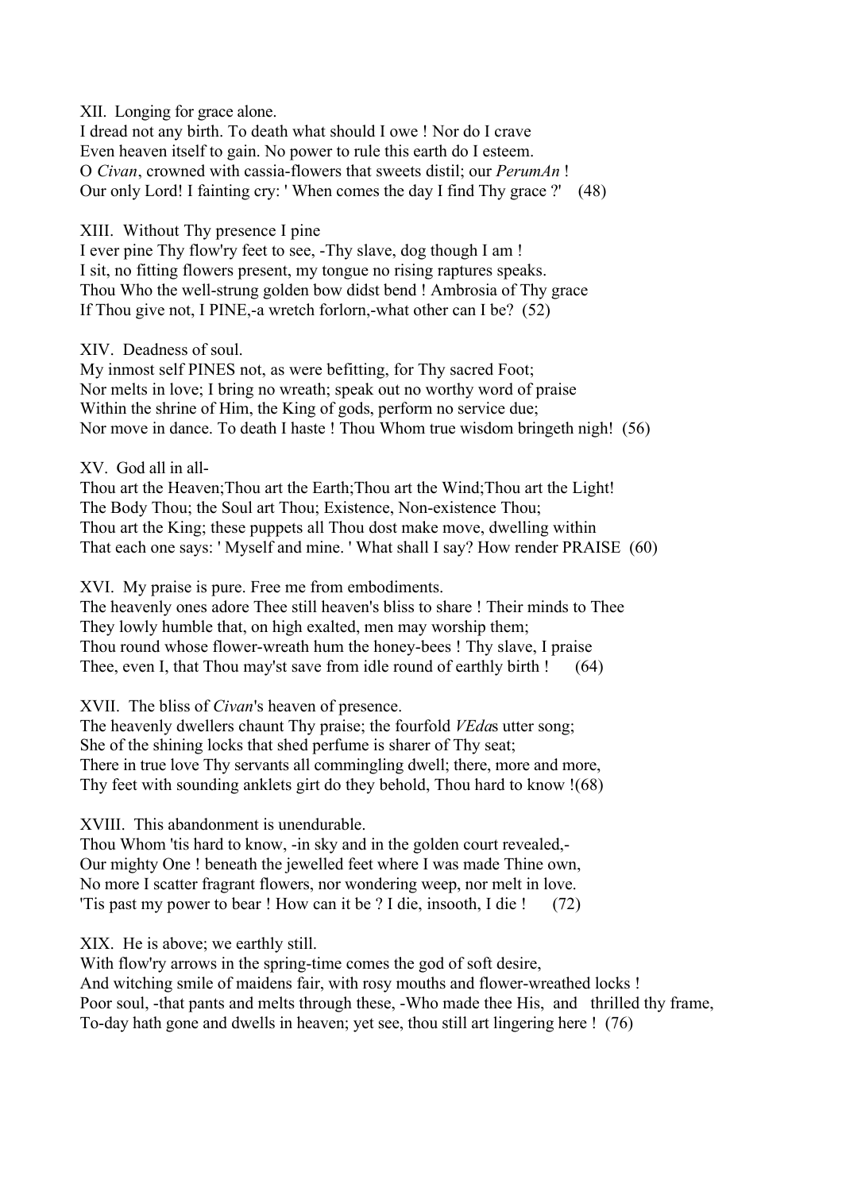XII. Longing for grace alone.
I dread not any birth. To death what should I owe ! Nor do I crave
Even heaven itself to gain. No power to rule this earth do I esteem.
O *Civan*, crowned with cassia-flowers that sweets distil; our *PerumAn* !
Our only Lord! I fainting cry: ' When comes the day I find Thy grace ?' (48)

XIII. Without Thy presence I pine
I ever pine Thy flow'ry feet to see, -Thy slave, dog though I am !
I sit, no fitting flowers present, my tongue no rising raptures speaks.
Thou Who the well-strung golden bow didst bend ! Ambrosia of Thy grace
If Thou give not, I PINE,-a wretch forlorn,-what other can I be? (52)

XIV. Deadness of soul.
My inmost self PINES not, as were befitting, for Thy sacred Foot;
Nor melts in love; I bring no wreath; speak out no worthy word of praise
Within the shrine of Him, the King of gods, perform no service due;
Nor move in dance. To death I haste ! Thou Whom true wisdom bringeth nigh! (56)

XV. God all in all-
Thou art the Heaven;Thou art the Earth;Thou art the Wind;Thou art the Light!
The Body Thou; the Soul art Thou; Existence, Non-existence Thou;
Thou art the King; these puppets all Thou dost make move, dwelling within
That each one says: ' Myself and mine. ' What shall I say? How render PRAISE (60)

XVI. My praise is pure. Free me from embodiments.
The heavenly ones adore Thee still heaven's bliss to share ! Their minds to Thee
They lowly humble that, on high exalted, men may worship them;
Thou round whose flower-wreath hum the honey-bees ! Thy slave, I praise
Thee, even I, that Thou may'st save from idle round of earthly birth ! (64)

XVII. The bliss of *Civan*'s heaven of presence.
The heavenly dwellers chaunt Thy praise; the fourfold *VEda*s utter song;
She of the shining locks that shed perfume is sharer of Thy seat;
There in true love Thy servants all commingling dwell; there, more and more,
Thy feet with sounding anklets girt do they behold, Thou hard to know !(68)

XVIII. This abandonment is unendurable.
Thou Whom 'tis hard to know, -in sky and in the golden court revealed,-
Our mighty One ! beneath the jewelled feet where I was made Thine own,
No more I scatter fragrant flowers, nor wondering weep, nor melt in love.
'Tis past my power to bear ! How can it be ? I die, insooth, I die ! (72)

XIX. He is above; we earthly still.
With flow'ry arrows in the spring-time comes the god of soft desire,
And witching smile of maidens fair, with rosy mouths and flower-wreathed locks !
Poor soul, -that pants and melts through these, -Who made thee His, and thrilled thy frame,
To-day hath gone and dwells in heaven; yet see, thou still art lingering here ! (76)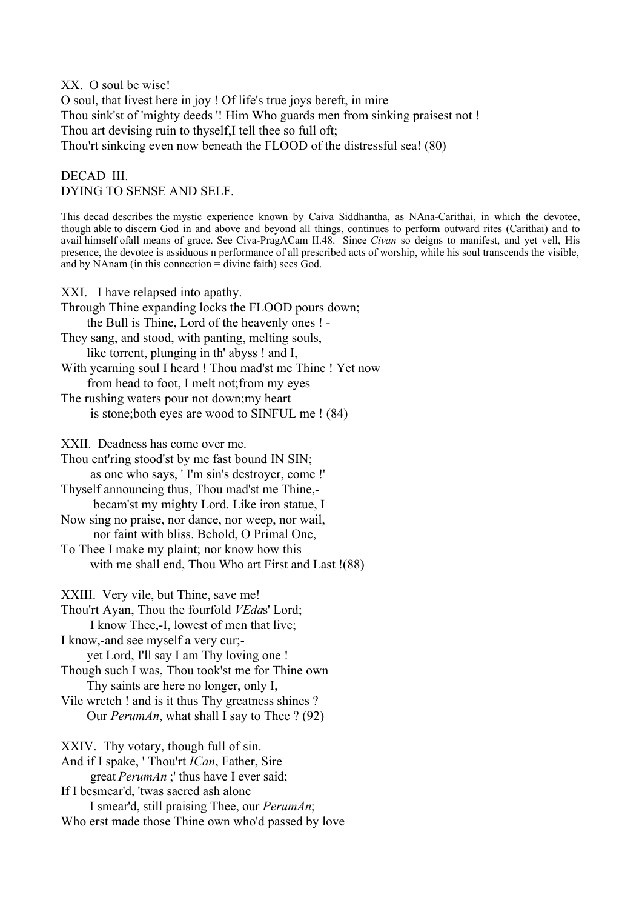XX. O soul be wise!
O soul, that livest here in joy ! Of life's true joys bereft, in mire
Thou sink'st of 'mighty deeds '! Him Who guards men from sinking praisest not !
Thou art devising ruin to thyself,I tell thee so full oft;
Thou'rt sinkcing even now beneath the FLOOD of the distressful sea! (80)

DECAD III.
DYING TO SENSE AND SELF.

This decad describes the mystic experience known by Caiva Siddhantha, as NAna-Carithai, in which the devotee, though able to discern God in and above and beyond all things, continues to perform outward rites (Carithai) and to avail himself ofall means of grace. See Civa-PragACam II.48. Since *Civan* so deigns to manifest, and yet vell, His presence, the devotee is assiduous n performance of all prescribed acts of worship, while his soul transcends the visible, and by NAnam (in this connection = divine faith) sees God.

XXI. I have relapsed into apathy.
Through Thine expanding locks the FLOOD pours down;
 the Bull is Thine, Lord of the heavenly ones ! -
They sang, and stood, with panting, melting souls,
 like torrent, plunging in th' abyss ! and I,
With yearning soul I heard ! Thou mad'st me Thine ! Yet now
 from head to foot, I melt not;from my eyes
The rushing waters pour not down;my heart
 is stone;both eyes are wood to SINFUL me ! (84)

XXII. Deadness has come over me.
Thou ent'ring stood'st by me fast bound IN SIN;
 as one who says, ' I'm sin's destroyer, come !'
Thyself announcing thus, Thou mad'st me Thine,-
 becam'st my mighty Lord. Like iron statue, I
Now sing no praise, nor dance, nor weep, nor wail,
 nor faint with bliss. Behold, O Primal One,
To Thee I make my plaint; nor know how this
 with me shall end, Thou Who art First and Last !(88)

XXIII. Very vile, but Thine, save me!
Thou'rt Ayan, Thou the fourfold *VEda*s' Lord;
 I know Thee,-I, lowest of men that live;
I know,-and see myself a very cur;-
 yet Lord, I'll say I am Thy loving one !
Though such I was, Thou took'st me for Thine own
 Thy saints are here no longer, only I,
Vile wretch ! and is it thus Thy greatness shines ?
 Our *PerumAn*, what shall I say to Thee ? (92)

XXIV. Thy votary, though full of sin.
And if I spake, ' Thou'rt *ICan*, Father, Sire
 great *PerumAn* ;' thus have I ever said;
If I besmear'd, 'twas sacred ash alone
 I smear'd, still praising Thee, our *PerumAn*;
Who erst made those Thine own who'd passed by love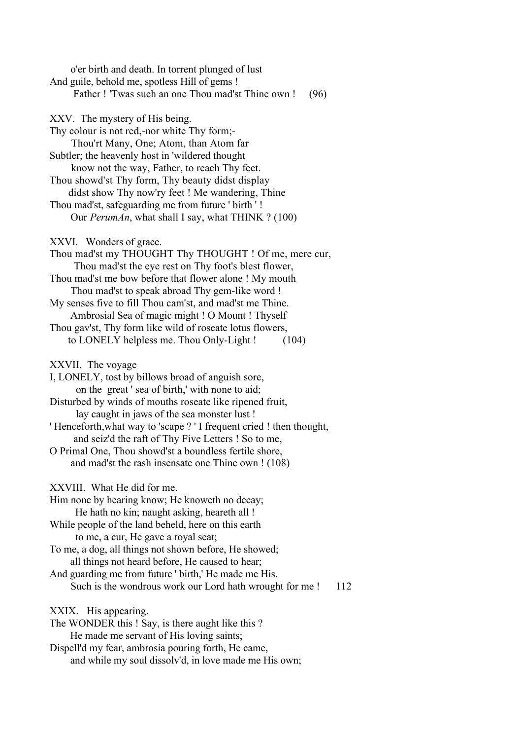o'er birth and death. In torrent plunged of lust
And guile, behold me, spotless Hill of gems !
Father ! 'Twas such an one Thou mad'st Thine own ! (96)

XXV. The mystery of His being.

Thy colour is not red,-nor white Thy form;-
Thou'rt Many, One; Atom, than Atom far
Subtler; the heavenly host in 'wildered thought
know not the way, Father, to reach Thy feet.
Thou showd'st Thy form, Thy beauty didst display
didst show Thy now'ry feet ! Me wandering, Thine
Thou mad'st, safeguarding me from future ' birth ' !
Our *PerumAn*, what shall I say, what THINK ? (100)

XXVI. Wonders of grace.

Thou mad'st my THOUGHT Thy THOUGHT ! Of me, mere cur,
Thou mad'st the eye rest on Thy foot's blest flower,
Thou mad'st me bow before that flower alone ! My mouth
Thou mad'st to speak abroad Thy gem-like word !
My senses five to fill Thou cam'st, and mad'st me Thine.
Ambrosial Sea of magic might ! O Mount ! Thyself
Thou gav'st, Thy form like wild of roseate lotus flowers,
to LONELY helpless me. Thou Only-Light ! (104)

XXVII. The voyage

I, LONELY, tost by billows broad of anguish sore,
on the great ' sea of birth,' with none to aid;
Disturbed by winds of mouths roseate like ripened fruit,
lay caught in jaws of the sea monster lust !
' Henceforth,what way to 'scape ? ' I frequent cried ! then thought,
and seiz'd the raft of Thy Five Letters ! So to me,
O Primal One, Thou showd'st a boundless fertile shore,
and mad'st the rash insensate one Thine own ! (108)

XXVIII. What He did for me.

Him none by hearing know; He knoweth no decay;
He hath no kin; naught asking, heareth all !
While people of the land beheld, here on this earth
to me, a cur, He gave a royal seat;
To me, a dog, all things not shown before, He showed;
all things not heard before, He caused to hear;
And guarding me from future ' birth,' He made me His.
Such is the wondrous work our Lord hath wrought for me ! 112

XXIX. His appearing.

The WONDER this ! Say, is there aught like this ?
He made me servant of His loving saints;
Dispell'd my fear, ambrosia pouring forth, He came,
and while my soul dissolv'd, in love made me His own;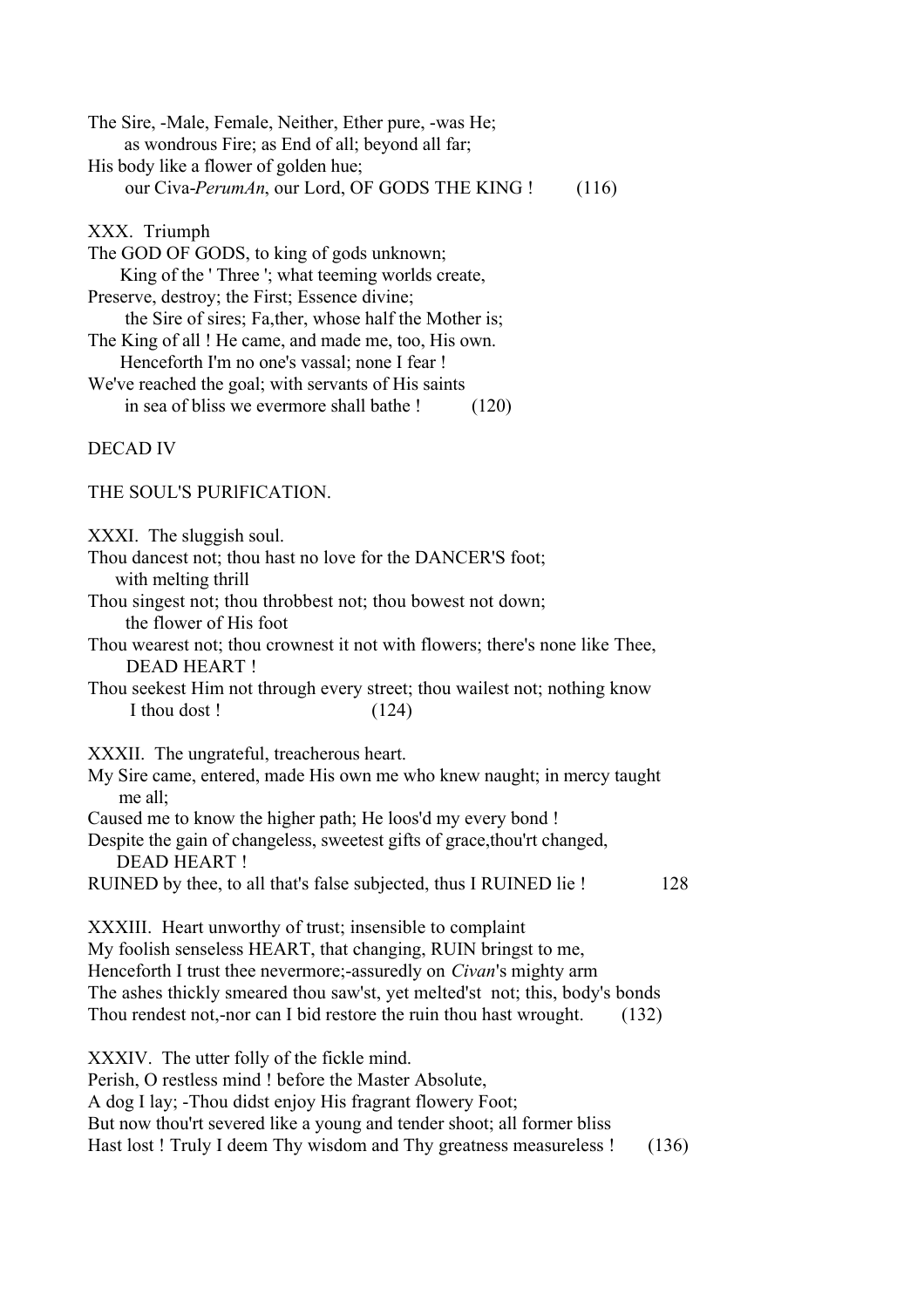The Sire, -Male, Female, Neither, Ether pure, -was He;
as wondrous Fire; as End of all; beyond all far;
His body like a flower of golden hue;
our Civa-*PerumAn*, our Lord, OF GODS THE KING ! (116)

XXX. Triumph

The GOD OF GODS, to king of gods unknown;
King of the ' Three '; what teeming worlds create,
Preserve, destroy; the First; Essence divine;
the Sire of sires; Fa,ther, whose half the Mother is;
The King of all ! He came, and made me, too, His own.
Henceforth I'm no one's vassal; none I fear !
We've reached the goal; with servants of His saints
in sea of bliss we evermore shall bathe ! (120)

DECAD IV

THE SOUL'S PURIFICATION.

XXXI. The sluggish soul.

Thou dancest not; thou hast no love for the DANCER'S foot;
with melting thrill
Thou singest not; thou throbbest not; thou bowest not down;
the flower of His foot
Thou wearest not; thou crownest it not with flowers; there's none like Thee,
DEAD HEART !
Thou seekest Him not through every street; thou wailest not; nothing know
I thou dost ! (124)

XXXII. The ungrateful, treacherous heart.

My Sire came, entered, made His own me who knew naught; in mercy taught
me all;
Caused me to know the higher path; He loos'd my every bond !
Despite the gain of changeless, sweetest gifts of grace,thou'rt changed,
DEAD HEART !
RUINED by thee, to all that's false subjected, thus I RUINED lie ! 128

XXXIII. Heart unworthy of trust; insensible to complaint

My foolish senseless HEART, that changing, RUIN bringst to me,
Henceforth I trust thee nevermore;-assuredly on *Civan*'s mighty arm
The ashes thickly smeared thou saw'st, yet melted'st not; this, body's bonds
Thou rendest not,-nor can I bid restore the ruin thou hast wrought. (132)

XXXIV. The utter folly of the fickle mind.

Perish, O restless mind ! before the Master Absolute,
A dog I lay; -Thou didst enjoy His fragrant flowery Foot;
But now thou'rt severed like a young and tender shoot; all former bliss
Hast lost ! Truly I deem Thy wisdom and Thy greatness measureless ! (136)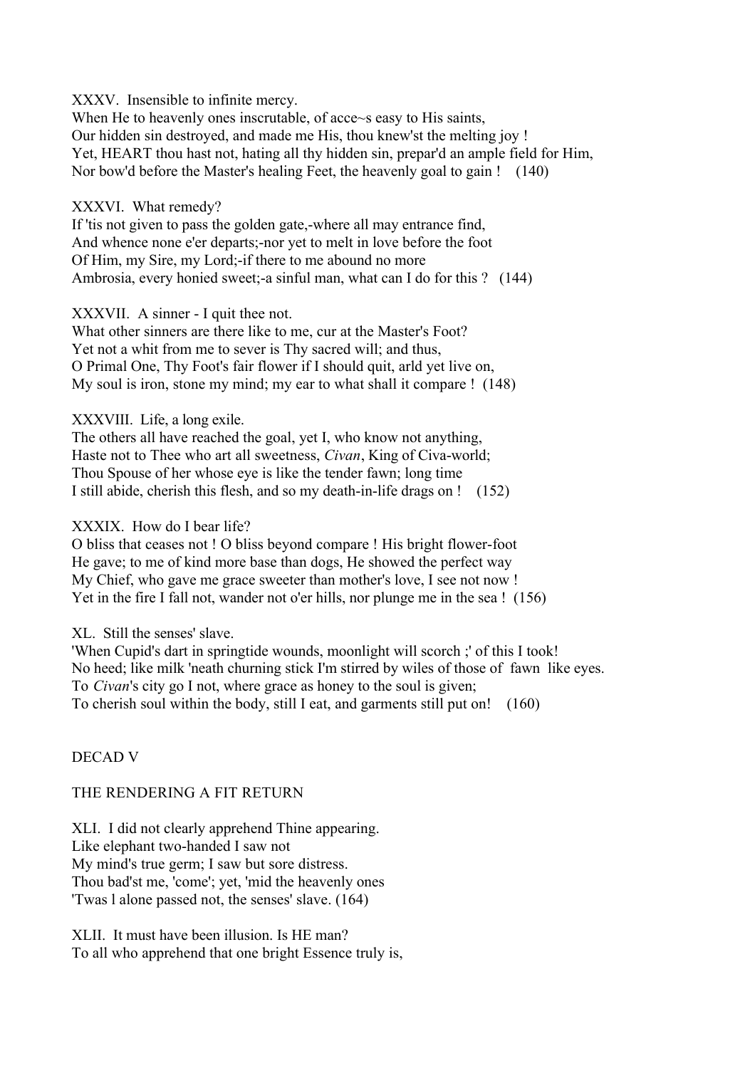XXXV. Insensible to infinite mercy.
When He to heavenly ones inscrutable, of acce~s easy to His saints,
Our hidden sin destroyed, and made me His, thou knew'st the melting joy !
Yet, HEART thou hast not, hating all thy hidden sin, prepar'd an ample field for Him,
Nor bow'd before the Master's healing Feet, the heavenly goal to gain ! (140)

XXXVI. What remedy?
If 'tis not given to pass the golden gate,-where all may entrance find,
And whence none e'er departs;-nor yet to melt in love before the foot
Of Him, my Sire, my Lord;-if there to me abound no more
Ambrosia, every honied sweet;-a sinful man, what can I do for this ? (144)

XXXVII. A sinner - I quit thee not.
What other sinners are there like to me, cur at the Master's Foot?
Yet not a whit from me to sever is Thy sacred will; and thus,
O Primal One, Thy Foot's fair flower if I should quit, arld yet live on,
My soul is iron, stone my mind; my ear to what shall it compare ! (148)

XXXVIII. Life, a long exile.
The others all have reached the goal, yet I, who know not anything,
Haste not to Thee who art all sweetness, *Civan*, King of Civa-world;
Thou Spouse of her whose eye is like the tender fawn; long time
I still abide, cherish this flesh, and so my death-in-life drags on ! (152)

XXXIX. How do I bear life?
O bliss that ceases not ! O bliss beyond compare ! His bright flower-foot
He gave; to me of kind more base than dogs, He showed the perfect way
My Chief, who gave me grace sweeter than mother's love, I see not now !
Yet in the fire I fall not, wander not o'er hills, nor plunge me in the sea ! (156)

XL. Still the senses' slave.
'When Cupid's dart in springtide wounds, moonlight will scorch ;' of this I took!
No heed; like milk 'neath churning stick I'm stirred by wiles of those of fawn like eyes.
To *Civan*'s city go I not, where grace as honey to the soul is given;
To cherish soul within the body, still I eat, and garments still put on! (160)

## DECAD V

## THE RENDERING A FIT RETURN

XLI. I did not clearly apprehend Thine appearing.
Like elephant two-handed I saw not
My mind's true germ; I saw but sore distress.
Thou bad'st me, 'come'; yet, 'mid the heavenly ones
'Twas l alone passed not, the senses' slave. (164)

XLII. It must have been illusion. Is HE man?
To all who apprehend that one bright Essence truly is,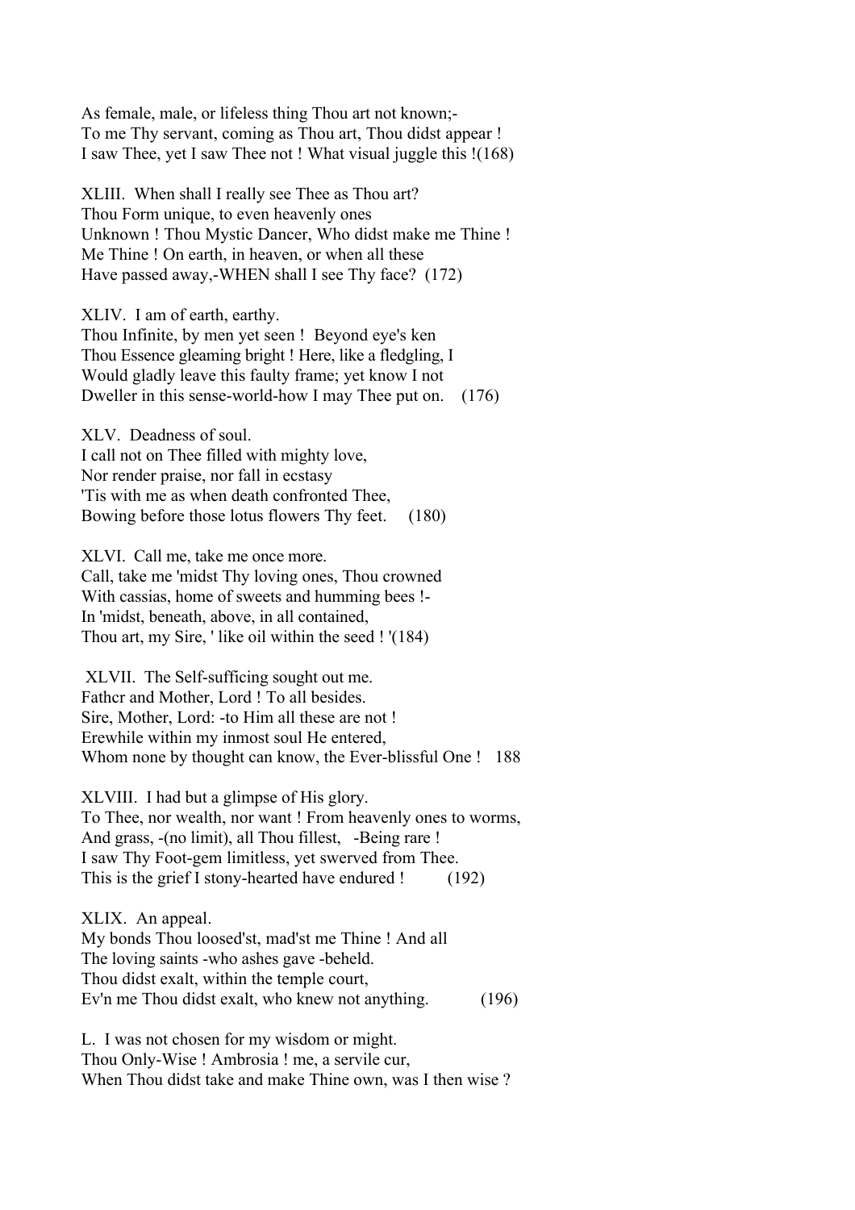As female, male, or lifeless thing Thou art not known;-
To me Thy servant, coming as Thou art, Thou didst appear !
I saw Thee, yet I saw Thee not ! What visual juggle this !(168)

XLIII. When shall I really see Thee as Thou art?
Thou Form unique, to even heavenly ones
Unknown ! Thou Mystic Dancer, Who didst make me Thine !
Me Thine ! On earth, in heaven, or when all these
Have passed away,-WHEN shall I see Thy face? (172)

XLIV. I am of earth, earthy.
Thou Infinite, by men yet seen ! Beyond eye's ken
Thou Essence gleaming bright ! Here, like a fledgling, I
Would gladly leave this faulty frame; yet know I not
Dweller in this sense-world-how I may Thee put on. (176)

XLV. Deadness of soul.
I call not on Thee filled with mighty love,
Nor render praise, nor fall in ecstasy
'Tis with me as when death confronted Thee,
Bowing before those lotus flowers Thy feet. (180)

XLVI. Call me, take me once more.
Call, take me 'midst Thy loving ones, Thou crowned
With cassias, home of sweets and humming bees !-
In 'midst, beneath, above, in all contained,
Thou art, my Sire, ' like oil within the seed ! '(184)

XLVII. The Self-sufficing sought out me.
Fathcr and Mother, Lord ! To all besides.
Sire, Mother, Lord: -to Him all these are not !
Erewhile within my inmost soul He entered,
Whom none by thought can know, the Ever-blissful One ! 188

XLVIII. I had but a glimpse of His glory.
To Thee, nor wealth, nor want ! From heavenly ones to worms,
And grass, -(no limit), all Thou fillest, -Being rare !
I saw Thy Foot-gem limitless, yet swerved from Thee.
This is the grief I stony-hearted have endured ! (192)

XLIX. An appeal.
My bonds Thou loosed'st, mad'st me Thine ! And all
The loving saints -who ashes gave -beheld.
Thou didst exalt, within the temple court,
Ev'n me Thou didst exalt, who knew not anything. (196)

L. I was not chosen for my wisdom or might.
Thou Only-Wise ! Ambrosia ! me, a servile cur,
When Thou didst take and make Thine own, was I then wise ?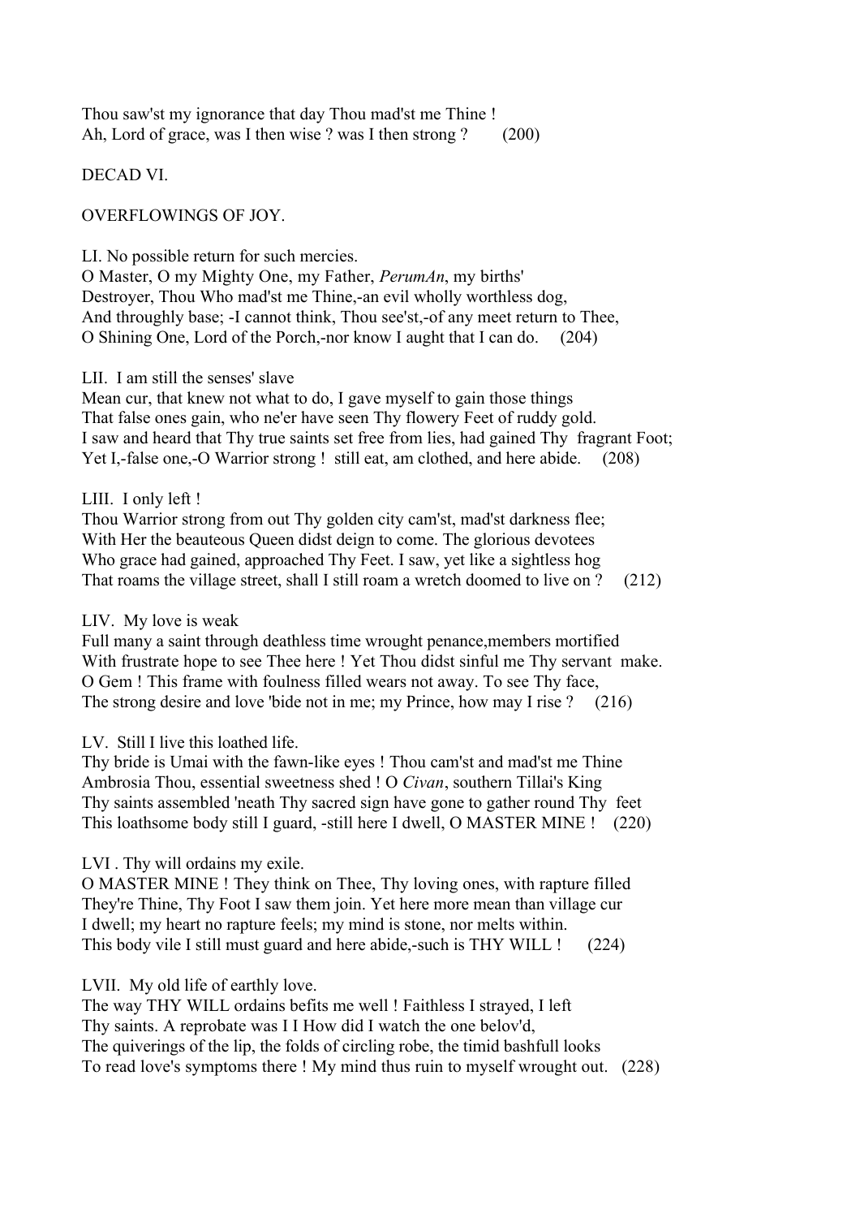Thou saw'st my ignorance that day Thou mad'st me Thine !
Ah, Lord of grace, was I then wise ? was I then strong ? (200)

## DECAD VI.

### OVERFLOWINGS OF JOY.

LI. No possible return for such mercies.
O Master, O my Mighty One, my Father, *PerumAn*, my births'
Destroyer, Thou Who mad'st me Thine,-an evil wholly worthless dog,
And throughly base; -I cannot think, Thou see'st,-of any meet return to Thee,
O Shining One, Lord of the Porch,-nor know I aught that I can do. (204)

LII. I am still the senses' slave
Mean cur, that knew not what to do, I gave myself to gain those things
That false ones gain, who ne'er have seen Thy flowery Feet of ruddy gold.
I saw and heard that Thy true saints set free from lies, had gained Thy fragrant Foot;
Yet I,-false one,-O Warrior strong ! still eat, am clothed, and here abide. (208)

LIII. I only left !
Thou Warrior strong from out Thy golden city cam'st, mad'st darkness flee;
With Her the beauteous Queen didst deign to come. The glorious devotees
Who grace had gained, approached Thy Feet. I saw, yet like a sightless hog
That roams the village street, shall I still roam a wretch doomed to live on ? (212)

LIV. My love is weak
Full many a saint through deathless time wrought penance,members mortified
With frustrate hope to see Thee here ! Yet Thou didst sinful me Thy servant make.
O Gem ! This frame with foulness filled wears not away. To see Thy face,
The strong desire and love 'bide not in me; my Prince, how may I rise ? (216)

LV. Still I live this loathed life.
Thy bride is Umai with the fawn-like eyes ! Thou cam'st and mad'st me Thine
Ambrosia Thou, essential sweetness shed ! O *Civan*, southern Tillai's King
Thy saints assembled 'neath Thy sacred sign have gone to gather round Thy feet
This loathsome body still I guard, -still here I dwell, O MASTER MINE ! (220)

LVI . Thy will ordains my exile.
O MASTER MINE ! They think on Thee, Thy loving ones, with rapture filled
They're Thine, Thy Foot I saw them join. Yet here more mean than village cur
I dwell; my heart no rapture feels; my mind is stone, nor melts within.
This body vile I still must guard and here abide,-such is THY WILL ! (224)

LVII. My old life of earthly love.
The way THY WILL ordains befits me well ! Faithless I strayed, I left
Thy saints. A reprobate was I I How did I watch the one belov'd,
The quiverings of the lip, the folds of circling robe, the timid bashfull looks
To read love's symptoms there ! My mind thus ruin to myself wrought out. (228)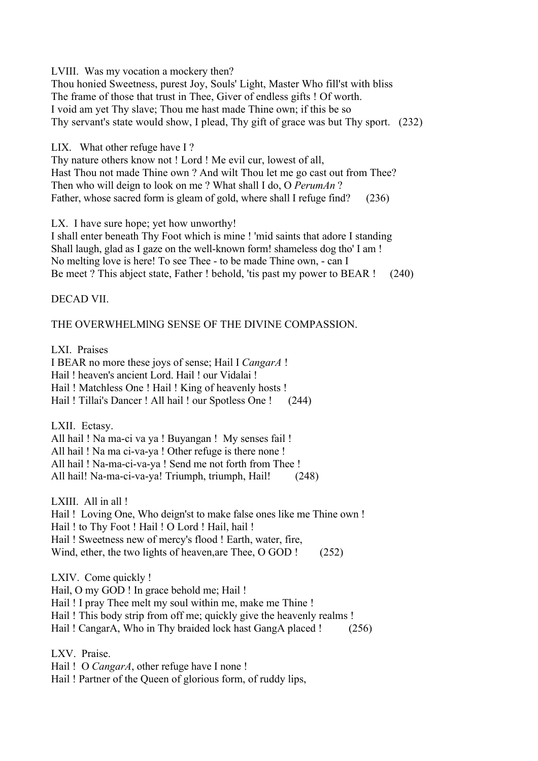LVIII. Was my vocation a mockery then?
Thou honied Sweetness, purest Joy, Souls' Light, Master Who fill'st with bliss
The frame of those that trust in Thee, Giver of endless gifts ! Of worth.
I void am yet Thy slave; Thou me hast made Thine own; if this be so
Thy servant's state would show, I plead, Thy gift of grace was but Thy sport. (232)

LIX. What other refuge have I ?
Thy nature others know not ! Lord ! Me evil cur, lowest of all,
Hast Thou not made Thine own ? And wilt Thou let me go cast out from Thee?
Then who will deign to look on me ? What shall I do, O *PerumAn* ?
Father, whose sacred form is gleam of gold, where shall I refuge find? (236)

LX. I have sure hope; yet how unworthy!
I shall enter beneath Thy Foot which is mine ! 'mid saints that adore I standing
Shall laugh, glad as I gaze on the well-known form! shameless dog tho' I am !
No melting love is here! To see Thee - to be made Thine own, - can I
Be meet ? This abject state, Father ! behold, 'tis past my power to BEAR ! (240)

DECAD VII.

THE OVERWHELMING SENSE OF THE DIVINE COMPASSION.

LXI. Praises
I BEAR no more these joys of sense; Hail I *CangarA* !
Hail ! heaven's ancient Lord. Hail ! our Vidalai !
Hail ! Matchless One ! Hail ! King of heavenly hosts !
Hail ! Tillai's Dancer ! All hail ! our Spotless One ! (244)

LXII. Ectasy.
All hail ! Na ma-ci va ya ! Buyangan ! My senses fail !
All hail ! Na ma ci-va-ya ! Other refuge is there none !
All hail ! Na-ma-ci-va-ya ! Send me not forth from Thee !
All hail! Na-ma-ci-va-ya! Triumph, triumph, Hail! (248)

LXIII. All in all !
Hail ! Loving One, Who deign'st to make false ones like me Thine own !
Hail ! to Thy Foot ! Hail ! O Lord ! Hail, hail !
Hail ! Sweetness new of mercy's flood ! Earth, water, fire,
Wind, ether, the two lights of heaven,are Thee, O GOD ! (252)

LXIV. Come quickly !
Hail, O my GOD ! In grace behold me; Hail !
Hail ! I pray Thee melt my soul within me, make me Thine !
Hail ! This body strip from off me; quickly give the heavenly realms !
Hail ! CangarA, Who in Thy braided lock hast GangA placed ! (256)

LXV. Praise.
Hail ! O *CangarA*, other refuge have I none !
Hail ! Partner of the Queen of glorious form, of ruddy lips,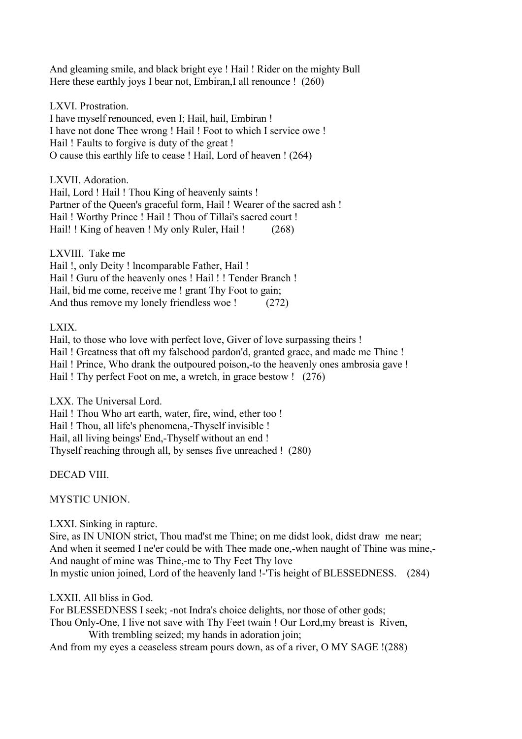And gleaming smile, and black bright eye ! Hail ! Rider on the mighty Bull  
Here these earthly joys I bear not, Embiran,I all renounce ! (260)

LXVI. Prostration.  
I have myself renounced, even I; Hail, hail, Embiran !  
I have not done Thee wrong ! Hail ! Foot to which I service owe !  
Hail ! Faults to forgive is duty of the great !  
O cause this earthly life to cease ! Hail, Lord of heaven ! (264)

LXVII. Adoration.  
Hail, Lord ! Hail ! Thou King of heavenly saints !  
Partner of the Queen's graceful form, Hail ! Wearer of the sacred ash !  
Hail ! Worthy Prince ! Hail ! Thou of Tillai's sacred court !  
Hail! ! King of heaven ! My only Ruler, Hail ! (268)

LXVIII. Take me  
Hail !, only Deity ! lncomparable Father, Hail !  
Hail ! Guru of the heavenly ones ! Hail ! ! Tender Branch !  
Hail, bid me come, receive me ! grant Thy Foot to gain;  
And thus remove my lonely friendless woe ! (272)

LXIX.  
Hail, to those who love with perfect love, Giver of love surpassing theirs !  
Hail ! Greatness that oft my falsehood pardon'd, granted grace, and made me Thine !  
Hail ! Prince, Who drank the outpoured poison,-to the heavenly ones ambrosia gave !  
Hail ! Thy perfect Foot on me, a wretch, in grace bestow ! (276)

LXX. The Universal Lord.  
Hail ! Thou Who art earth, water, fire, wind, ether too !  
Hail ! Thou, all life's phenomena,-Thyself invisible !  
Hail, all living beings' End,-Thyself without an end !  
Thyself reaching through all, by senses five unreached ! (280)

DECAD VIII.

MYSTIC UNION.

LXXI. Sinking in rapture.  
Sire, as IN UNION strict, Thou mad'st me Thine; on me didst look, didst draw me near;  
And when it seemed I ne'er could be with Thee made one,-when naught of Thine was mine,-  
And naught of mine was Thine,-me to Thy Feet Thy love  
In mystic union joined, Lord of the heavenly land !-'Tis height of BLESSEDNESS. (284)

LXXII. All bliss in God.  
For BLESSEDNESS I seek; -not Indra's choice delights, nor those of other gods;  
Thou Only-One, I live not save with Thy Feet twain ! Our Lord,my breast is Riven,  
With trembling seized; my hands in adoration join;  
And from my eyes a ceaseless stream pours down, as of a river, O MY SAGE !(288)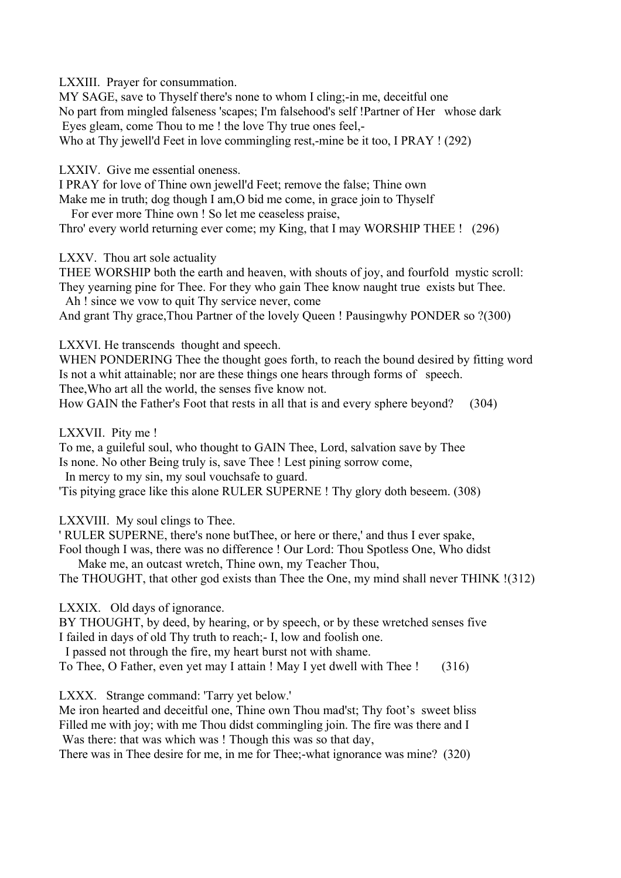LXXIII. Prayer for consummation.

MY SAGE, save to Thyself there's none to whom I cling;-in me, deceitful one
No part from mingled falseness 'scapes; I'm falsehood's self !Partner of Her whose dark
Eyes gleam, come Thou to me ! the love Thy true ones feel,-
Who at Thy jewell'd Feet in love commingling rest,-mine be it too, I PRAY ! (292)

LXXIV. Give me essential oneness.

I PRAY for love of Thine own jewell'd Feet; remove the false; Thine own
Make me in truth; dog though I am,O bid me come, in grace join to Thyself
For ever more Thine own ! So let me ceaseless praise,
Thro' every world returning ever come; my King, that I may WORSHIP THEE ! (296)

LXXV. Thou art sole actuality

THEE WORSHIP both the earth and heaven, with shouts of joy, and fourfold mystic scroll:
They yearning pine for Thee. For they who gain Thee know naught true exists but Thee.
Ah ! since we vow to quit Thy service never, come
And grant Thy grace,Thou Partner of the lovely Queen ! Pausingwhy PONDER so ?(300)

LXXVI. He transcends thought and speech.

WHEN PONDERING Thee the thought goes forth, to reach the bound desired by fitting word
Is not a whit attainable; nor are these things one hears through forms of speech.
Thee,Who art all the world, the senses five know not.
How GAIN the Father's Foot that rests in all that is and every sphere beyond? (304)

LXXVII. Pity me !

To me, a guileful soul, who thought to GAIN Thee, Lord, salvation save by Thee
Is none. No other Being truly is, save Thee ! Lest pining sorrow come,
In mercy to my sin, my soul vouchsafe to guard.
'Tis pitying grace like this alone RULER SUPERNE ! Thy glory doth beseem. (308)

LXXVIII. My soul clings to Thee.

' RULER SUPERNE, there's none butThee, or here or there,' and thus I ever spake,
Fool though I was, there was no difference ! Our Lord: Thou Spotless One, Who didst
Make me, an outcast wretch, Thine own, my Teacher Thou,
The THOUGHT, that other god exists than Thee the One, my mind shall never THINK !(312)

LXXIX. Old days of ignorance.

BY THOUGHT, by deed, by hearing, or by speech, or by these wretched senses five
I failed in days of old Thy truth to reach;- I, low and foolish one.
I passed not through the fire, my heart burst not with shame.
To Thee, O Father, even yet may I attain ! May I yet dwell with Thee ! (316)

LXXX. Strange command: 'Tarry yet below.'

Me iron hearted and deceitful one, Thine own Thou mad'st; Thy foot's sweet bliss
Filled me with joy; with me Thou didst commingling join. The fire was there and I
Was there: that was which was ! Though this was so that day,
There was in Thee desire for me, in me for Thee;-what ignorance was mine? (320)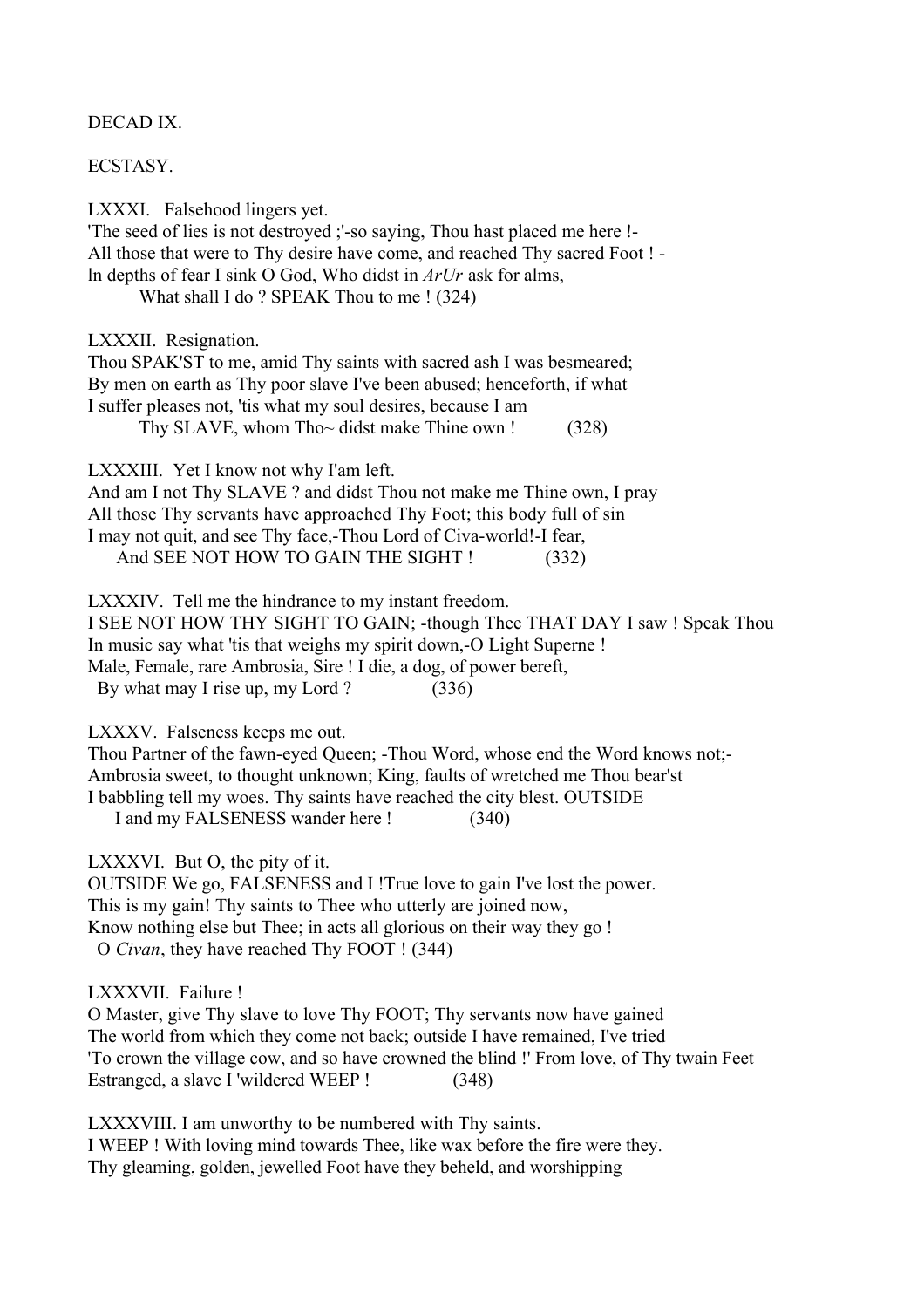DECAD IX.

ECSTASY.

LXXXI. Falsehood lingers yet.

'The seed of lies is not destroyed ;'-so saying, Thou hast placed me here !-
All those that were to Thy desire have come, and reached Thy sacred Foot ! -
In depths of fear I sink O God, Who didst in *ArUr* ask for alms,
What shall I do ? SPEAK Thou to me ! (324)

LXXXII. Resignation.

Thou SPAK'ST to me, amid Thy saints with sacred ash I was besmeared;
By men on earth as Thy poor slave I've been abused; henceforth, if what
I suffer pleases not, 'tis what my soul desires, because I am
Thy SLAVE, whom Tho~ didst make Thine own ! (328)

LXXXIII. Yet I know not why I'am left.

And am I not Thy SLAVE ? and didst Thou not make me Thine own, I pray
All those Thy servants have approached Thy Foot; this body full of sin
I may not quit, and see Thy face,-Thou Lord of Civa-world!-I fear,
And SEE NOT HOW TO GAIN THE SIGHT ! (332)

LXXXIV. Tell me the hindrance to my instant freedom.

I SEE NOT HOW THY SIGHT TO GAIN; -though Thee THAT DAY I saw ! Speak Thou
In music say what 'tis that weighs my spirit down,-O Light Superne !
Male, Female, rare Ambrosia, Sire ! I die, a dog, of power bereft,
By what may I rise up, my Lord ? (336)

LXXXV. Falseness keeps me out.

Thou Partner of the fawn-eyed Queen; -Thou Word, whose end the Word knows not;-
Ambrosia sweet, to thought unknown; King, faults of wretched me Thou bear'st
I babbling tell my woes. Thy saints have reached the city blest. OUTSIDE
I and my FALSENESS wander here ! (340)

LXXXVI. But O, the pity of it.

OUTSIDE We go, FALSENESS and I !True love to gain I've lost the power.
This is my gain! Thy saints to Thee who utterly are joined now,
Know nothing else but Thee; in acts all glorious on their way they go !
O *Civan*, they have reached Thy FOOT ! (344)

LXXXVII. Failure !

O Master, give Thy slave to love Thy FOOT; Thy servants now have gained
The world from which they come not back; outside I have remained, I've tried
'To crown the village cow, and so have crowned the blind !' From love, of Thy twain Feet
Estranged, a slave I 'wildered WEEP ! (348)

LXXXVIII. I am unworthy to be numbered with Thy saints.

I WEEP ! With loving mind towards Thee, like wax before the fire were they.
Thy gleaming, golden, jewelled Foot have they beheld, and worshipping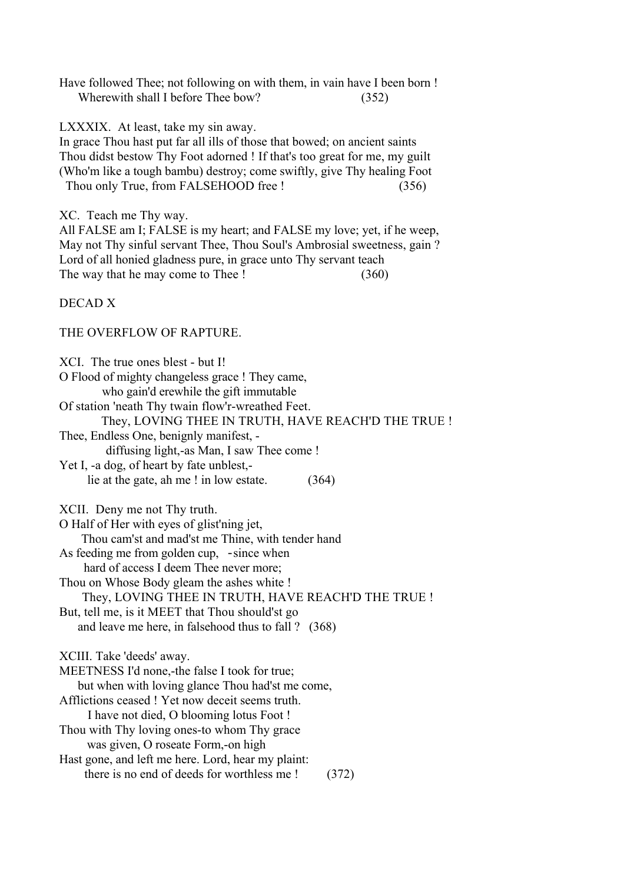Have followed Thee; not following on with them, in vain have I been born !
Wherewith shall I before Thee bow? (352)

LXXXIX. At least, take my sin away.
In grace Thou hast put far all ills of those that bowed; on ancient saints
Thou didst bestow Thy Foot adorned ! If that's too great for me, my guilt
(Who'm like a tough bambu) destroy; come swiftly, give Thy healing Foot
Thou only True, from FALSEHOOD free ! (356)

XC. Teach me Thy way.
All FALSE am I; FALSE is my heart; and FALSE my love; yet, if he weep,
May not Thy sinful servant Thee, Thou Soul's Ambrosial sweetness, gain ?
Lord of all honied gladness pure, in grace unto Thy servant teach
The way that he may come to Thee ! (360)

## DECAD X

### THE OVERFLOW OF RAPTURE.

XCI. The true ones blest - but I!
O Flood of mighty changeless grace ! They came,
who gain'd erewhile the gift immutable
Of station 'neath Thy twain flow'r-wreathed Feet.
They, LOVING THEE IN TRUTH, HAVE REACH'D THE TRUE !
Thee, Endless One, benignly manifest, -
diffusing light,-as Man, I saw Thee come !
Yet I, -a dog, of heart by fate unblest,-
lie at the gate, ah me ! in low estate. (364)

XCII. Deny me not Thy truth.
O Half of Her with eyes of glist'ning jet,
Thou cam'st and mad'st me Thine, with tender hand
As feeding me from golden cup, -since when
hard of access I deem Thee never more;
Thou on Whose Body gleam the ashes white !
They, LOVING THEE IN TRUTH, HAVE REACH'D THE TRUE !
But, tell me, is it MEET that Thou should'st go
and leave me here, in falsehood thus to fall ? (368)

XCIII. Take 'deeds' away.
MEETNESS I'd none,-the false I took for true;
but when with loving glance Thou had'st me come,
Afflictions ceased ! Yet now deceit seems truth.
I have not died, O blooming lotus Foot !
Thou with Thy loving ones-to whom Thy grace
was given, O roseate Form,-on high
Hast gone, and left me here. Lord, hear my plaint:
there is no end of deeds for worthless me ! (372)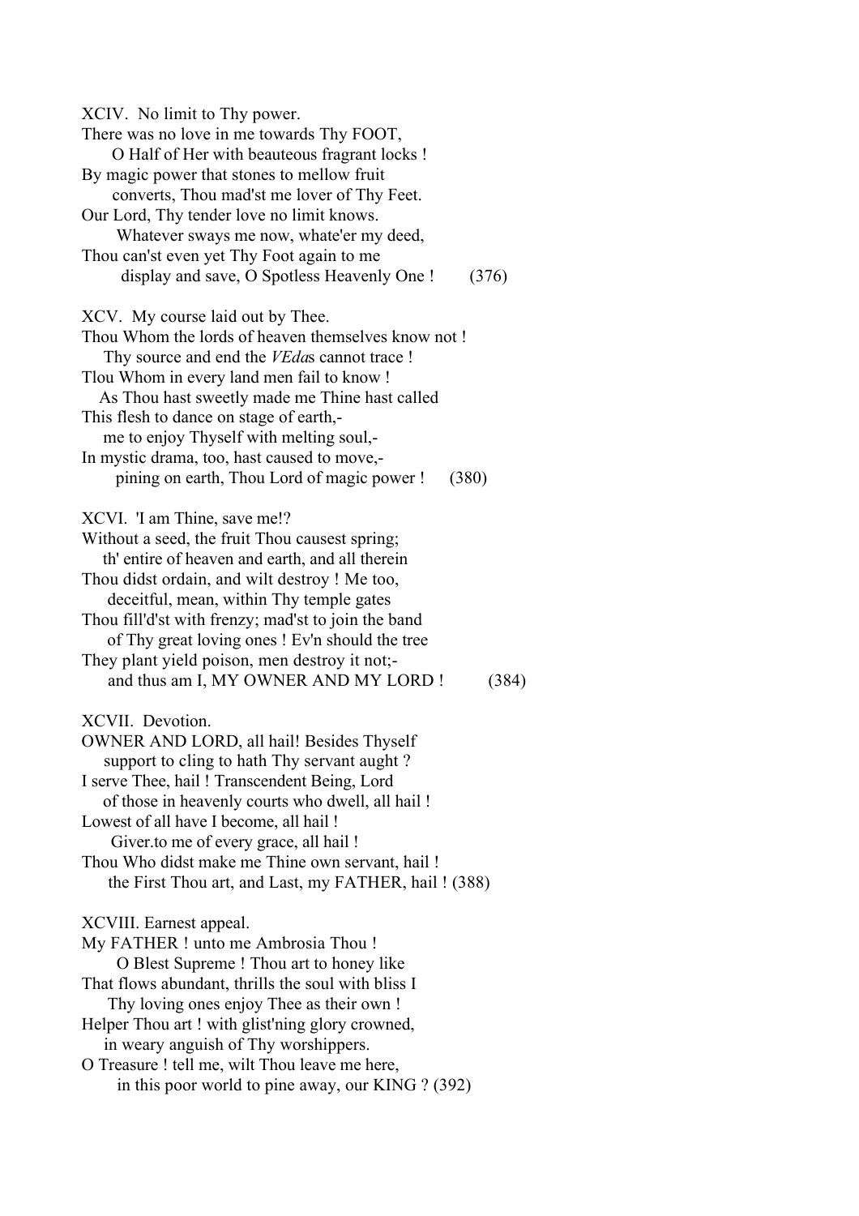XCIV. No limit to Thy power.

There was no love in me towards Thy FOOT,
O Half of Her with beauteous fragrant locks !
By magic power that stones to mellow fruit
converts, Thou mad'st me lover of Thy Feet.
Our Lord, Thy tender love no limit knows.
Whatever sways me now, whate'er my deed,
Thou can'st even yet Thy Foot again to me
display and save, O Spotless Heavenly One ! (376)

XCV. My course laid out by Thee.

Thou Whom the lords of heaven themselves know not !
Thy source and end the *VEda*s cannot trace !
Tlou Whom in every land men fail to know !
As Thou hast sweetly made me Thine hast called
This flesh to dance on stage of earth,-
me to enjoy Thyself with melting soul,-
In mystic drama, too, hast caused to move,-
pining on earth, Thou Lord of magic power ! (380)

XCVI. 'I am Thine, save me!?

Without a seed, the fruit Thou causest spring;
th' entire of heaven and earth, and all therein
Thou didst ordain, and wilt destroy ! Me too,
deceitful, mean, within Thy temple gates
Thou fill'd'st with frenzy; mad'st to join the band
of Thy great loving ones ! Ev'n should the tree
They plant yield poison, men destroy it not;-
and thus am I, MY OWNER AND MY LORD ! (384)

XCVII. Devotion.

OWNER AND LORD, all hail! Besides Thyself
support to cling to hath Thy servant aught ?
I serve Thee, hail ! Transcendent Being, Lord
of those in heavenly courts who dwell, all hail !
Lowest of all have I become, all hail !
Giver.to me of every grace, all hail !
Thou Who didst make me Thine own servant, hail !
the First Thou art, and Last, my FATHER, hail ! (388)

XCVIII. Earnest appeal.

My FATHER ! unto me Ambrosia Thou !
O Blest Supreme ! Thou art to honey like
That flows abundant, thrills the soul with bliss I
Thy loving ones enjoy Thee as their own !
Helper Thou art ! with glist'ning glory crowned,
in weary anguish of Thy worshippers.
O Treasure ! tell me, wilt Thou leave me here,
in this poor world to pine away, our KING ? (392)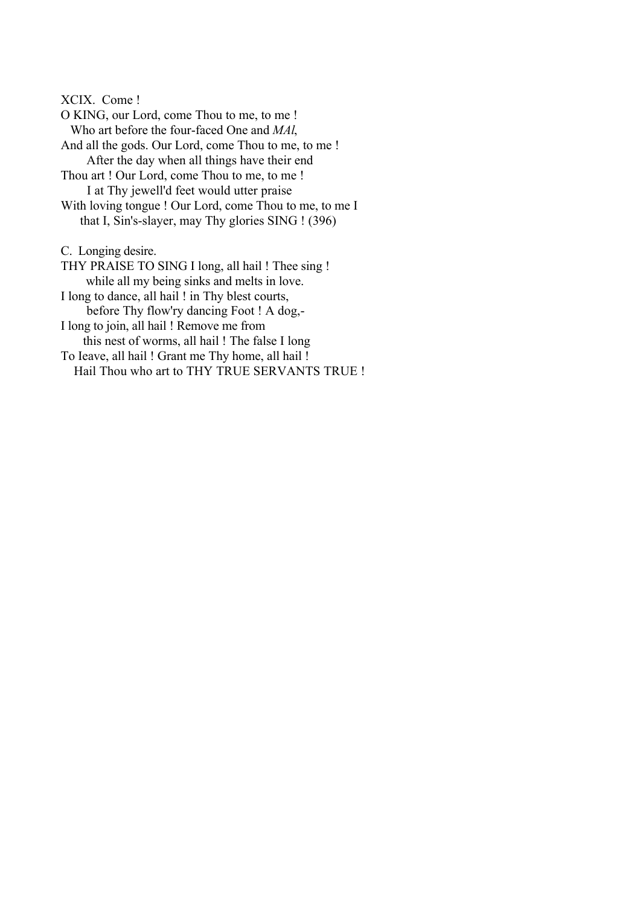XCIX. Come !

O KING, our Lord, come Thou to me, to me !
Who art before the four-faced One and *MAl*,
And all the gods. Our Lord, come Thou to me, to me !
After the day when all things have their end
Thou art ! Our Lord, come Thou to me, to me !
I at Thy jewell'd feet would utter praise
With loving tongue ! Our Lord, come Thou to me, to me I
that I, Sin's-slayer, may Thy glories SING ! (396)

C. Longing desire.

THY PRAISE TO SING I long, all hail ! Thee sing !
while all my being sinks and melts in love.
I long to dance, all hail ! in Thy blest courts,
before Thy flow'ry dancing Foot ! A dog,-
I long to join, all hail ! Remove me from
this nest of worms, all hail ! The false I long
To Ieave, all hail ! Grant me Thy home, all hail !
Hail Thou who art to THY TRUE SERVANTS TRUE !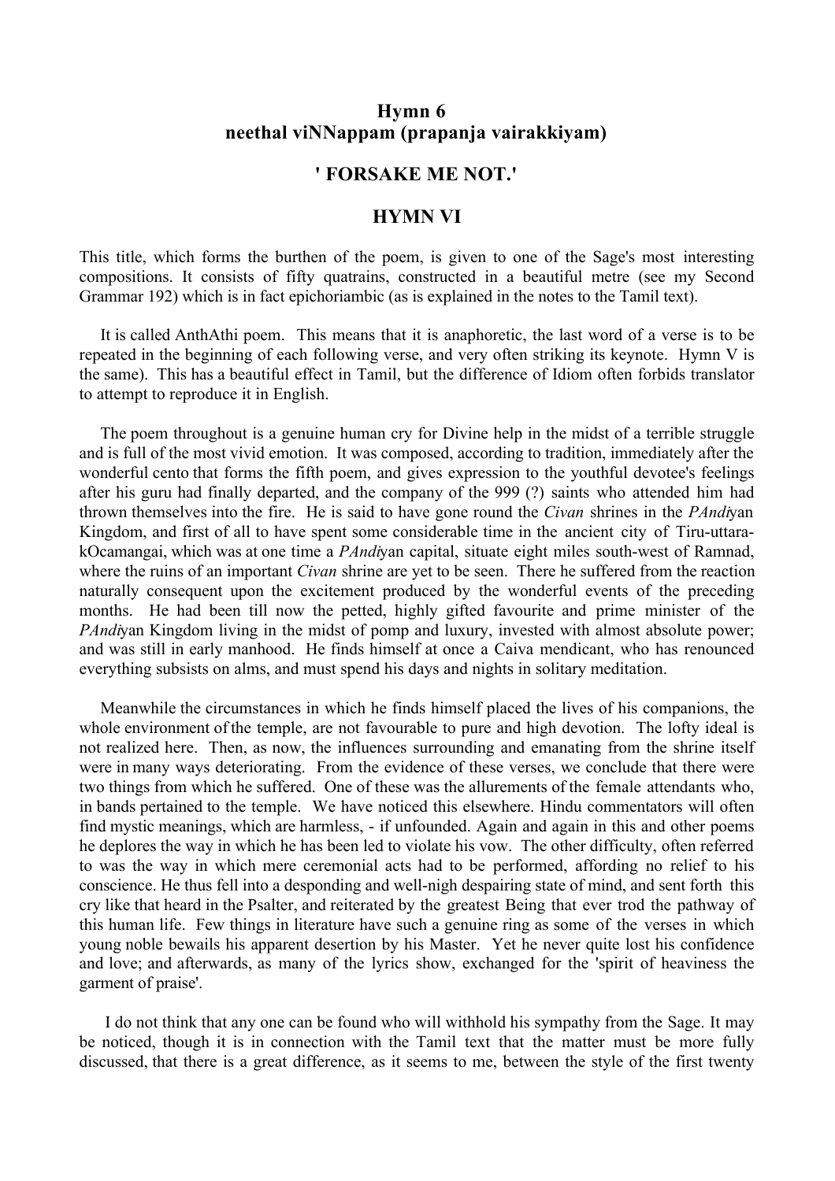## Hymn 6
## neethal viNNappam (prapanja vairakkiyam)

### ' FORSAKE ME NOT.'

### HYMN VI

This title, which forms the burthen of the poem, is given to one of the Sage's most interesting compositions. It consists of fifty quatrains, constructed in a beautiful metre (see my Second Grammar 192) which is in fact epichoriambic (as is explained in the notes to the Tamil text).

It is called AnthAthi poem. This means that it is anaphoretic, the last word of a verse is to be repeated in the beginning of each following verse, and very often striking its keynote. Hymn V is the same). This has a beautiful effect in Tamil, but the difference of Idiom often forbids translator to attempt to reproduce it in English.

The poem throughout is a genuine human cry for Divine help in the midst of a terrible struggle and is full of the most vivid emotion. It was composed, according to tradition, immediately after the wonderful cento that forms the fifth poem, and gives expression to the youthful devotee's feelings after his guru had finally departed, and the company of the 999 (?) saints who attended him had thrown themselves into the fire. He is said to have gone round the *Civan* shrines in the *PAndi*yan Kingdom, and first of all to have spent some considerable time in the ancient city of Tiru-uttara-kOcamangai, which was at one time a *PAndi*yan capital, situate eight miles south-west of Ramnad, where the ruins of an important *Civan* shrine are yet to be seen. There he suffered from the reaction naturally consequent upon the excitement produced by the wonderful events of the preceding months. He had been till now the petted, highly gifted favourite and prime minister of the *PAndi*yan Kingdom living in the midst of pomp and luxury, invested with almost absolute power; and was still in early manhood. He finds himself at once a Caiva mendicant, who has renounced everything subsists on alms, and must spend his days and nights in solitary meditation.

Meanwhile the circumstances in which he finds himself placed the lives of his companions, the whole environment of the temple, are not favourable to pure and high devotion. The lofty ideal is not realized here. Then, as now, the influences surrounding and emanating from the shrine itself were in many ways deteriorating. From the evidence of these verses, we conclude that there were two things from which he suffered. One of these was the allurements of the female attendants who, in bands pertained to the temple. We have noticed this elsewhere. Hindu commentators will often find mystic meanings, which are harmless, - if unfounded. Again and again in this and other poems he deplores the way in which he has been led to violate his vow. The other difficulty, often referred to was the way in which mere ceremonial acts had to be performed, affording no relief to his conscience. He thus fell into a desponding and well-nigh despairing state of mind, and sent forth this cry like that heard in the Psalter, and reiterated by the greatest Being that ever trod the pathway of this human life. Few things in literature have such a genuine ring as some of the verses in which young noble bewails his apparent desertion by his Master. Yet he never quite lost his confidence and love; and afterwards, as many of the lyrics show, exchanged for the 'spirit of heaviness the garment of praise'.

I do not think that any one can be found who will withhold his sympathy from the Sage. It may be noticed, though it is in connection with the Tamil text that the matter must be more fully discussed, that there is a great difference, as it seems to me, between the style of the first twenty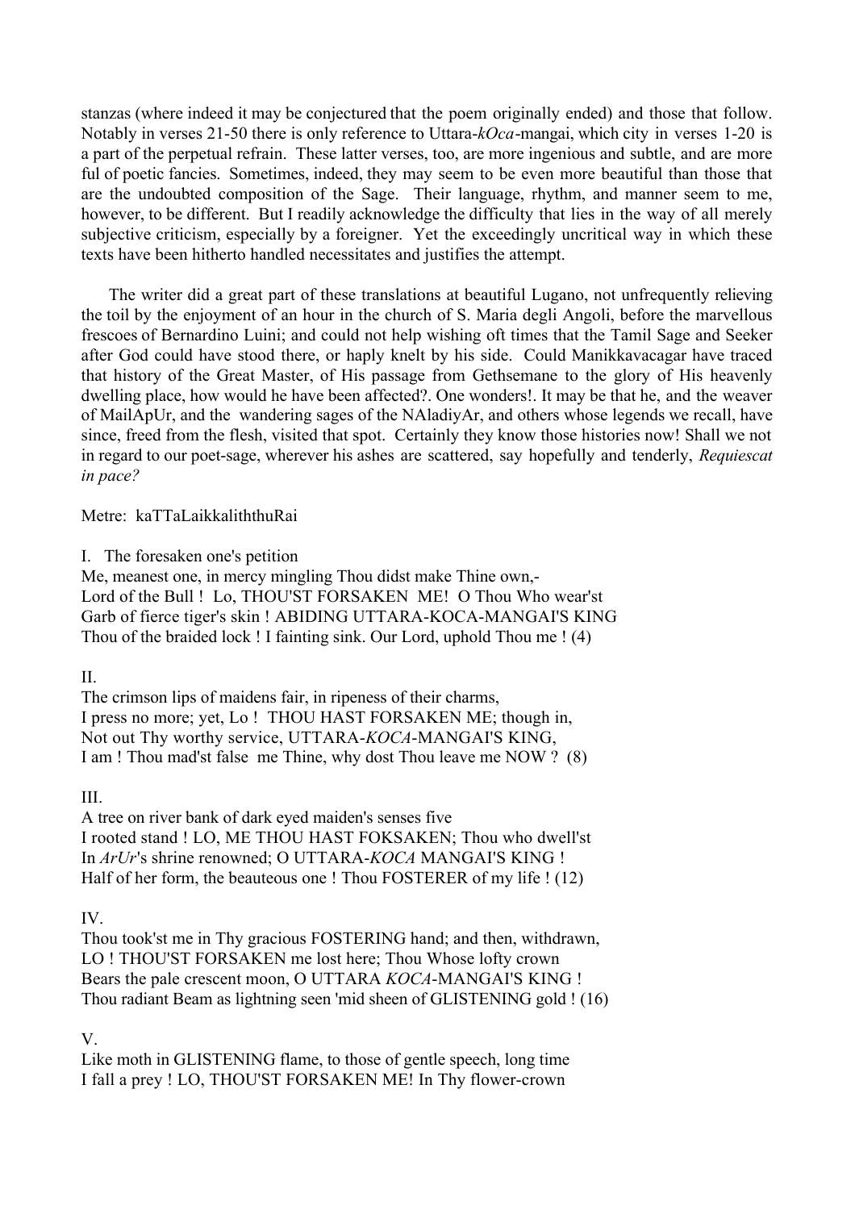stanzas (where indeed it may be conjectured that the poem originally ended) and those that follow. Notably in verses 21-50 there is only reference to Uttara-*kOca*-mangai, which city in verses 1-20 is a part of the perpetual refrain. These latter verses, too, are more ingenious and subtle, and are more ful of poetic fancies. Sometimes, indeed, they may seem to be even more beautiful than those that are the undoubted composition of the Sage. Their language, rhythm, and manner seem to me, however, to be different. But I readily acknowledge the difficulty that lies in the way of all merely subjective criticism, especially by a foreigner. Yet the exceedingly uncritical way in which these texts have been hitherto handled necessitates and justifies the attempt.

The writer did a great part of these translations at beautiful Lugano, not unfrequently relieving the toil by the enjoyment of an hour in the church of S. Maria degli Angoli, before the marvellous frescoes of Bernardino Luini; and could not help wishing oft times that the Tamil Sage and Seeker after God could have stood there, or haply knelt by his side. Could Manikkavacagar have traced that history of the Great Master, of His passage from Gethsemane to the glory of His heavenly dwelling place, how would he have been affected?. One wonders!. It may be that he, and the weaver of MailApUr, and the wandering sages of the NAladiyAr, and others whose legends we recall, have since, freed from the flesh, visited that spot. Certainly they know those histories now! Shall we not in regard to our poet-sage, wherever his ashes are scattered, say hopefully and tenderly, *Requiescat in pace?*

Metre: kaTTaLaikkaliththuRai

I. The foresaken one's petition

Me, meanest one, in mercy mingling Thou didst make Thine own,-
Lord of the Bull ! Lo, THOU'ST FORSAKEN ME! O Thou Who wear'st
Garb of fierce tiger's skin ! ABIDING UTTARA-KOCA-MANGAI'S KING
Thou of the braided lock ! I fainting sink. Our Lord, uphold Thou me ! (4)

II.

The crimson lips of maidens fair, in ripeness of their charms,
I press no more; yet, Lo ! THOU HAST FORSAKEN ME; though in,
Not out Thy worthy service, UTTARA-*KOCA*-MANGAI'S KING,
I am ! Thou mad'st false me Thine, why dost Thou leave me NOW ? (8)

III.

A tree on river bank of dark eyed maiden's senses five
I rooted stand ! LO, ME THOU HAST FOKSAKEN; Thou who dwell'st
In *ArUr*'s shrine renowned; O UTTARA-*KOCA* MANGAI'S KING !
Half of her form, the beauteous one ! Thou FOSTERER of my life ! (12)

IV.

Thou took'st me in Thy gracious FOSTERING hand; and then, withdrawn,
LO ! THOU'ST FORSAKEN me lost here; Thou Whose lofty crown
Bears the pale crescent moon, O UTTARA *KOCA*-MANGAI'S KING !
Thou radiant Beam as lightning seen 'mid sheen of GLISTENING gold ! (16)

V.

Like moth in GLISTENING flame, to those of gentle speech, long time
I fall a prey ! LO, THOU'ST FORSAKEN ME! In Thy flower-crown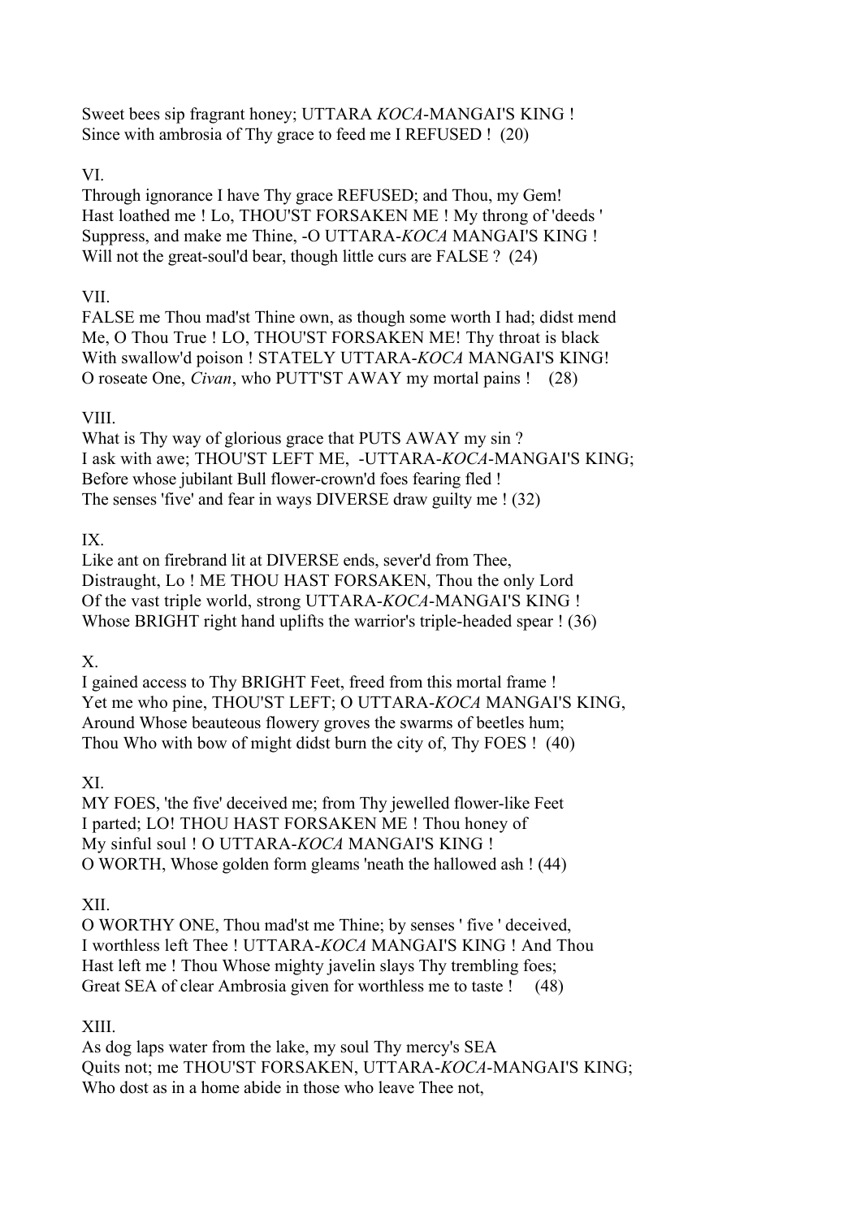Sweet bees sip fragrant honey; UTTARA *KOCA*-MANGAI'S KING !
Since with ambrosia of Thy grace to feed me I REFUSED ! (20)

VI.

Through ignorance I have Thy grace REFUSED; and Thou, my Gem!
Hast loathed me ! Lo, THOU'ST FORSAKEN ME ! My throng of 'deeds '
Suppress, and make me Thine, -O UTTARA-*KOCA* MANGAI'S KING !
Will not the great-soul'd bear, though little curs are FALSE ? (24)

VII.

FALSE me Thou mad'st Thine own, as though some worth I had; didst mend
Me, O Thou True ! LO, THOU'ST FORSAKEN ME! Thy throat is black
With swallow'd poison ! STATELY UTTARA-*KOCA* MANGAI'S KING!
O roseate One, *Civan*, who PUTT'ST AWAY my mortal pains ! (28)

VIII.

What is Thy way of glorious grace that PUTS AWAY my sin ?
I ask with awe; THOU'ST LEFT ME, -UTTARA-*KOCA*-MANGAI'S KING;
Before whose jubilant Bull flower-crown'd foes fearing fled !
The senses 'five' and fear in ways DIVERSE draw guilty me ! (32)

IX.

Like ant on firebrand lit at DIVERSE ends, sever'd from Thee,
Distraught, Lo ! ME THOU HAST FORSAKEN, Thou the only Lord
Of the vast triple world, strong UTTARA-*KOCA*-MANGAI'S KING !
Whose BRIGHT right hand uplifts the warrior's triple-headed spear ! (36)

X.

I gained access to Thy BRIGHT Feet, freed from this mortal frame !
Yet me who pine, THOU'ST LEFT; O UTTARA-*KOCA* MANGAI'S KING,
Around Whose beauteous flowery groves the swarms of beetles hum;
Thou Who with bow of might didst burn the city of, Thy FOES ! (40)

XI.

MY FOES, 'the five' deceived me; from Thy jewelled flower-like Feet
I parted; LO! THOU HAST FORSAKEN ME ! Thou honey of
My sinful soul ! O UTTARA-*KOCA* MANGAI'S KING !
O WORTH, Whose golden form gleams 'neath the hallowed ash ! (44)

XII.

O WORTHY ONE, Thou mad'st me Thine; by senses ' five ' deceived,
I worthless left Thee ! UTTARA-*KOCA* MANGAI'S KING ! And Thou
Hast left me ! Thou Whose mighty javelin slays Thy trembling foes;
Great SEA of clear Ambrosia given for worthless me to taste ! (48)

XIII.

As dog laps water from the lake, my soul Thy mercy's SEA
Quits not; me THOU'ST FORSAKEN, UTTARA-*KOCA*-MANGAI'S KING;
Who dost as in a home abide in those who leave Thee not,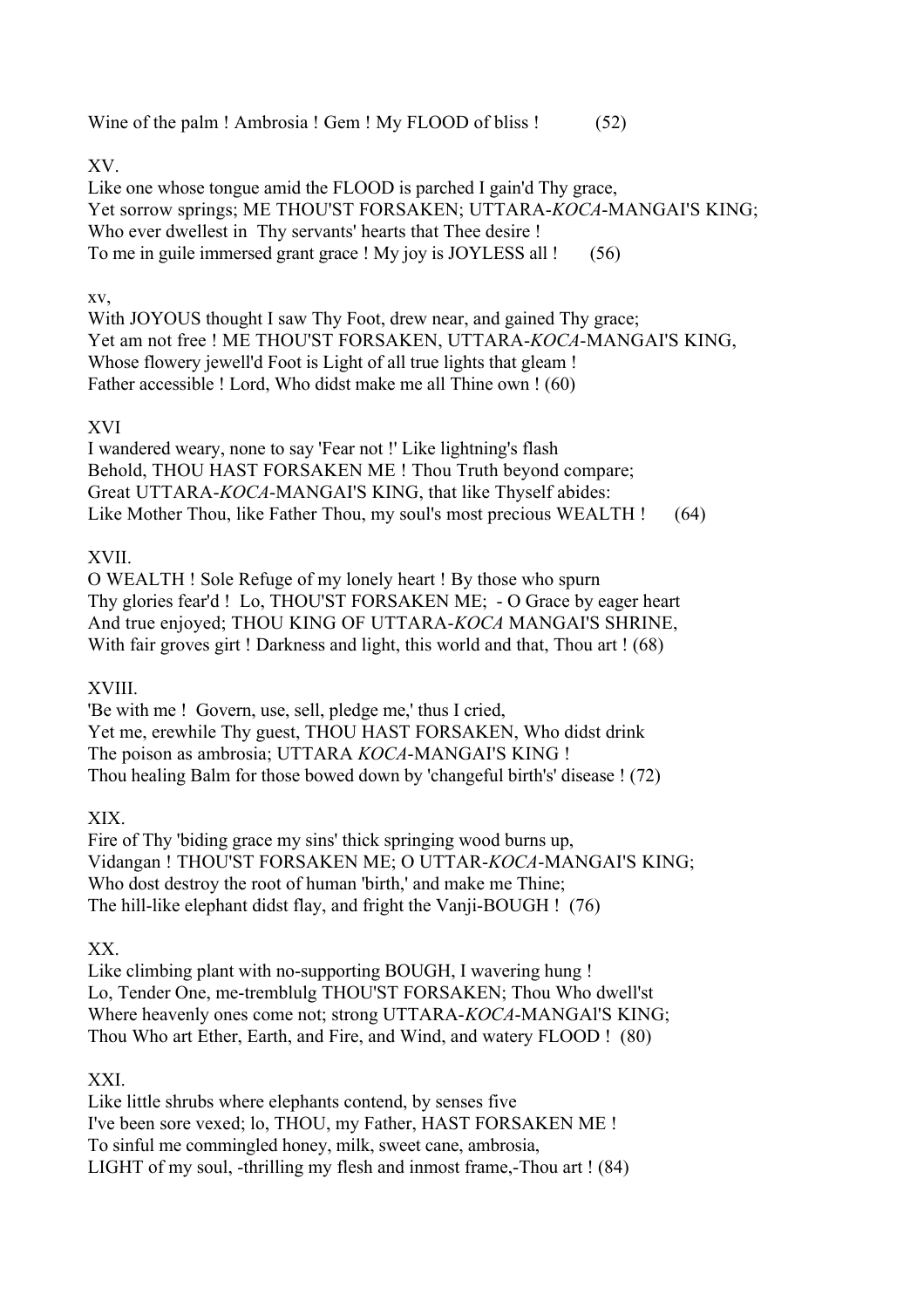Wine of the palm ! Ambrosia ! Gem ! My FLOOD of bliss ! (52)

XV.

Like one whose tongue amid the FLOOD is parched I gain'd Thy grace,
Yet sorrow springs; ME THOU'ST FORSAKEN; UTTARA-*KOCA*-MANGAI'S KING;
Who ever dwellest in Thy servants' hearts that Thee desire !
To me in guile immersed grant grace ! My joy is JOYLESS all ! (56)

xv,

With JOYOUS thought I saw Thy Foot, drew near, and gained Thy grace;
Yet am not free ! ME THOU'ST FORSAKEN, UTTARA-*KOCA*-MANGAI'S KING,
Whose flowery jewell'd Foot is Light of all true lights that gleam !
Father accessible ! Lord, Who didst make me all Thine own ! (60)

XVI

I wandered weary, none to say 'Fear not !' Like lightning's flash
Behold, THOU HAST FORSAKEN ME ! Thou Truth beyond compare;
Great UTTARA-*KOCA*-MANGAI'S KING, that like Thyself abides:
Like Mother Thou, like Father Thou, my soul's most precious WEALTH ! (64)

XVII.

O WEALTH ! Sole Refuge of my lonely heart ! By those who spurn
Thy glories fear'd ! Lo, THOU'ST FORSAKEN ME; - O Grace by eager heart
And true enjoyed; THOU KING OF UTTARA-*KOCA* MANGAI'S SHRINE,
With fair groves girt ! Darkness and light, this world and that, Thou art ! (68)

XVIII.

'Be with me ! Govern, use, sell, pledge me,' thus I cried,
Yet me, erewhile Thy guest, THOU HAST FORSAKEN, Who didst drink
The poison as ambrosia; UTTARA *KOCA*-MANGAI'S KING !
Thou healing Balm for those bowed down by 'changeful birth's' disease ! (72)

XIX.

Fire of Thy 'biding grace my sins' thick springing wood burns up,
Vidangan ! THOU'ST FORSAKEN ME; O UTTAR-*KOCA*-MANGAI'S KING;
Who dost destroy the root of human 'birth,' and make me Thine;
The hill-like elephant didst flay, and fright the Vanji-BOUGH ! (76)

XX.

Like climbing plant with no-supporting BOUGH, I wavering hung !
Lo, Tender One, me-tremblulg THOU'ST FORSAKEN; Thou Who dwell'st
Where heavenly ones come not; strong UTTARA-*KOCA*-MANGAl'S KING;
Thou Who art Ether, Earth, and Fire, and Wind, and watery FLOOD ! (80)

XXI.

Like little shrubs where elephants contend, by senses five
I've been sore vexed; lo, THOU, my Father, HAST FORSAKEN ME !
To sinful me commingled honey, milk, sweet cane, ambrosia,
LIGHT of my soul, -thrilling my flesh and inmost frame,-Thou art ! (84)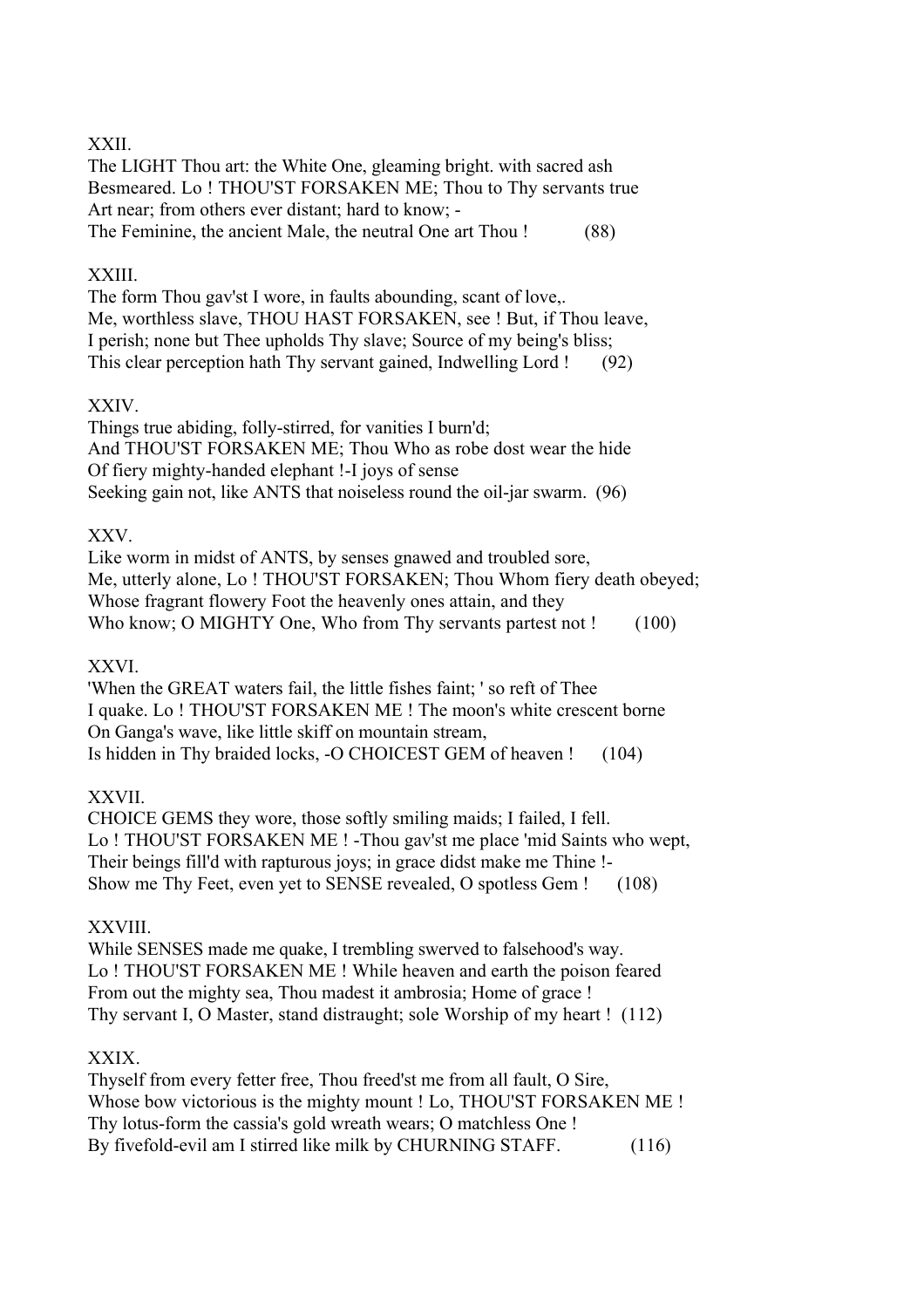XXII.

The LIGHT Thou art: the White One, gleaming bright. with sacred ash
Besmeared. Lo ! THOU'ST FORSAKEN ME; Thou to Thy servants true
Art near; from others ever distant; hard to know; -
The Feminine, the ancient Male, the neutral One art Thou ! (88)

XXIII.

The form Thou gav'st I wore, in faults abounding, scant of love,.
Me, worthless slave, THOU HAST FORSAKEN, see ! But, if Thou leave,
I perish; none but Thee upholds Thy slave; Source of my being's bliss;
This clear perception hath Thy servant gained, Indwelling Lord ! (92)

XXIV.

Things true abiding, folly-stirred, for vanities I burn'd;
And THOU'ST FORSAKEN ME; Thou Who as robe dost wear the hide
Of fiery mighty-handed elephant !-I joys of sense
Seeking gain not, like ANTS that noiseless round the oil-jar swarm. (96)

XXV.

Like worm in midst of ANTS, by senses gnawed and troubled sore,
Me, utterly alone, Lo ! THOU'ST FORSAKEN; Thou Whom fiery death obeyed;
Whose fragrant flowery Foot the heavenly ones attain, and they
Who know; O MIGHTY One, Who from Thy servants partest not ! (100)

XXVI.

'When the GREAT waters fail, the little fishes faint; ' so reft of Thee
I quake. Lo ! THOU'ST FORSAKEN ME ! The moon's white crescent borne
On Ganga's wave, like little skiff on mountain stream,
Is hidden in Thy braided locks, -O CHOICEST GEM of heaven ! (104)

XXVII.

CHOICE GEMS they wore, those softly smiling maids; I failed, I fell.
Lo ! THOU'ST FORSAKEN ME ! -Thou gav'st me place 'mid Saints who wept,
Their beings fill'd with rapturous joys; in grace didst make me Thine !-
Show me Thy Feet, even yet to SENSE revealed, O spotless Gem ! (108)

XXVIII.

While SENSES made me quake, I trembling swerved to falsehood's way.
Lo ! THOU'ST FORSAKEN ME ! While heaven and earth the poison feared
From out the mighty sea, Thou madest it ambrosia; Home of grace !
Thy servant I, O Master, stand distraught; sole Worship of my heart ! (112)

XXIX.

Thyself from every fetter free, Thou freed'st me from all fault, O Sire,
Whose bow victorious is the mighty mount ! Lo, THOU'ST FORSAKEN ME !
Thy lotus-form the cassia's gold wreath wears; O matchless One !
By fivefold-evil am I stirred like milk by CHURNING STAFF. (116)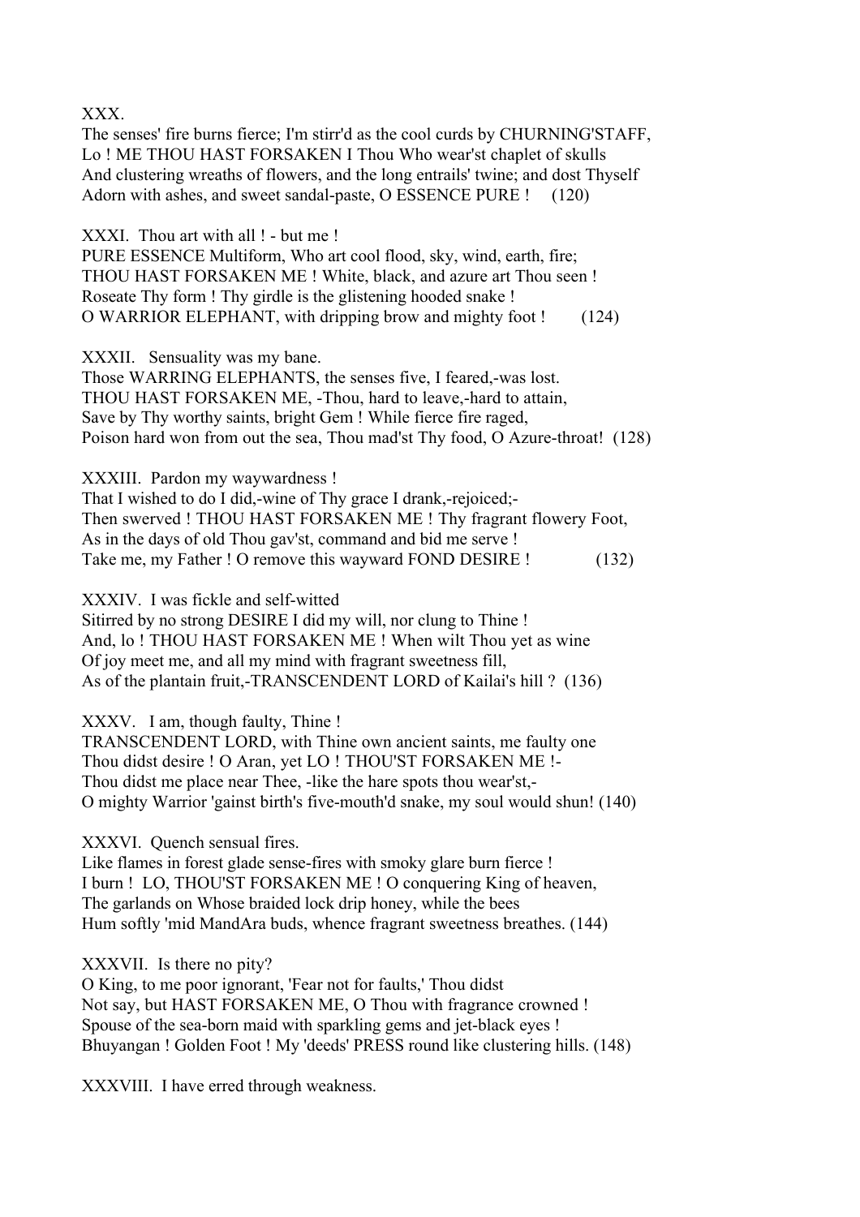XXX.
The senses' fire burns fierce; I'm stirr'd as the cool curds by CHURNING'STAFF,
Lo ! ME THOU HAST FORSAKEN I Thou Who wear'st chaplet of skulls
And clustering wreaths of flowers, and the long entrails' twine; and dost Thyself
Adorn with ashes, and sweet sandal-paste, O ESSENCE PURE ! (120)

XXXI. Thou art with all ! - but me !
PURE ESSENCE Multiform, Who art cool flood, sky, wind, earth, fire;
THOU HAST FORSAKEN ME ! White, black, and azure art Thou seen !
Roseate Thy form ! Thy girdle is the glistening hooded snake !
O WARRIOR ELEPHANT, with dripping brow and mighty foot ! (124)

XXXII. Sensuality was my bane.
Those WARRING ELEPHANTS, the senses five, I feared,-was lost.
THOU HAST FORSAKEN ME, -Thou, hard to leave,-hard to attain,
Save by Thy worthy saints, bright Gem ! While fierce fire raged,
Poison hard won from out the sea, Thou mad'st Thy food, O Azure-throat! (128)

XXXIII. Pardon my waywardness !
That I wished to do I did,-wine of Thy grace I drank,-rejoiced;-
Then swerved ! THOU HAST FORSAKEN ME ! Thy fragrant flowery Foot,
As in the days of old Thou gav'st, command and bid me serve !
Take me, my Father ! O remove this wayward FOND DESIRE ! (132)

XXXIV. I was fickle and self-witted
Sitirred by no strong DESIRE I did my will, nor clung to Thine !
And, lo ! THOU HAST FORSAKEN ME ! When wilt Thou yet as wine
Of joy meet me, and all my mind with fragrant sweetness fill,
As of the plantain fruit,-TRANSCENDENT LORD of Kailai's hill ? (136)

XXXV. I am, though faulty, Thine !
TRANSCENDENT LORD, with Thine own ancient saints, me faulty one
Thou didst desire ! O Aran, yet LO ! THOU'ST FORSAKEN ME !-
Thou didst me place near Thee, -like the hare spots thou wear'st,-
O mighty Warrior 'gainst birth's five-mouth'd snake, my soul would shun! (140)

XXXVI. Quench sensual fires.
Like flames in forest glade sense-fires with smoky glare burn fierce !
I burn ! LO, THOU'ST FORSAKEN ME ! O conquering King of heaven,
The garlands on Whose braided lock drip honey, while the bees
Hum softly 'mid MandAra buds, whence fragrant sweetness breathes. (144)

XXXVII. Is there no pity?
O King, to me poor ignorant, 'Fear not for faults,' Thou didst
Not say, but HAST FORSAKEN ME, O Thou with fragrance crowned !
Spouse of the sea-born maid with sparkling gems and jet-black eyes !
Bhuyangan ! Golden Foot ! My 'deeds' PRESS round like clustering hills. (148)

XXXVIII. I have erred through weakness.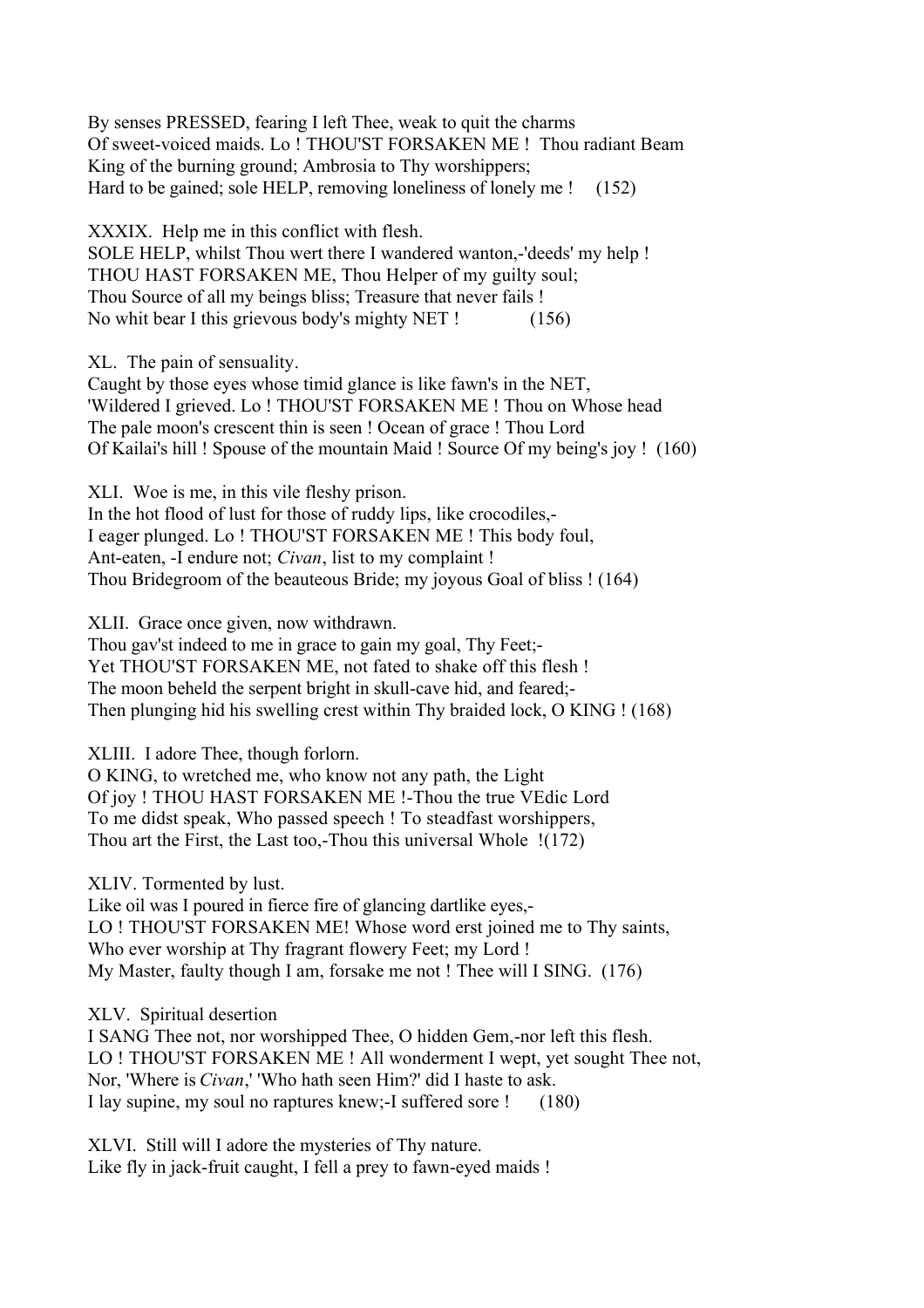By senses PRESSED, fearing I left Thee, weak to quit the charms
Of sweet-voiced maids. Lo ! THOU'ST FORSAKEN ME ! Thou radiant Beam
King of the burning ground; Ambrosia to Thy worshippers;
Hard to be gained; sole HELP, removing loneliness of lonely me ! (152)

XXXIX. Help me in this conflict with flesh.
SOLE HELP, whilst Thou wert there I wandered wanton,-'deeds' my help !
THOU HAST FORSAKEN ME, Thou Helper of my guilty soul;
Thou Source of all my beings bliss; Treasure that never fails !
No whit bear I this grievous body's mighty NET ! (156)

XL. The pain of sensuality.
Caught by those eyes whose timid glance is like fawn's in the NET,
'Wildered I grieved. Lo ! THOU'ST FORSAKEN ME ! Thou on Whose head
The pale moon's crescent thin is seen ! Ocean of grace ! Thou Lord
Of Kailai's hill ! Spouse of the mountain Maid ! Source Of my being's joy ! (160)

XLI. Woe is me, in this vile fleshy prison.
In the hot flood of lust for those of ruddy lips, like crocodiles,-
I eager plunged. Lo ! THOU'ST FORSAKEN ME ! This body foul,
Ant-eaten, -I endure not; *Civan*, list to my complaint !
Thou Bridegroom of the beauteous Bride; my joyous Goal of bliss ! (164)

XLII. Grace once given, now withdrawn.
Thou gav'st indeed to me in grace to gain my goal, Thy Feet;-
Yet THOU'ST FORSAKEN ME, not fated to shake off this flesh !
The moon beheld the serpent bright in skull-cave hid, and feared;-
Then plunging hid his swelling crest within Thy braided lock, O KING ! (168)

XLIII. I adore Thee, though forlorn.
O KING, to wretched me, who know not any path, the Light
Of joy ! THOU HAST FORSAKEN ME !-Thou the true VEdic Lord
To me didst speak, Who passed speech ! To steadfast worshippers,
Thou art the First, the Last too,-Thou this universal Whole !(172)

XLIV. Tormented by lust.
Like oil was I poured in fierce fire of glancing dartlike eyes,-
LO ! THOU'ST FORSAKEN ME! Whose word erst joined me to Thy saints,
Who ever worship at Thy fragrant flowery Feet; my Lord !
My Master, faulty though I am, forsake me not ! Thee will I SING. (176)

XLV. Spiritual desertion
I SANG Thee not, nor worshipped Thee, O hidden Gem,-nor left this flesh.
LO ! THOU'ST FORSAKEN ME ! All wonderment I wept, yet sought Thee not,
Nor, 'Where is *Civan*,' 'Who hath seen Him?' did I haste to ask.
I lay supine, my soul no raptures knew;-I suffered sore ! (180)

XLVI. Still will I adore the mysteries of Thy nature.
Like fly in jack-fruit caught, I fell a prey to fawn-eyed maids !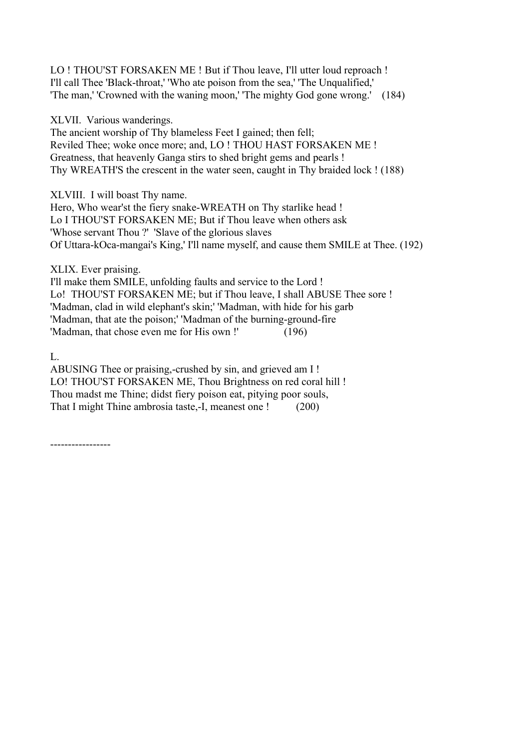LO ! THOU'ST FORSAKEN ME ! But if Thou leave, I'll utter loud reproach !
I'll call Thee 'Black-throat,' 'Who ate poison from the sea,' 'The Unqualified,'
'The man,' 'Crowned with the waning moon,' 'The mighty God gone wrong.'    (184)

XLVII.  Various wanderings.
The ancient worship of Thy blameless Feet I gained; then fell;
Reviled Thee; woke once more; and, LO ! THOU HAST FORSAKEN ME !
Greatness, that heavenly Ganga stirs to shed bright gems and pearls !
Thy WREATH'S the crescent in the water seen, caught in Thy braided lock ! (188)

XLVIII.  I will boast Thy name.
Hero, Who wear'st the fiery snake-WREATH on Thy starlike head !
Lo I THOU'ST FORSAKEN ME; But if Thou leave when others ask
'Whose servant Thou ?'  'Slave of the glorious slaves
Of Uttara-kOca-mangai's King,' I'll name myself, and cause them SMILE at Thee. (192)

XLIX. Ever praising.
I'll make them SMILE, unfolding faults and service to the Lord !
Lo!  THOU'ST FORSAKEN ME; but if Thou leave, I shall ABUSE Thee sore !
'Madman, clad in wild elephant's skin;' 'Madman, with hide for his garb
'Madman, that ate the poison;' 'Madman of the burning-ground-fire
'Madman, that chose even me for His own !'              (196)

L.
ABUSING Thee or praising,-crushed by sin, and grieved am I !
LO! THOU'ST FORSAKEN ME, Thou Brightness on red coral hill !
Thou madst me Thine; didst fiery poison eat, pitying poor souls,
That I might Thine ambrosia taste,-I, meanest one !         (200)

-----------------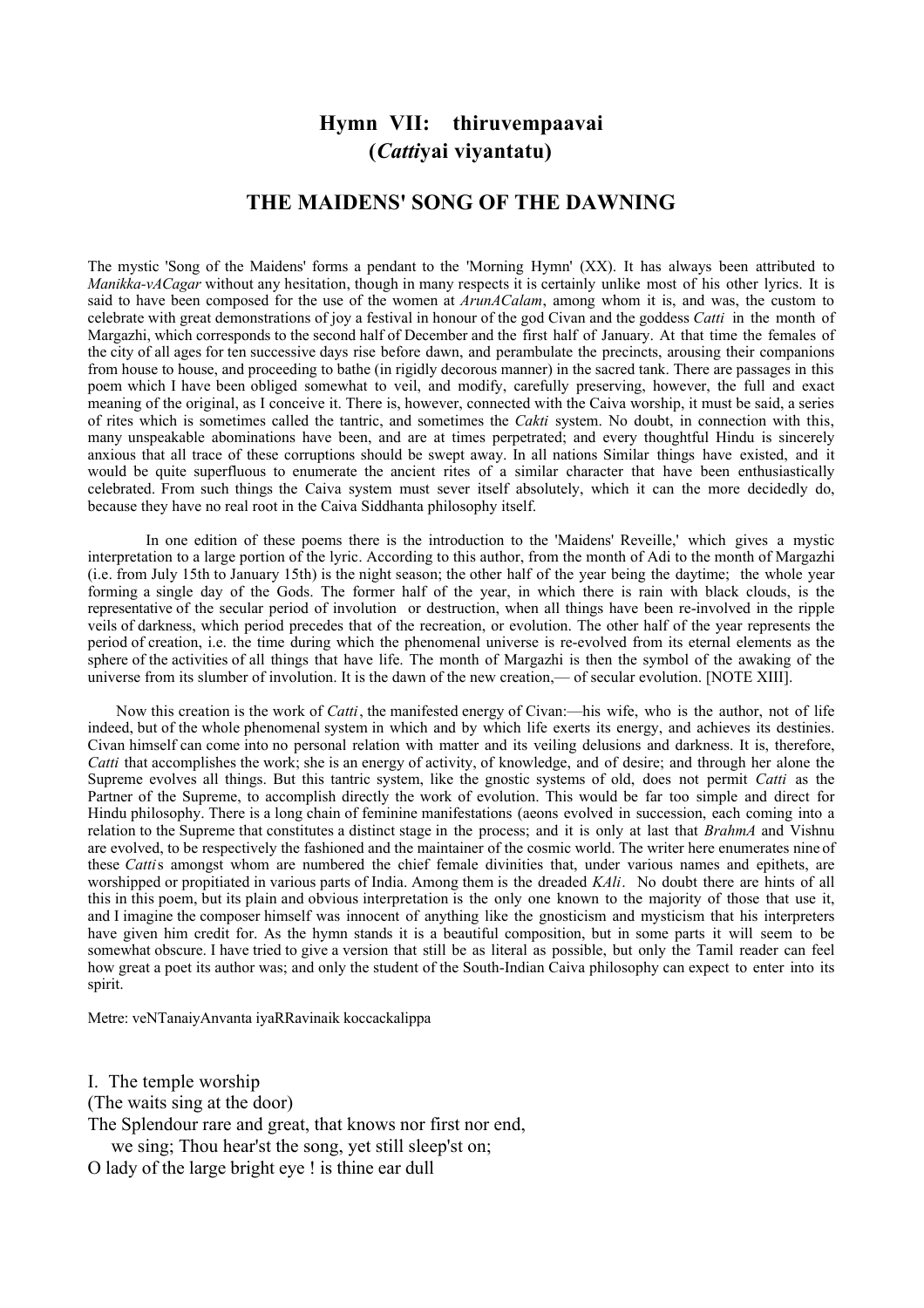# Hymn VII: thiruvempaavai
# (*Catti*yai viyantatu)

## THE MAIDENS' SONG OF THE DAWNING

The mystic 'Song of the Maidens' forms a pendant to the 'Morning Hymn' (XX). It has always been attributed to *Manikka-vACagar* without any hesitation, though in many respects it is certainly unlike most of his other lyrics. It is said to have been composed for the use of the women at *ArunACalam*, among whom it is, and was, the custom to celebrate with great demonstrations of joy a festival in honour of the god Civan and the goddess *Catti* in the month of Margazhi, which corresponds to the second half of December and the first half of January. At that time the females of the city of all ages for ten successive days rise before dawn, and perambulate the precincts, arousing their companions from house to house, and proceeding to bathe (in rigidly decorous manner) in the sacred tank. There are passages in this poem which I have been obliged somewhat to veil, and modify, carefully preserving, however, the full and exact meaning of the original, as I conceive it. There is, however, connected with the Caiva worship, it must be said, a series of rites which is sometimes called the tantric, and sometimes the *Cakti* system. No doubt, in connection with this, many unspeakable abominations have been, and are at times perpetrated; and every thoughtful Hindu is sincerely anxious that all trace of these corruptions should be swept away. In all nations Similar things have existed, and it would be quite superfluous to enumerate the ancient rites of a similar character that have been enthusiastically celebrated. From such things the Caiva system must sever itself absolutely, which it can the more decidedly do, because they have no real root in the Caiva Siddhanta philosophy itself.

In one edition of these poems there is the introduction to the 'Maidens' Reveille,' which gives a mystic interpretation to a large portion of the lyric. According to this author, from the month of Adi to the month of Margazhi (i.e. from July 15th to January 15th) is the night season; the other half of the year being the daytime; the whole year forming a single day of the Gods. The former half of the year, in which there is rain with black clouds, is the representative of the secular period of involution or destruction, when all things have been re-involved in the ripple veils of darkness, which period precedes that of the recreation, or evolution. The other half of the year represents the period of creation, i.e. the time during which the phenomenal universe is re-evolved from its eternal elements as the sphere of the activities of all things that have life. The month of Margazhi is then the symbol of the awaking of the universe from its slumber of involution. It is the dawn of the new creation,— of secular evolution. [NOTE XIII].

Now this creation is the work of *Catti*, the manifested energy of Civan:—his wife, who is the author, not of life indeed, but of the whole phenomenal system in which and by which life exerts its energy, and achieves its destinies. Civan himself can come into no personal relation with matter and its veiling delusions and darkness. It is, therefore, *Catti* that accomplishes the work; she is an energy of activity, of knowledge, and of desire; and through her alone the Supreme evolves all things. But this tantric system, like the gnostic systems of old, does not permit *Catti* as the Partner of the Supreme, to accomplish directly the work of evolution. This would be far too simple and direct for Hindu philosophy. There is a long chain of feminine manifestations (aeons evolved in succession, each coming into a relation to the Supreme that constitutes a distinct stage in the process; and it is only at last that *BrahmA* and Vishnu are evolved, to be respectively the fashioned and the maintainer of the cosmic world. The writer here enumerates nine of these *Catti*s amongst whom are numbered the chief female divinities that, under various names and epithets, are worshipped or propitiated in various parts of India. Among them is the dreaded *KAli*. No doubt there are hints of all this in this poem, but its plain and obvious interpretation is the only one known to the majority of those that use it, and I imagine the composer himself was innocent of anything like the gnosticism and mysticism that his interpreters have given him credit for. As the hymn stands it is a beautiful composition, but in some parts it will seem to be somewhat obscure. I have tried to give a version that still be as literal as possible, but only the Tamil reader can feel how great a poet its author was; and only the student of the South-Indian Caiva philosophy can expect to enter into its spirit.

Metre: veNTanaiyAnvanta iyaRRavinaik koccackalippa

I. The temple worship
(The waits sing at the door)
The Splendour rare and great, that knows nor first nor end,
we sing; Thou hear'st the song, yet still sleep'st on;
O lady of the large bright eye ! is thine ear dull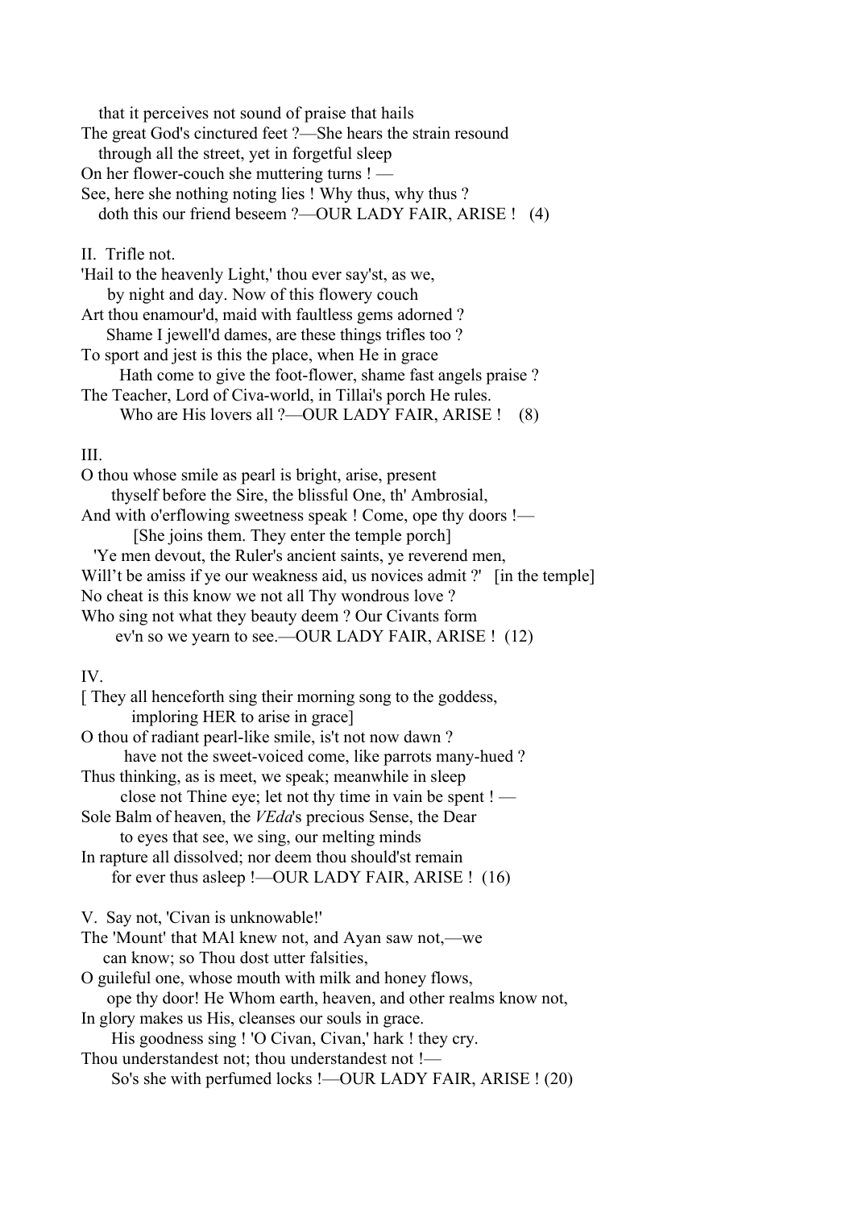that it perceives not sound of praise that hails  
The great God's cinctured feet ?—She hears the strain resound  
through all the street, yet in forgetful sleep  
On her flower-couch she muttering turns ! —  
See, here she nothing noting lies ! Why thus, why thus ?  
doth this our friend beseem ?—OUR LADY FAIR, ARISE !   (4)

II.  Trifle not.

'Hail to the heavenly Light,' thou ever say'st, as we,  
by night and day. Now of this flowery couch  
Art thou enamour'd, maid with faultless gems adorned ?  
Shame I jewell'd dames, are these things trifles too ?  
To sport and jest is this the place, when He in grace  
Hath come to give the foot-flower, shame fast angels praise ?  
The Teacher, Lord of Civa-world, in Tillai's porch He rules.  
Who are His lovers all ?—OUR LADY FAIR, ARISE !   (8)

III.

O thou whose smile as pearl is bright, arise, present  
thyself before the Sire, the blissful One, th' Ambrosial,  
And with o'erflowing sweetness speak ! Come, ope thy doors !—  
[She joins them. They enter the temple porch]  
'Ye men devout, the Ruler's ancient saints, ye reverend men,  
Will't be amiss if ye our weakness aid, us novices admit ?'   [in the temple]  
No cheat is this know we not all Thy wondrous love ?  
Who sing not what they beauty deem ? Our Civants form  
ev'n so we yearn to see.—OUR LADY FAIR, ARISE !  (12)

IV.

[ They all henceforth sing their morning song to the goddess,  
imploring HER to arise in grace]  
O thou of radiant pearl-like smile, is't not now dawn ?  
have not the sweet-voiced come, like parrots many-hued ?  
Thus thinking, as is meet, we speak; meanwhile in sleep  
close not Thine eye; let not thy time in vain be spent ! —  
Sole Balm of heaven, the *VEda*'s precious Sense, the Dear  
to eyes that see, we sing, our melting minds  
In rapture all dissolved; nor deem thou should'st remain  
for ever thus asleep !—OUR LADY FAIR, ARISE !  (16)

V.  Say not, 'Civan is unknowable!'

The 'Mount' that MAl knew not, and Ayan saw not,—we  
can know; so Thou dost utter falsities,  
O guileful one, whose mouth with milk and honey flows,  
ope thy door! He Whom earth, heaven, and other realms know not,  
In glory makes us His, cleanses our souls in grace.  
His goodness sing ! 'O Civan, Civan,' hark ! they cry.  
Thou understandest not; thou understandest not !—  
So's she with perfumed locks !—OUR LADY FAIR, ARISE ! (20)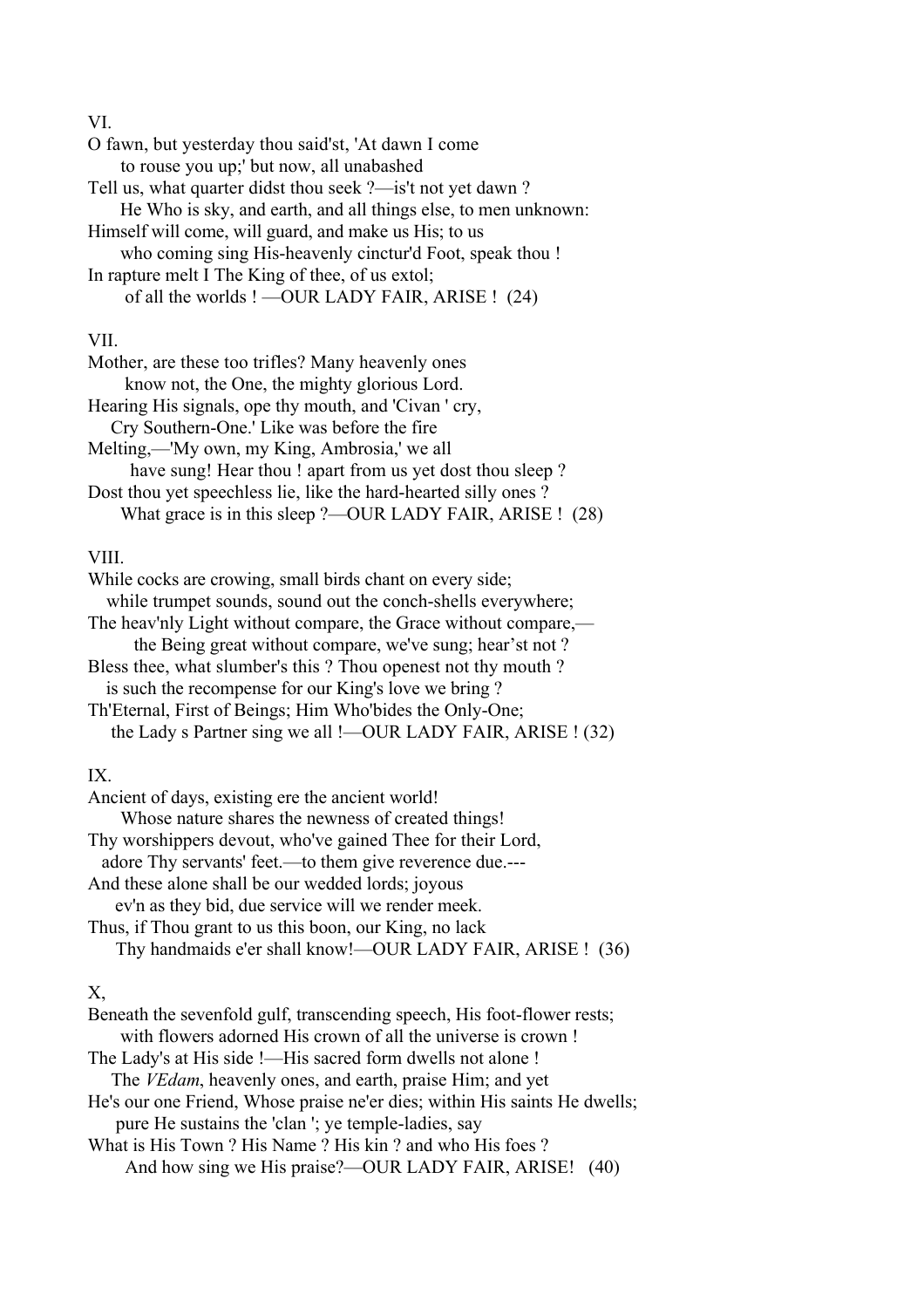VI.

O fawn, but yesterday thou said'st, 'At dawn I come
to rouse you up;' but now, all unabashed
Tell us, what quarter didst thou seek ?—is't not yet dawn ?
He Who is sky, and earth, and all things else, to men unknown:
Himself will come, will guard, and make us His; to us
who coming sing His-heavenly cinctur'd Foot, speak thou !
In rapture melt I The King of thee, of us extol;
of all the worlds ! —OUR LADY FAIR, ARISE ! (24)

VII.

Mother, are these too trifles? Many heavenly ones
know not, the One, the mighty glorious Lord.
Hearing His signals, ope thy mouth, and 'Civan ' cry,
Cry Southern-One.' Like was before the fire
Melting,—'My own, my King, Ambrosia,' we all
have sung! Hear thou ! apart from us yet dost thou sleep ?
Dost thou yet speechless lie, like the hard-hearted silly ones ?
What grace is in this sleep ?—OUR LADY FAIR, ARISE ! (28)

VIII.

While cocks are crowing, small birds chant on every side;
while trumpet sounds, sound out the conch-shells everywhere;
The heav'nly Light without compare, the Grace without compare,—
the Being great without compare, we've sung; hear'st not ?
Bless thee, what slumber's this ? Thou openest not thy mouth ?
is such the recompense for our King's love we bring ?
Th'Eternal, First of Beings; Him Who'bides the Only-One;
the Lady s Partner sing we all !—OUR LADY FAIR, ARISE ! (32)

IX.

Ancient of days, existing ere the ancient world!
Whose nature shares the newness of created things!
Thy worshippers devout, who've gained Thee for their Lord,
adore Thy servants' feet.—to them give reverence due.---
And these alone shall be our wedded lords; joyous
ev'n as they bid, due service will we render meek.
Thus, if Thou grant to us this boon, our King, no lack
Thy handmaids e'er shall know!—OUR LADY FAIR, ARISE ! (36)

X,

Beneath the sevenfold gulf, transcending speech, His foot-flower rests;
with flowers adorned His crown of all the universe is crown !
The Lady's at His side !—His sacred form dwells not alone !
The *VEdam*, heavenly ones, and earth, praise Him; and yet
He's our one Friend, Whose praise ne'er dies; within His saints He dwells;
pure He sustains the 'clan '; ye temple-ladies, say
What is His Town ? His Name ? His kin ? and who His foes ?
And how sing we His praise?—OUR LADY FAIR, ARISE! (40)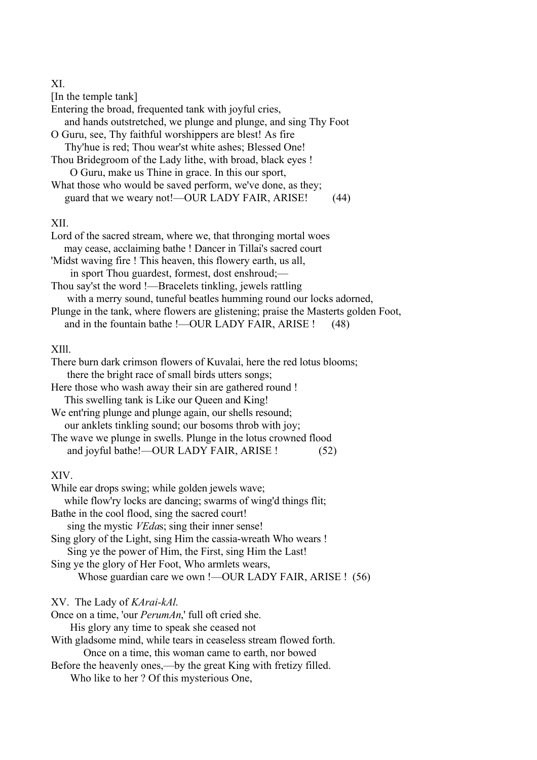XI.

[In the temple tank]

Entering the broad, frequented tank with joyful cries,
and hands outstretched, we plunge and plunge, and sing Thy Foot
O Guru, see, Thy faithful worshippers are blest! As fire
Thy'hue is red; Thou wear'st white ashes; Blessed One!
Thou Bridegroom of the Lady lithe, with broad, black eyes !
O Guru, make us Thine in grace. In this our sport,
What those who would be saved perform, we've done, as they;
guard that we weary not!—OUR LADY FAIR, ARISE! (44)

XII.

Lord of the sacred stream, where we, that thronging mortal woes
may cease, acclaiming bathe ! Dancer in Tillai's sacred court
'Midst waving fire ! This heaven, this flowery earth, us all,
in sport Thou guardest, formest, dost enshroud;—
Thou say'st the word !—Bracelets tinkling, jewels rattling
with a merry sound, tuneful beatles humming round our locks adorned,
Plunge in the tank, where flowers are glistening; praise the Masterts golden Foot,
and in the fountain bathe !—OUR LADY FAIR, ARISE ! (48)

XIll.

There burn dark crimson flowers of Kuvalai, here the red lotus blooms;
there the bright race of small birds utters songs;
Here those who wash away their sin are gathered round !
This swelling tank is Like our Queen and King!
We ent'ring plunge and plunge again, our shells resound;
our anklets tinkling sound; our bosoms throb with joy;
The wave we plunge in swells. Plunge in the lotus crowned flood
and joyful bathe!—OUR LADY FAIR, ARISE ! (52)

XIV.

While ear drops swing; while golden jewels wave;
while flow'ry locks are dancing; swarms of wing'd things flit;
Bathe in the cool flood, sing the sacred court!
sing the mystic *VEda*s; sing their inner sense!
Sing glory of the Light, sing Him the cassia-wreath Who wears !
Sing ye the power of Him, the First, sing Him the Last!
Sing ye the glory of Her Foot, Who armlets wears,
Whose guardian care we own !—OUR LADY FAIR, ARISE ! (56)

XV. The Lady of *KArai-kAl.*

Once on a time, 'our *PerumAn*,' full oft cried she.
His glory any time to speak she ceased not
With gladsome mind, while tears in ceaseless stream flowed forth.
Once on a time, this woman came to earth, nor bowed
Before the heavenly ones,—by the great King with fretizy filled.
Who like to her ? Of this mysterious One,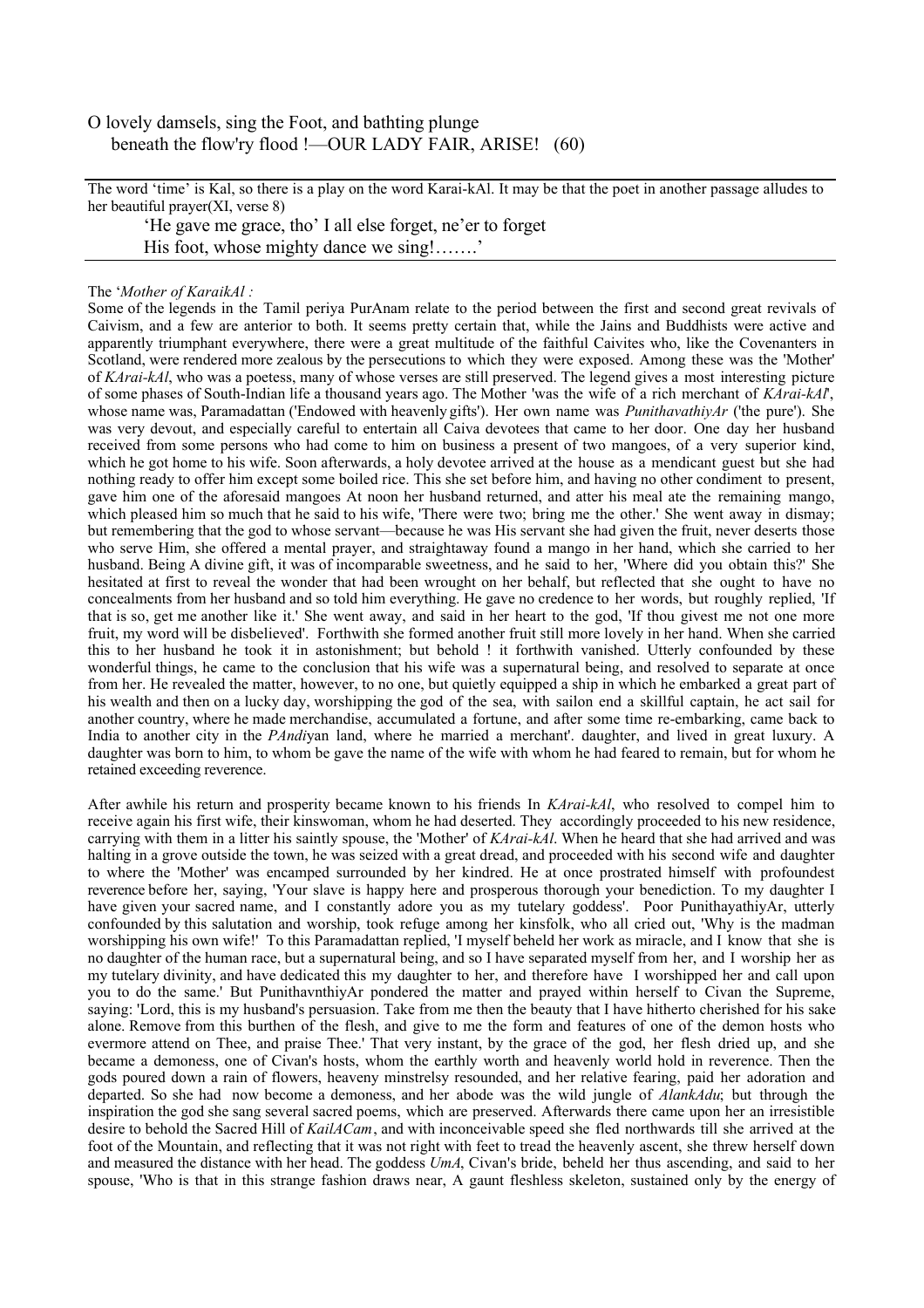O lovely damsels, sing the Foot, and bathting plunge
beneath the flow'ry flood !—OUR LADY FAIR, ARISE! (60)

---

The word 'time' is Kal, so there is a play on the word Karai-kAl. It may be that the poet in another passage alludes to her beautiful prayer(XI, verse 8)

'He gave me grace, tho' I all else forget, ne'er to forget
His foot, whose mighty dance we sing!…….'

---

The '*Mother of KaraikAl :*

Some of the legends in the Tamil periya PurAnam relate to the period between the first and second great revivals of Caivism, and a few are anterior to both. It seems pretty certain that, while the Jains and Buddhists were active and apparently triumphant everywhere, there were a great multitude of the faithful Caivites who, like the Covenanters in Scotland, were rendered more zealous by the persecutions to which they were exposed. Among these was the 'Mother' of *KArai-kAl*, who was a poetess, many of whose verses are still preserved. The legend gives a most interesting picture of some phases of South-Indian life a thousand years ago. The Mother 'was the wife of a rich merchant of *KArai-kAl*', whose name was, Paramadattan ('Endowed with heavenly gifts'). Her own name was *PunithavathiyAr* ('the pure'). She was very devout, and especially careful to entertain all Caiva devotees that came to her door. One day her husband received from some persons who had come to him on business a present of two mangoes, of a very superior kind, which he got home to his wife. Soon afterwards, a holy devotee arrived at the house as a mendicant guest but she had nothing ready to offer him except some boiled rice. This she set before him, and having no other condiment to present, gave him one of the aforesaid mangoes At noon her husband returned, and atter his meal ate the remaining mango, which pleased him so much that he said to his wife, 'There were two; bring me the other.' She went away in dismay; but remembering that the god to whose servant—because he was His servant she had given the fruit, never deserts those who serve Him, she offered a mental prayer, and straightaway found a mango in her hand, which she carried to her husband. Being A divine gift, it was of incomparable sweetness, and he said to her, 'Where did you obtain this?' She hesitated at first to reveal the wonder that had been wrought on her behalf, but reflected that she ought to have no concealments from her husband and so told him everything. He gave no credence to her words, but roughly replied, 'If that is so, get me another like it.' She went away, and said in her heart to the god, 'If thou givest me not one more fruit, my word will be disbelieved'. Forthwith she formed another fruit still more lovely in her hand. When she carried this to her husband he took it in astonishment; but behold ! it forthwith vanished. Utterly confounded by these wonderful things, he came to the conclusion that his wife was a supernatural being, and resolved to separate at once from her. He revealed the matter, however, to no one, but quietly equipped a ship in which he embarked a great part of his wealth and then on a lucky day, worshipping the god of the sea, with sailon end a skillful captain, he act sail for another country, where he made merchandise, accumulated a fortune, and after some time re-embarking, came back to India to another city in the *PAndi*yan land, where he married a merchant'. daughter, and lived in great luxury. A daughter was born to him, to whom be gave the name of the wife with whom he had feared to remain, but for whom he retained exceeding reverence.

After awhile his return and prosperity became known to his friends In *KArai-kAl*, who resolved to compel him to receive again his first wife, their kinswoman, whom he had deserted. They accordingly proceeded to his new residence, carrying with them in a litter his saintly spouse, the 'Mother' of *KArai-kAl*. When he heard that she had arrived and was halting in a grove outside the town, he was seized with a great dread, and proceeded with his second wife and daughter to where the 'Mother' was encamped surrounded by her kindred. He at once prostrated himself with profoundest reverence before her, saying, 'Your slave is happy here and prosperous thorough your benediction. To my daughter I have given your sacred name, and I constantly adore you as my tutelary goddess'. Poor PunithayathiyAr, utterly confounded by this salutation and worship, took refuge among her kinsfolk, who all cried out, 'Why is the madman worshipping his own wife!' To this Paramadattan replied, 'I myself beheld her work as miracle, and I know that she is no daughter of the human race, but a supernatural being, and so I have separated myself from her, and I worship her as my tutelary divinity, and have dedicated this my daughter to her, and therefore have I worshipped her and call upon you to do the same.' But PunithavnthiyAr pondered the matter and prayed within herself to Civan the Supreme, saying: 'Lord, this is my husband's persuasion. Take from me then the beauty that I have hitherto cherished for his sake alone. Remove from this burthen of the flesh, and give to me the form and features of one of the demon hosts who evermore attend on Thee, and praise Thee.' That very instant, by the grace of the god, her flesh dried up, and she became a demoness, one of Civan's hosts, whom the earthly worth and heavenly world hold in reverence. Then the gods poured down a rain of flowers, heaveny minstrelsy resounded, and her relative fearing, paid her adoration and departed. So she had now become a demoness, and her abode was the wild jungle of *AlankAdu*; but through the inspiration the god she sang several sacred poems, which are preserved. Afterwards there came upon her an irresistible desire to behold the Sacred Hill of *KailACam*, and with inconceivable speed she fled northwards till she arrived at the foot of the Mountain, and reflecting that it was not right with feet to tread the heavenly ascent, she threw herself down and measured the distance with her head. The goddess *UmA*, Civan's bride, beheld her thus ascending, and said to her spouse, 'Who is that in this strange fashion draws near, A gaunt fleshless skeleton, sustained only by the energy of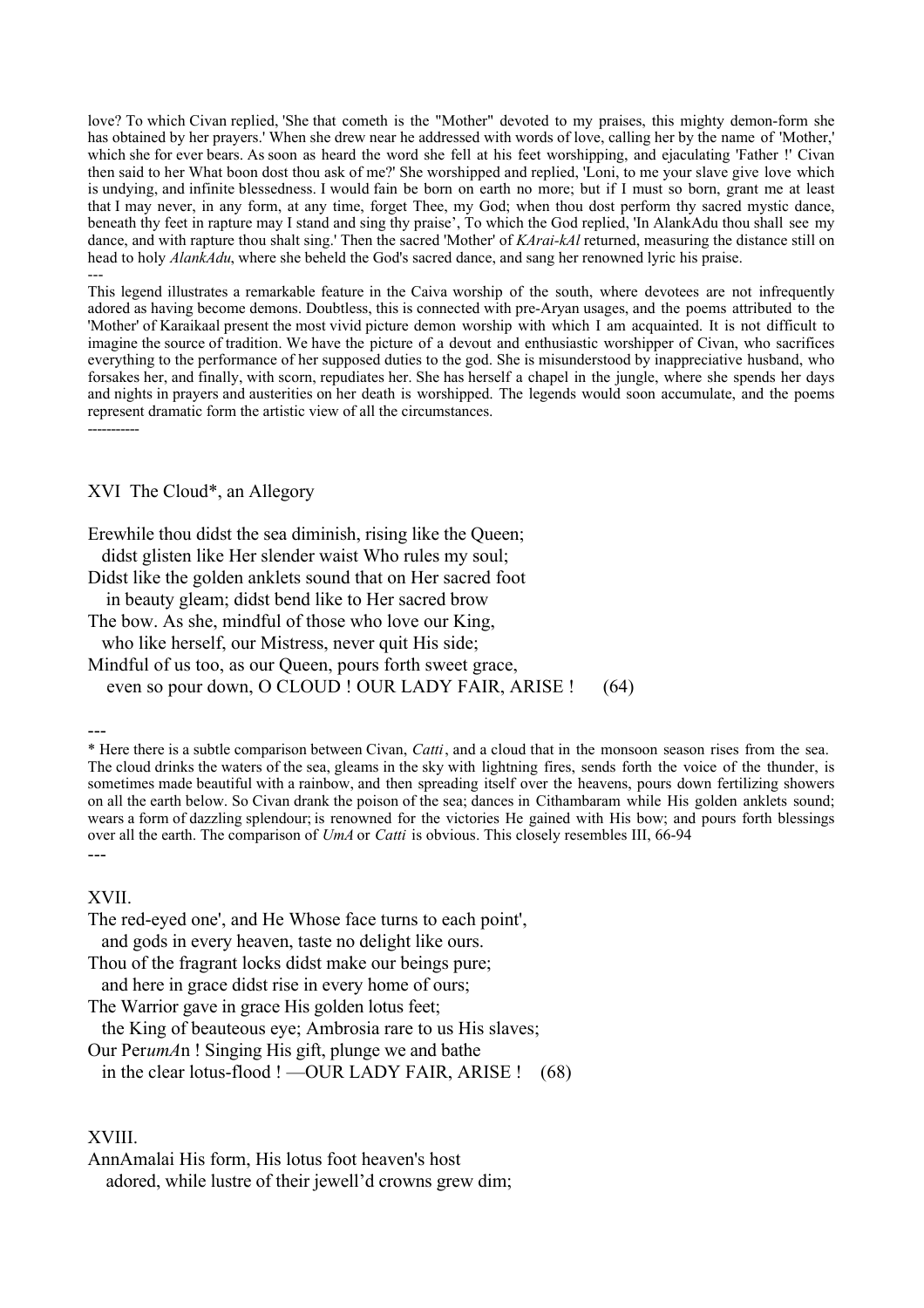love? To which Civan replied, 'She that cometh is the "Mother" devoted to my praises, this mighty demon-form she has obtained by her prayers.' When she drew near he addressed with words of love, calling her by the name of 'Mother,' which she for ever bears. As soon as heard the word she fell at his feet worshipping, and ejaculating 'Father !' Civan then said to her What boon dost thou ask of me?' She worshipped and replied, 'Loni, to me your slave give love which is undying, and infinite blessedness. I would fain be born on earth no more; but if I must so born, grant me at least that I may never, in any form, at any time, forget Thee, my God; when thou dost perform thy sacred mystic dance, beneath thy feet in rapture may I stand and sing thy praise', To which the God replied, 'In AlankAdu thou shall see my dance, and with rapture thou shalt sing.' Then the sacred 'Mother' of *KArai-kAl* returned, measuring the distance still on head to holy *AlankAdu*, where she beheld the God's sacred dance, and sang her renowned lyric his praise.

---

This legend illustrates a remarkable feature in the Caiva worship of the south, where devotees are not infrequently adored as having become demons. Doubtless, this is connected with pre-Aryan usages, and the poems attributed to the 'Mother' of Karaikaal present the most vivid picture demon worship with which I am acquainted. It is not difficult to imagine the source of tradition. We have the picture of a devout and enthusiastic worshipper of Civan, who sacrifices everything to the performance of her supposed duties to the god. She is misunderstood by inappreciative husband, who forsakes her, and finally, with scorn, repudiates her. She has herself a chapel in the jungle, where she spends her days and nights in prayers and austerities on her death is worshipped. The legends would soon accumulate, and the poems represent dramatic form the artistic view of all the circumstances.

----------

## XVI The Cloud*, an Allegory

Erewhile thou didst the sea diminish, rising like the Queen;
  didst glisten like Her slender waist Who rules my soul;
Didst like the golden anklets sound that on Her sacred foot
  in beauty gleam; didst bend like to Her sacred brow
The bow. As she, mindful of those who love our King,
  who like herself, our Mistress, never quit His side;
Mindful of us too, as our Queen, pours forth sweet grace,
  even so pour down, O CLOUD ! OUR LADY FAIR, ARISE ! (64)

---

* Here there is a subtle comparison between Civan, *Catti*, and a cloud that in the monsoon season rises from the sea. The cloud drinks the waters of the sea, gleams in the sky with lightning fires, sends forth the voice of the thunder, is sometimes made beautiful with a rainbow, and then spreading itself over the heavens, pours down fertilizing showers on all the earth below. So Civan drank the poison of the sea; dances in Cithambaram while His golden anklets sound; wears a form of dazzling splendour; is renowned for the victories He gained with His bow; and pours forth blessings over all the earth. The comparison of *UmA* or *Catti* is obvious. This closely resembles III, 66-94

---

## XVII.

The red-eyed one', and He Whose face turns to each point',
  and gods in every heaven, taste no delight like ours.
Thou of the fragrant locks didst make our beings pure;
  and here in grace didst rise in every home of ours;
The Warrior gave in grace His golden lotus feet;
  the King of beauteous eye; Ambrosia rare to us His slaves;
Our Per*umA*n ! Singing His gift, plunge we and bathe
  in the clear lotus-flood ! —OUR LADY FAIR, ARISE ! (68)

## XVIII.

AnnAmalai His form, His lotus foot heaven's host
  adored, while lustre of their jewell'd crowns grew dim;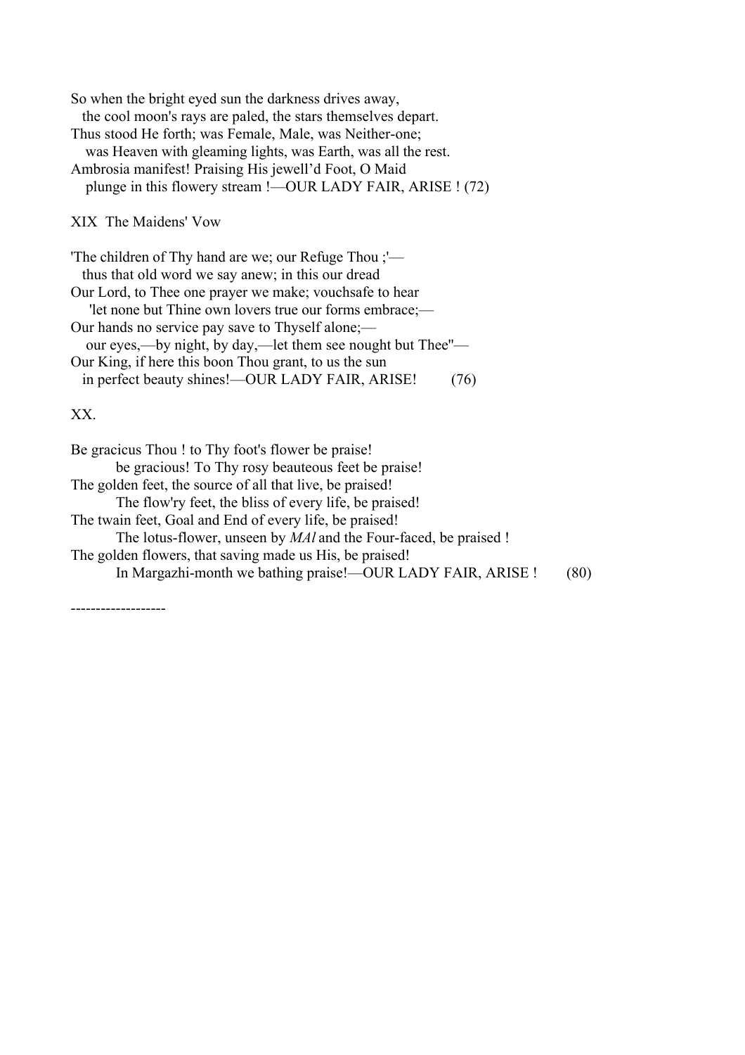So when the bright eyed sun the darkness drives away,
the cool moon's rays are paled, the stars themselves depart.
Thus stood He forth; was Female, Male, was Neither-one;
was Heaven with gleaming lights, was Earth, was all the rest.
Ambrosia manifest! Praising His jewell'd Foot, O Maid
plunge in this flowery stream !—OUR LADY FAIR, ARISE ! (72)

XIX The Maidens' Vow

'The children of Thy hand are we; our Refuge Thou ;'—
thus that old word we say anew; in this our dread
Our Lord, to Thee one prayer we make; vouchsafe to hear
'let none but Thine own lovers true our forms embrace;—
Our hands no service pay save to Thyself alone;—
our eyes,—by night, by day,—let them see nought but Thee''—
Our King, if here this boon Thou grant, to us the sun
in perfect beauty shines!—OUR LADY FAIR, ARISE! (76)

XX.

Be gracicus Thou ! to Thy foot's flower be praise!
be gracious! To Thy rosy beauteous feet be praise!
The golden feet, the source of all that live, be praised!
The flow'ry feet, the bliss of every life, be praised!
The twain feet, Goal and End of every life, be praised!
The lotus-flower, unseen by *MAl* and the Four-faced, be praised !
The golden flowers, that saving made us His, be praised!
In Margazhi-month we bathing praise!—OUR LADY FAIR, ARISE ! (80)

-------------------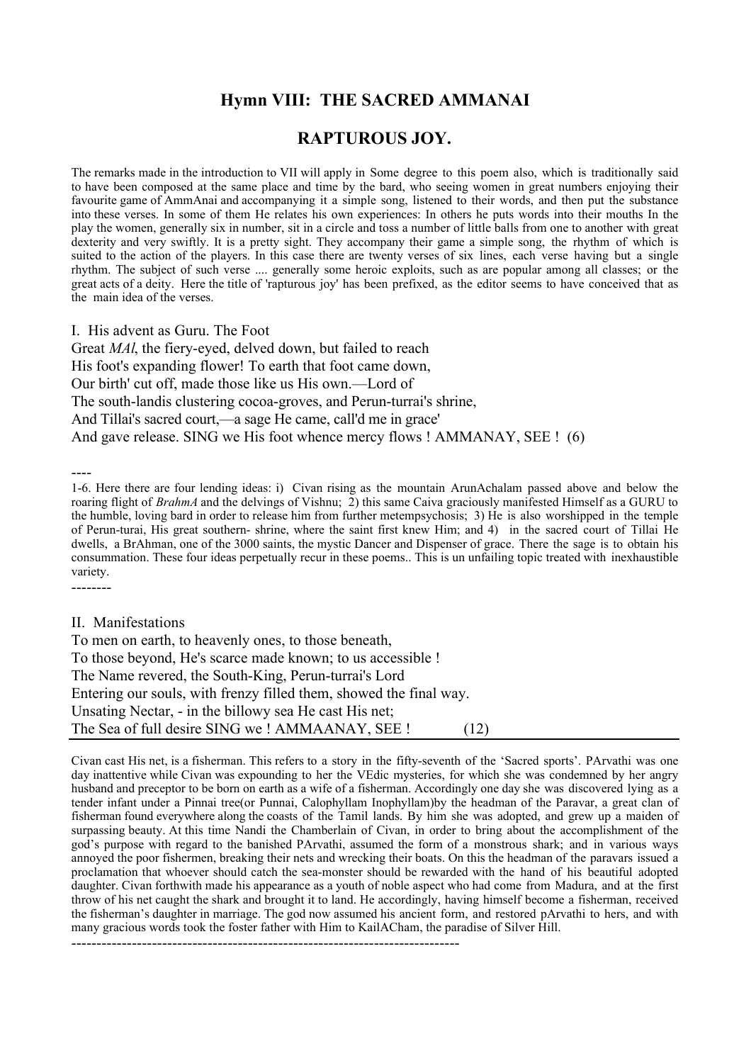# Hymn VIII: THE SACRED AMMANAI

## RAPTUROUS JOY.

The remarks made in the introduction to VII will apply in Some degree to this poem also, which is traditionally said to have been composed at the same place and time by the bard, who seeing women in great numbers enjoying their favourite game of AmmAnai and accompanying it a simple song, listened to their words, and then put the substance into these verses. In some of them He relates his own experiences: In others he puts words into their mouths In the play the women, generally six in number, sit in a circle and toss a number of little balls from one to another with great dexterity and very swiftly. It is a pretty sight. They accompany their game a simple song, the rhythm of which is suited to the action of the players. In this case there are twenty verses of six lines, each verse having but a single rhythm. The subject of such verse .... generally some heroic exploits, such as are popular among all classes; or the great acts of a deity. Here the title of 'rapturous joy' has been prefixed, as the editor seems to have conceived that as the main idea of the verses.

I. His advent as Guru. The Foot  
Great *MAl*, the fiery-eyed, delved down, but failed to reach  
His foot's expanding flower! To earth that foot came down,  
Our birth' cut off, made those like us His own.—Lord of  
The south-landis clustering cocoa-groves, and Perun-turrai's shrine,  
And Tillai's sacred court,—a sage He came, call'd me in grace'  
And gave release. SING we His foot whence mercy flows ! AMMANAY, SEE ! (6)

----

1-6. Here there are four lending ideas: i) Civan rising as the mountain ArunAchalam passed above and below the roaring flight of *BrahmA* and the delvings of Vishnu; 2) this same Caiva graciously manifested Himself as a GURU to the humble, loving bard in order to release him from further metempsychosis; 3) He is also worshipped in the temple of Perun-turai, His great southern- shrine, where the saint first knew Him; and 4) in the sacred court of Tillai He dwells, a BrAhman, one of the 3000 saints, the mystic Dancer and Dispenser of grace. There the sage is to obtain his consummation. These four ideas perpetually recur in these poems.. This is un unfailing topic treated with inexhaustible variety.

--------

II. Manifestations  
To men on earth, to heavenly ones, to those beneath,  
To those beyond, He's scarce made known; to us accessible !  
The Name revered, the South-King, Perun-turrai's Lord  
Entering our souls, with frenzy filled them, showed the final way.  
Unsating Nectar, - in the billowy sea He cast His net;  
The Sea of full desire SING we ! AMMAANAY, SEE ! (12)

---

Civan cast His net, is a fisherman. This refers to a story in the fifty-seventh of the 'Sacred sports'. PArvathi was one day inattentive while Civan was expounding to her the VEdic mysteries, for which she was condemned by her angry husband and preceptor to be born on earth as a wife of a fisherman. Accordingly one day she was discovered lying as a tender infant under a Pinnai tree(or Punnai, Calophyllam Inophyllam)by the headman of the Paravar, a great clan of fisherman found everywhere along the coasts of the Tamil lands. By him she was adopted, and grew up a maiden of surpassing beauty. At this time Nandi the Chamberlain of Civan, in order to bring about the accomplishment of the god's purpose with regard to the banished PArvathi, assumed the form of a monstrous shark; and in various ways annoyed the poor fishermen, breaking their nets and wrecking their boats. On this the headman of the paravars issued a proclamation that whoever should catch the sea-monster should be rewarded with the hand of his beautiful adopted daughter. Civan forthwith made his appearance as a youth of noble aspect who had come from Madura, and at the first throw of his net caught the shark and brought it to land. He accordingly, having himself become a fisherman, received the fisherman's daughter in marriage. The god now assumed his ancient form, and restored pArvathi to hers, and with many gracious words took the foster father with Him to KailACham, the paradise of Silver Hill.

----------------------------------------------------------------------------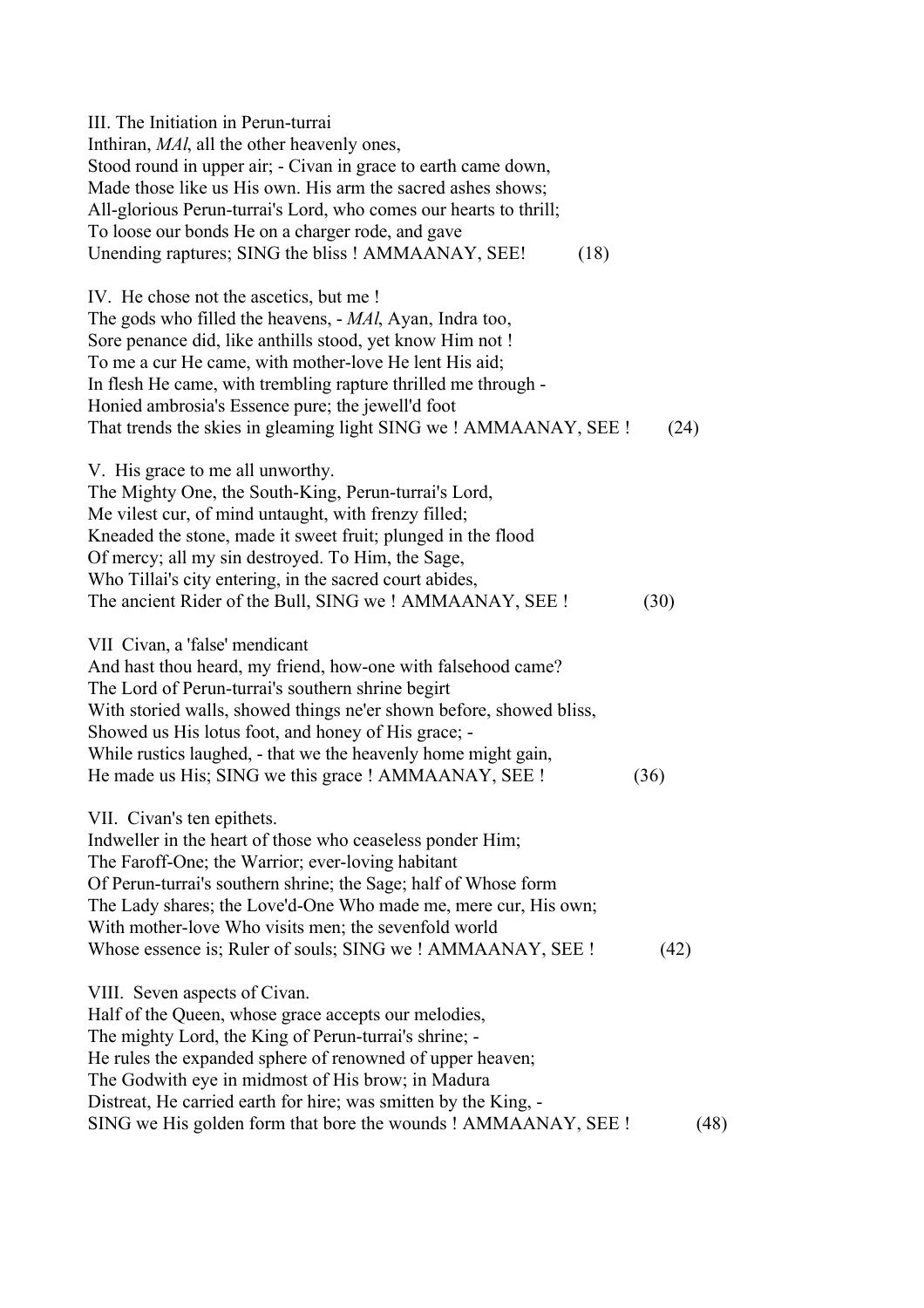III. The Initiation in Perun-turrai  
Inthiran, *MAl*, all the other heavenly ones,  
Stood round in upper air; - Civan in grace to earth came down,  
Made those like us His own. His arm the sacred ashes shows;  
All-glorious Perun-turrai's Lord, who comes our hearts to thrill;  
To loose our bonds He on a charger rode, and gave  
Unending raptures; SING the bliss ! AMMAANAY, SEE! (18)

IV. He chose not the ascetics, but me !  
The gods who filled the heavens, - *MAl*, Ayan, Indra too,  
Sore penance did, like anthills stood, yet know Him not !  
To me a cur He came, with mother-love He lent His aid;  
In flesh He came, with trembling rapture thrilled me through -  
Honied ambrosia's Essence pure; the jewell'd foot  
That trends the skies in gleaming light SING we ! AMMAANAY, SEE ! (24)

V. His grace to me all unworthy.  
The Mighty One, the South-King, Perun-turrai's Lord,  
Me vilest cur, of mind untaught, with frenzy filled;  
Kneaded the stone, made it sweet fruit; plunged in the flood  
Of mercy; all my sin destroyed. To Him, the Sage,  
Who Tillai's city entering, in the sacred court abides,  
The ancient Rider of the Bull, SING we ! AMMAANAY, SEE ! (30)

VII Civan, a 'false' mendicant  
And hast thou heard, my friend, how-one with falsehood came?  
The Lord of Perun-turrai's southern shrine begirt  
With storied walls, showed things ne'er shown before, showed bliss,  
Showed us His lotus foot, and honey of His grace; -  
While rustics laughed, - that we the heavenly home might gain,  
He made us His; SING we this grace ! AMMAANAY, SEE ! (36)

VII. Civan's ten epithets.  
Indweller in the heart of those who ceaseless ponder Him;  
The Faroff-One; the Warrior; ever-loving habitant  
Of Perun-turrai's southern shrine; the Sage; half of Whose form  
The Lady shares; the Love'd-One Who made me, mere cur, His own;  
With mother-love Who visits men; the sevenfold world  
Whose essence is; Ruler of souls; SING we ! AMMAANAY, SEE ! (42)

VIII. Seven aspects of Civan.  
Half of the Queen, whose grace accepts our melodies,  
The mighty Lord, the King of Perun-turrai's shrine; -  
He rules the expanded sphere of renowned of upper heaven;  
The Godwith eye in midmost of His brow; in Madura  
Distreat, He carried earth for hire; was smitten by the King, -  
SING we His golden form that bore the wounds ! AMMAANAY, SEE ! (48)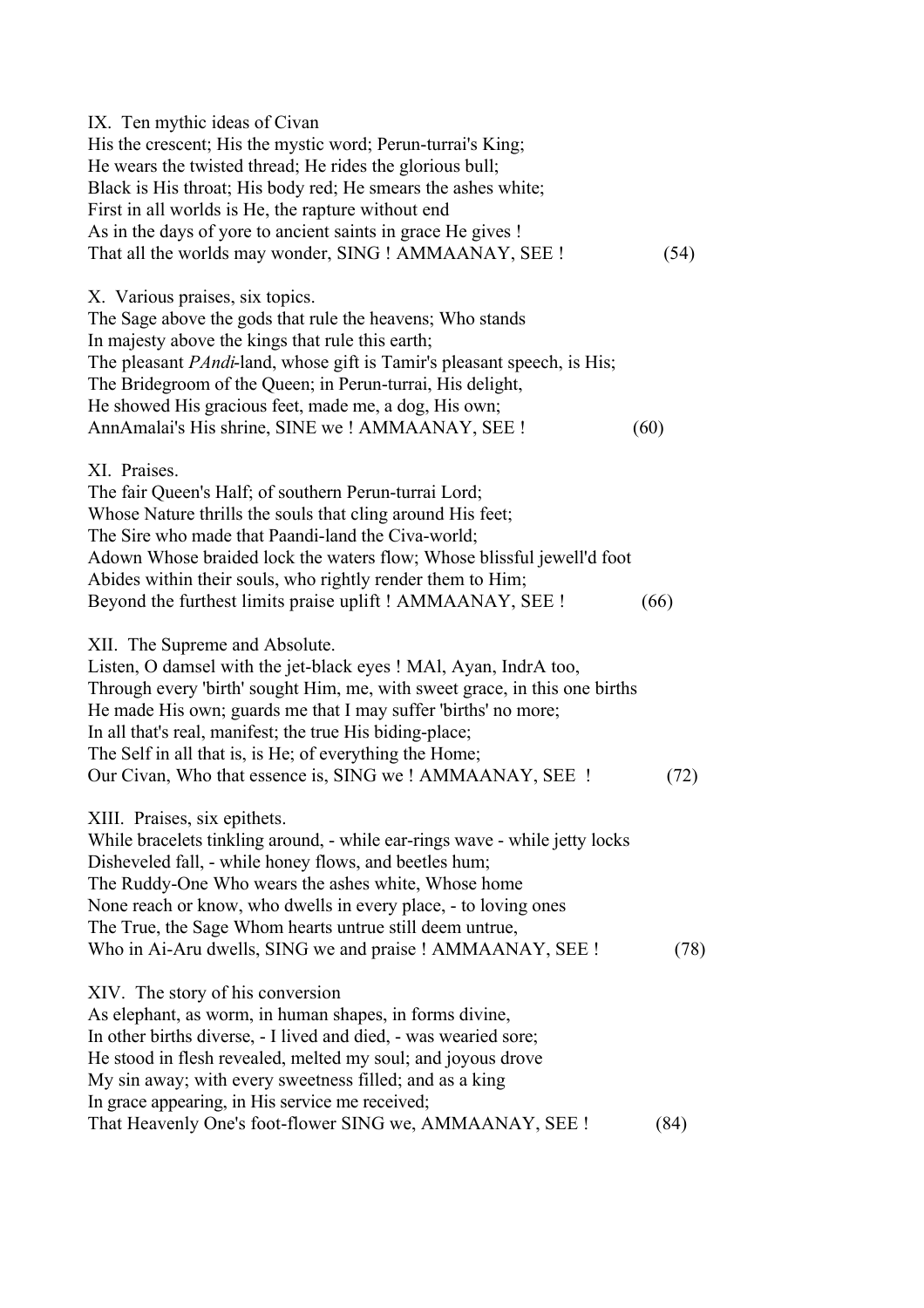IX. Ten mythic ideas of Civan
His the crescent; His the mystic word; Perun-turrai's King;
He wears the twisted thread; He rides the glorious bull;
Black is His throat; His body red; He smears the ashes white;
First in all worlds is He, the rapture without end
As in the days of yore to ancient saints in grace He gives !
That all the worlds may wonder, SING ! AMMAANAY, SEE ! (54)

X. Various praises, six topics.
The Sage above the gods that rule the heavens; Who stands
In majesty above the kings that rule this earth;
The pleasant *PAndi*-land, whose gift is Tamir's pleasant speech, is His;
The Bridegroom of the Queen; in Perun-turrai, His delight,
He showed His gracious feet, made me, a dog, His own;
AnnAmalai's His shrine, SINE we ! AMMAANAY, SEE ! (60)

XI. Praises.
The fair Queen's Half; of southern Perun-turrai Lord;
Whose Nature thrills the souls that cling around His feet;
The Sire who made that Paandi-land the Civa-world;
Adown Whose braided lock the waters flow; Whose blissful jewell'd foot
Abides within their souls, who rightly render them to Him;
Beyond the furthest limits praise uplift ! AMMAANAY, SEE ! (66)

XII. The Supreme and Absolute.
Listen, O damsel with the jet-black eyes ! MAl, Ayan, IndrA too,
Through every 'birth' sought Him, me, with sweet grace, in this one births
He made His own; guards me that I may suffer 'births' no more;
In all that's real, manifest; the true His biding-place;
The Self in all that is, is He; of everything the Home;
Our Civan, Who that essence is, SING we ! AMMAANAY, SEE ! (72)

XIII. Praises, six epithets.
While bracelets tinkling around, - while ear-rings wave - while jetty locks
Disheveled fall, - while honey flows, and beetles hum;
The Ruddy-One Who wears the ashes white, Whose home
None reach or know, who dwells in every place, - to loving ones
The True, the Sage Whom hearts untrue still deem untrue,
Who in Ai-Aru dwells, SING we and praise ! AMMAANAY, SEE ! (78)

XIV. The story of his conversion
As elephant, as worm, in human shapes, in forms divine,
In other births diverse, - I lived and died, - was wearied sore;
He stood in flesh revealed, melted my soul; and joyous drove
My sin away; with every sweetness filled; and as a king
In grace appearing, in His service me received;
That Heavenly One's foot-flower SING we, AMMAANAY, SEE ! (84)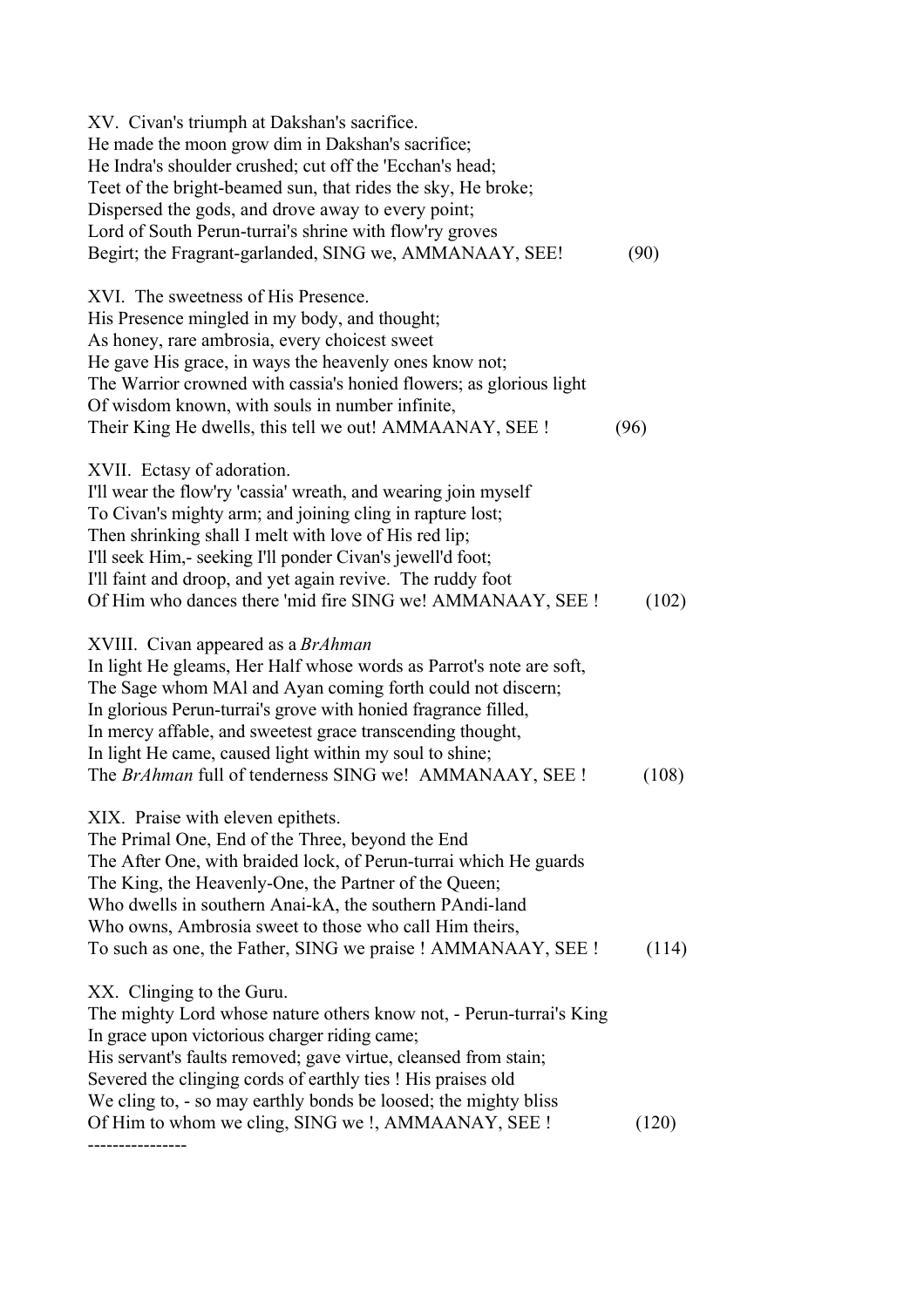XV. Civan's triumph at Dakshan's sacrifice.
He made the moon grow dim in Dakshan's sacrifice;
He Indra's shoulder crushed; cut off the 'Ecchan's head;
Teet of the bright-beamed sun, that rides the sky, He broke;
Dispersed the gods, and drove away to every point;
Lord of South Perun-turrai's shrine with flow'ry groves
Begirt; the Fragrant-garlanded, SING we, AMMANAAY, SEE! (90)

XVI. The sweetness of His Presence.
His Presence mingled in my body, and thought;
As honey, rare ambrosia, every choicest sweet
He gave His grace, in ways the heavenly ones know not;
The Warrior crowned with cassia's honied flowers; as glorious light
Of wisdom known, with souls in number infinite,
Their King He dwells, this tell we out! AMMAANAY, SEE ! (96)

XVII. Ectasy of adoration.
I'll wear the flow'ry 'cassia' wreath, and wearing join myself
To Civan's mighty arm; and joining cling in rapture lost;
Then shrinking shall I melt with love of His red lip;
I'll seek Him,- seeking I'll ponder Civan's jewell'd foot;
I'll faint and droop, and yet again revive. The ruddy foot
Of Him who dances there 'mid fire SING we! AMMANAAY, SEE ! (102)

XVIII. Civan appeared as a *BrAhman*
In light He gleams, Her Half whose words as Parrot's note are soft,
The Sage whom MAl and Ayan coming forth could not discern;
In glorious Perun-turrai's grove with honied fragrance filled,
In mercy affable, and sweetest grace transcending thought,
In light He came, caused light within my soul to shine;
The *BrAhman* full of tenderness SING we! AMMANAAY, SEE ! (108)

XIX. Praise with eleven epithets.
The Primal One, End of the Three, beyond the End
The After One, with braided lock, of Perun-turrai which He guards
The King, the Heavenly-One, the Partner of the Queen;
Who dwells in southern Anai-kA, the southern PAndi-land
Who owns, Ambrosia sweet to those who call Him theirs,
To such as one, the Father, SING we praise ! AMMANAAY, SEE ! (114)

XX. Clinging to the Guru.
The mighty Lord whose nature others know not, - Perun-turrai's King
In grace upon victorious charger riding came;
His servant's faults removed; gave virtue, cleansed from stain;
Severed the clinging cords of earthly ties ! His praises old
We cling to, - so may earthly bonds be loosed; the mighty bliss
Of Him to whom we cling, SING we !, AMMAANAY, SEE ! (120)

----------------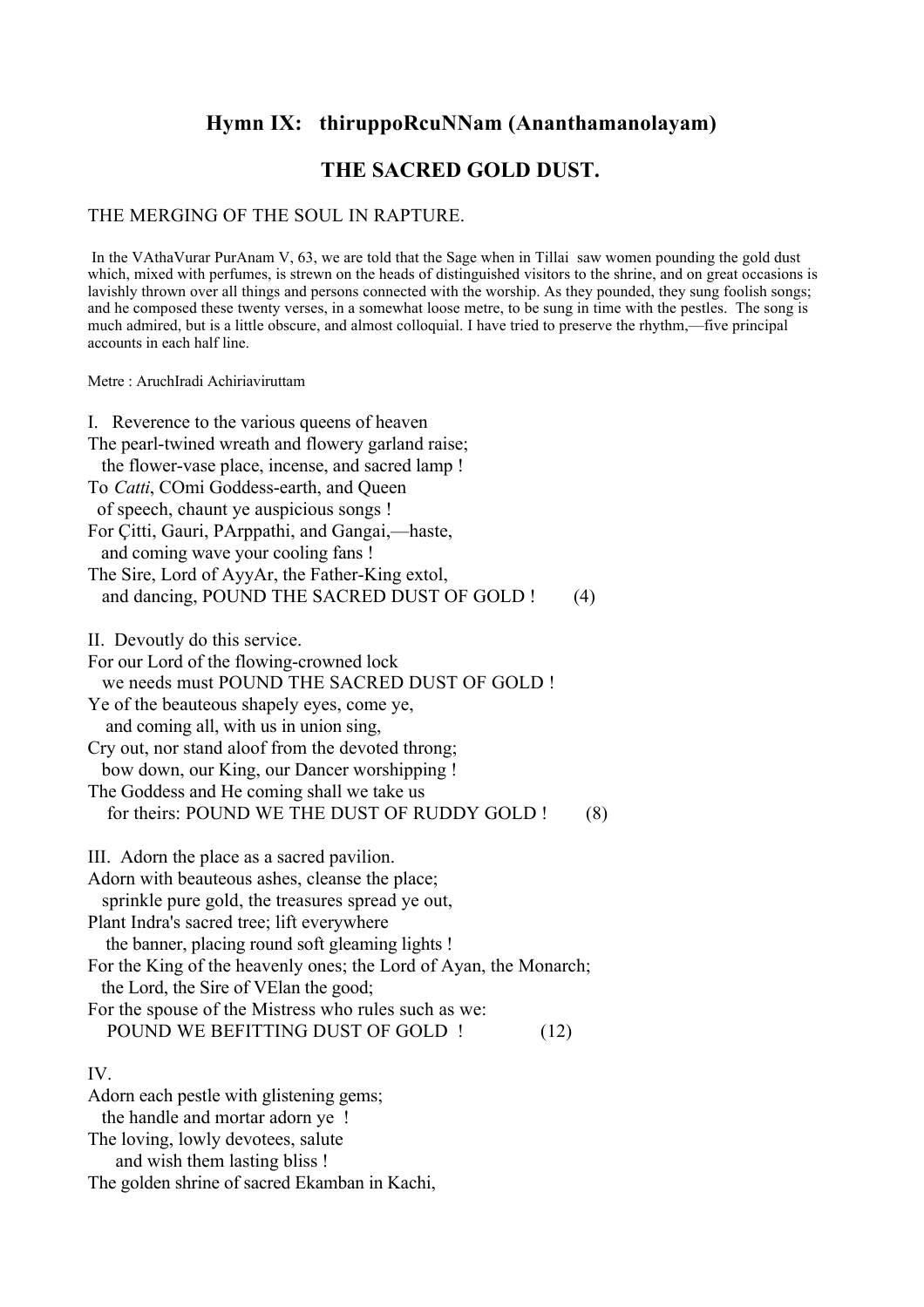## Hymn IX: thiruppoRcuNNam (Ananthamanolayam)

## THE SACRED GOLD DUST.

THE MERGING OF THE SOUL IN RAPTURE.

In the VAthaVurar PurAnam V, 63, we are told that the Sage when in Tillai saw women pounding the gold dust which, mixed with perfumes, is strewn on the heads of distinguished visitors to the shrine, and on great occasions is lavishly thrown over all things and persons connected with the worship. As they pounded, they sung foolish songs; and he composed these twenty verses, in a somewhat loose metre, to be sung in time with the pestles. The song is much admired, but is a little obscure, and almost colloquial. I have tried to preserve the rhythm,—five principal accounts in each half line.

Metre : AruchIradi Achiriaviruttam

I. Reverence to the various queens of heaven
The pearl-twined wreath and flowery garland raise;
the flower-vase place, incense, and sacred lamp !
To *Catti*, COmi Goddess-earth, and Queen
of speech, chaunt ye auspicious songs !
For Çitti, Gauri, PArppathi, and Gangai,—haste,
and coming wave your cooling fans !
The Sire, Lord of AyyAr, the Father-King extol,
and dancing, POUND THE SACRED DUST OF GOLD ! (4)

II. Devoutly do this service.
For our Lord of the flowing-crowned lock
we needs must POUND THE SACRED DUST OF GOLD !
Ye of the beauteous shapely eyes, come ye,
and coming all, with us in union sing,
Cry out, nor stand aloof from the devoted throng;
bow down, our King, our Dancer worshipping !
The Goddess and He coming shall we take us
for theirs: POUND WE THE DUST OF RUDDY GOLD ! (8)

III. Adorn the place as a sacred pavilion.
Adorn with beauteous ashes, cleanse the place;
sprinkle pure gold, the treasures spread ye out,
Plant Indra's sacred tree; lift everywhere
the banner, placing round soft gleaming lights !
For the King of the heavenly ones; the Lord of Ayan, the Monarch;
the Lord, the Sire of VElan the good;
For the spouse of the Mistress who rules such as we:
POUND WE BEFITTING DUST OF GOLD ! (12)

IV.
Adorn each pestle with glistening gems;
the handle and mortar adorn ye !
The loving, lowly devotees, salute
and wish them lasting bliss !
The golden shrine of sacred Ekamban in Kachi,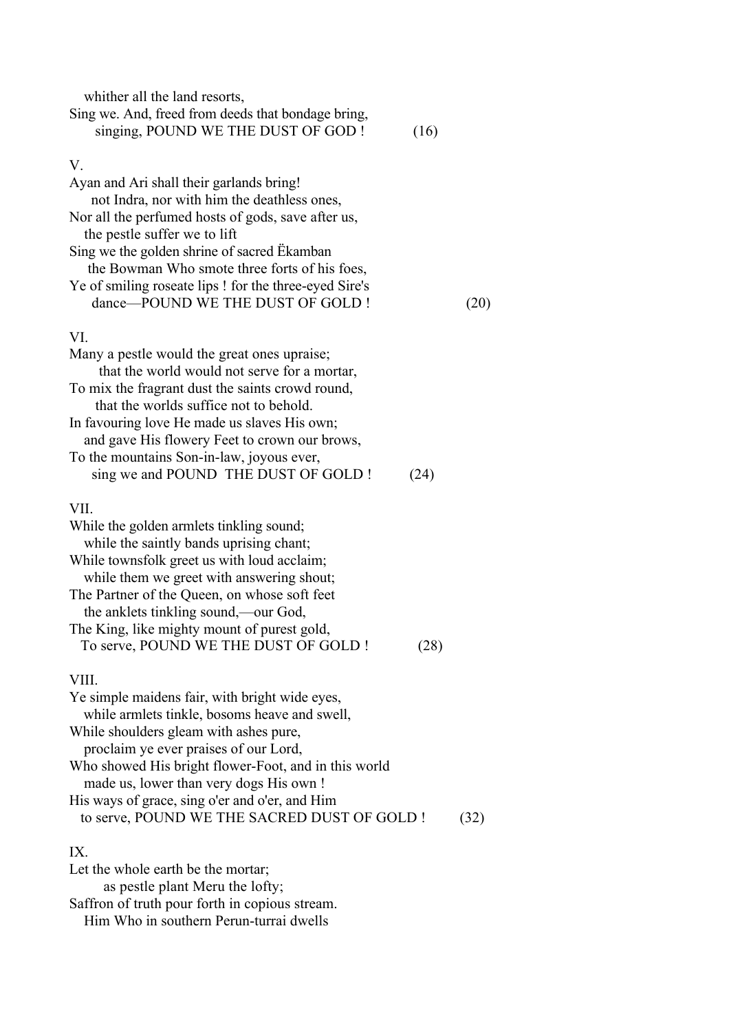whither all the land resorts,  
Sing we. And, freed from deeds that bondage bring,  
singing, POUND WE THE DUST OF GOD ! (16)

V.

Ayan and Ari shall their garlands bring!  
not Indra, nor with him the deathless ones,  
Nor all the perfumed hosts of gods, save after us,  
the pestle suffer we to lift  
Sing we the golden shrine of sacred Ëkamban  
the Bowman Who smote three forts of his foes,  
Ye of smiling roseate lips ! for the three-eyed Sire's  
dance—POUND WE THE DUST OF GOLD ! (20)

VI.

Many a pestle would the great ones upraise;  
that the world would not serve for a mortar,  
To mix the fragrant dust the saints crowd round,  
that the worlds suffice not to behold.  
In favouring love He made us slaves His own;  
and gave His flowery Feet to crown our brows,  
To the mountains Son-in-law, joyous ever,  
sing we and POUND THE DUST OF GOLD ! (24)

VII.

While the golden armlets tinkling sound;  
while the saintly bands uprising chant;  
While townsfolk greet us with loud acclaim;  
while them we greet with answering shout;  
The Partner of the Queen, on whose soft feet  
the anklets tinkling sound,—our God,  
The King, like mighty mount of purest gold,  
To serve, POUND WE THE DUST OF GOLD ! (28)

VIII.

Ye simple maidens fair, with bright wide eyes,  
while armlets tinkle, bosoms heave and swell,  
While shoulders gleam with ashes pure,  
proclaim ye ever praises of our Lord,  
Who showed His bright flower-Foot, and in this world  
made us, lower than very dogs His own !  
His ways of grace, sing o'er and o'er, and Him  
to serve, POUND WE THE SACRED DUST OF GOLD ! (32)

IX.

Let the whole earth be the mortar;  
as pestle plant Meru the lofty;  
Saffron of truth pour forth in copious stream.  
Him Who in southern Perun-turrai dwells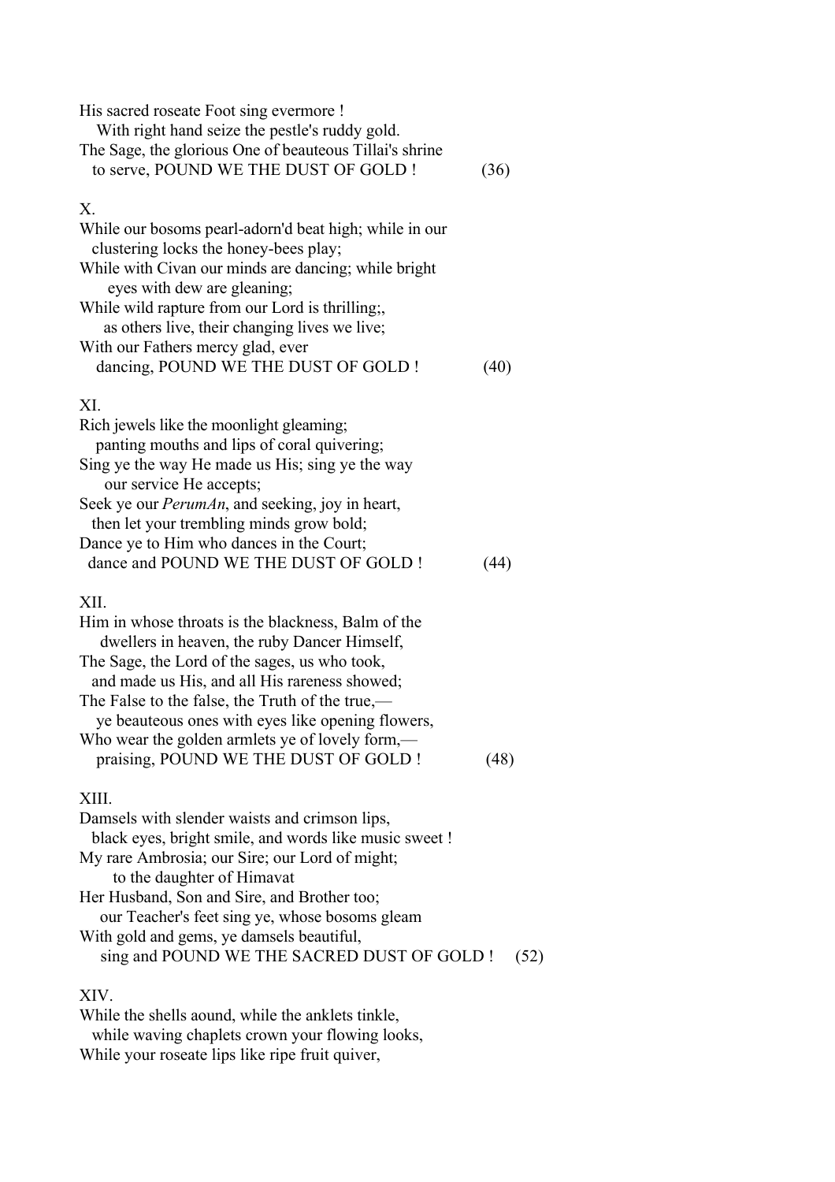His sacred roseate Foot sing evermore !  
With right hand seize the pestle's ruddy gold.  
The Sage, the glorious One of beauteous Tillai's shrine  
to serve, POUND WE THE DUST OF GOLD ! (36)

X.

While our bosoms pearl-adorn'd beat high; while in our  
clustering locks the honey-bees play;  
While with Civan our minds are dancing; while bright  
eyes with dew are gleaning;  
While wild rapture from our Lord is thrilling;,  
as others live, their changing lives we live;  
With our Fathers mercy glad, ever  
dancing, POUND WE THE DUST OF GOLD ! (40)

XI.

Rich jewels like the moonlight gleaming;  
panting mouths and lips of coral quivering;  
Sing ye the way He made us His; sing ye the way  
our service He accepts;  
Seek ye our *PerumAn*, and seeking, joy in heart,  
then let your trembling minds grow bold;  
Dance ye to Him who dances in the Court;  
dance and POUND WE THE DUST OF GOLD ! (44)

XII.

Him in whose throats is the blackness, Balm of the  
dwellers in heaven, the ruby Dancer Himself,  
The Sage, the Lord of the sages, us who took,  
and made us His, and all His rareness showed;  
The False to the false, the Truth of the true,—  
ye beauteous ones with eyes like opening flowers,  
Who wear the golden armlets ye of lovely form,—  
praising, POUND WE THE DUST OF GOLD ! (48)

XIII.

Damsels with slender waists and crimson lips,  
black eyes, bright smile, and words like music sweet !  
My rare Ambrosia; our Sire; our Lord of might;  
to the daughter of Himavat  
Her Husband, Son and Sire, and Brother too;  
our Teacher's feet sing ye, whose bosoms gleam  
With gold and gems, ye damsels beautiful,  
sing and POUND WE THE SACRED DUST OF GOLD ! (52)

XIV.

While the shells aound, while the anklets tinkle,  
while waving chaplets crown your flowing looks,  
While your roseate lips like ripe fruit quiver,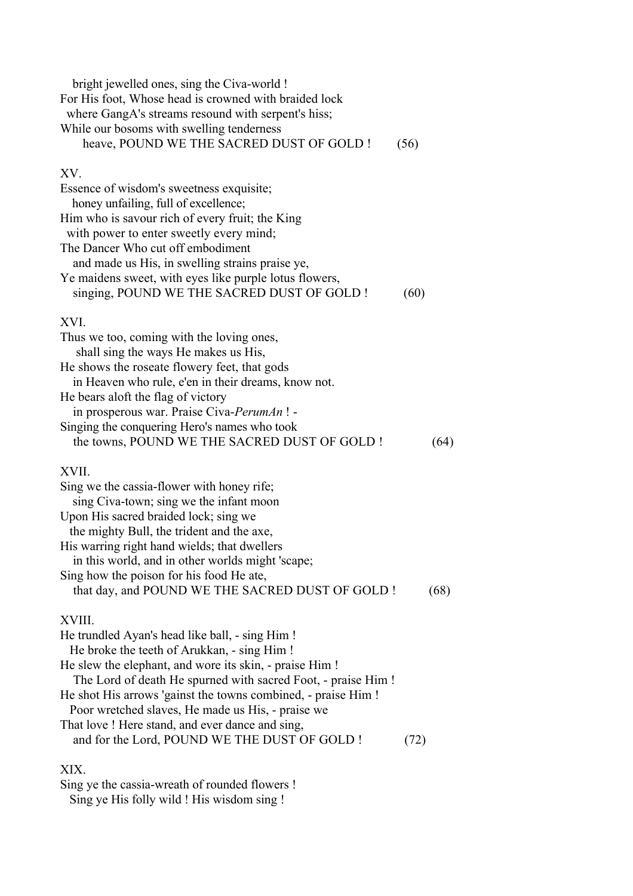bright jewelled ones, sing the Civa-world !  
For His foot, Whose head is crowned with braided lock  
where GangA's streams resound with serpent's hiss;  
While our bosoms with swelling tenderness  
heave, POUND WE THE SACRED DUST OF GOLD ! (56)

XV.

Essence of wisdom's sweetness exquisite;  
honey unfailing, full of excellence;  
Him who is savour rich of every fruit; the King  
with power to enter sweetly every mind;  
The Dancer Who cut off embodiment  
and made us His, in swelling strains praise ye,  
Ye maidens sweet, with eyes like purple lotus flowers,  
singing, POUND WE THE SACRED DUST OF GOLD ! (60)

XVI.

Thus we too, coming with the loving ones,  
shall sing the ways He makes us His,  
He shows the roseate flowery feet, that gods  
in Heaven who rule, e'en in their dreams, know not.  
He bears aloft the flag of victory  
in prosperous war. Praise Civa-*PerumAn* ! -  
Singing the conquering Hero's names who took  
the towns, POUND WE THE SACRED DUST OF GOLD ! (64)

XVII.

Sing we the cassia-flower with honey rife;  
sing Civa-town; sing we the infant moon  
Upon His sacred braided lock; sing we  
the mighty Bull, the trident and the axe,  
His warring right hand wields; that dwellers  
in this world, and in other worlds might 'scape;  
Sing how the poison for his food He ate,  
that day, and POUND WE THE SACRED DUST OF GOLD ! (68)

XVIII.

He trundled Ayan's head like ball, - sing Him !  
He broke the teeth of Arukkan, - sing Him !  
He slew the elephant, and wore its skin, - praise Him !  
The Lord of death He spurned with sacred Foot, - praise Him !  
He shot His arrows 'gainst the towns combined, - praise Him !  
Poor wretched slaves, He made us His, - praise we  
That love ! Here stand, and ever dance and sing,  
and for the Lord, POUND WE THE DUST OF GOLD ! (72)

XIX.

Sing ye the cassia-wreath of rounded flowers !  
Sing ye His folly wild ! His wisdom sing !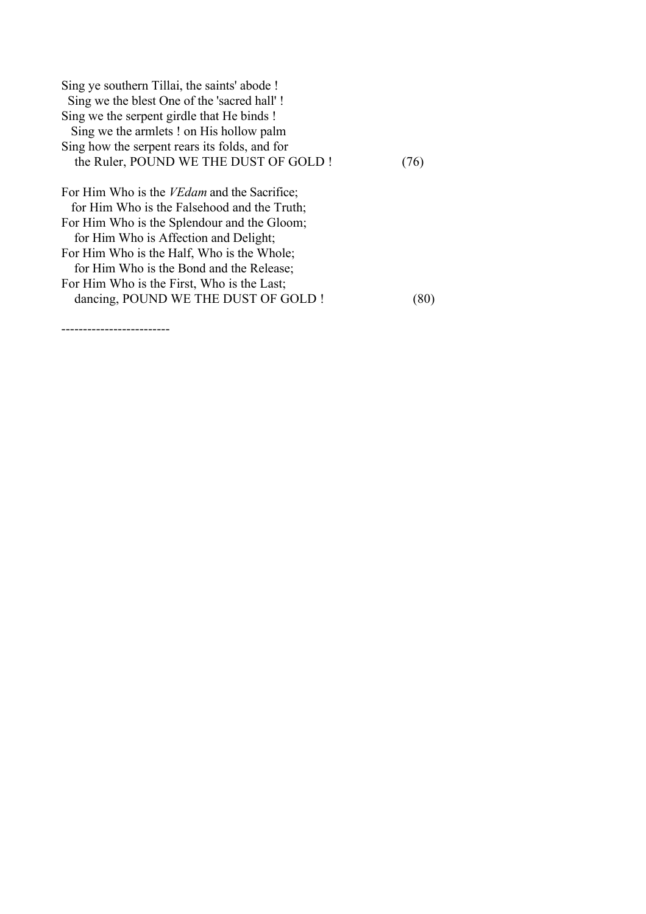Sing ye southern Tillai, the saints' abode !  
Sing we the blest One of the 'sacred hall' !  
Sing we the serpent girdle that He binds !  
Sing we the armlets ! on His hollow palm  
Sing how the serpent rears its folds, and for  
the Ruler, POUND WE THE DUST OF GOLD ! (76)

For Him Who is the *VEdam* and the Sacrifice;  
for Him Who is the Falsehood and the Truth;  
For Him Who is the Splendour and the Gloom;  
for Him Who is Affection and Delight;  
For Him Who is the Half, Who is the Whole;  
for Him Who is the Bond and the Release;  
For Him Who is the First, Who is the Last;  
dancing, POUND WE THE DUST OF GOLD ! (80)

-------------------------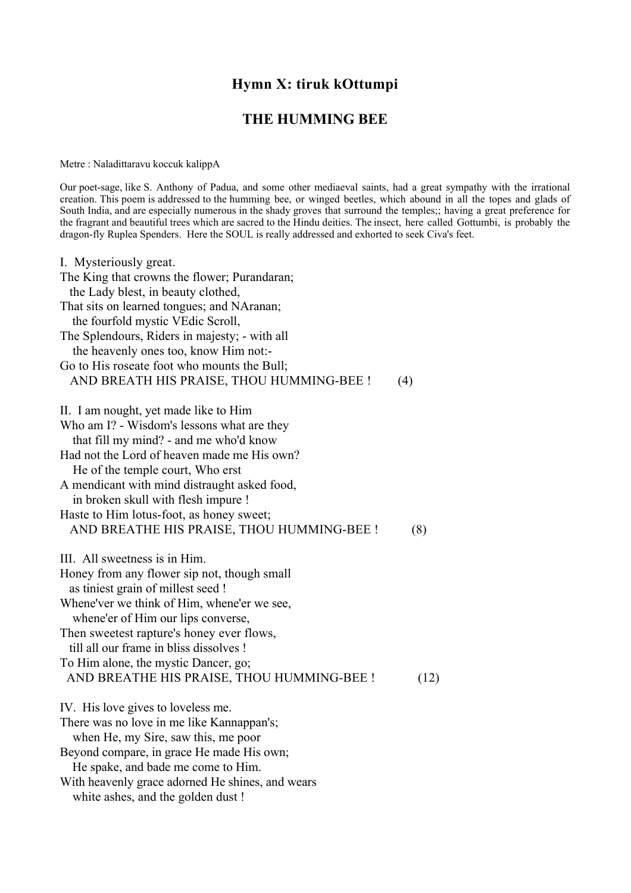## Hymn X: tiruk kOttumpi

## THE HUMMING BEE

Metre : Naladittaravu koccuk kalippA

Our poet-sage, like S. Anthony of Padua, and some other mediaeval saints, had a great sympathy with the irrational creation. This poem is addressed to the humming bee, or winged beetles, which abound in all the topes and glads of South India, and are especially numerous in the shady groves that surround the temples;; having a great preference for the fragrant and beautiful trees which are sacred to the Hindu deities. The insect, here called Gottumbi, is probably the dragon-fly Ruplea Spenders. Here the SOUL is really addressed and exhorted to seek Civa's feet.

I. Mysteriously great.
The King that crowns the flower; Purandaran;
  the Lady blest, in beauty clothed,
That sits on learned tongues; and NAranan;
  the fourfold mystic VEdic Scroll,
The Splendours, Riders in majesty; - with all
  the heavenly ones too, know Him not:-
Go to His roseate foot who mounts the Bull;
  AND BREATH HIS PRAISE, THOU HUMMING-BEE ! (4)

II. I am nought, yet made like to Him
Who am I? - Wisdom's lessons what are they
  that fill my mind? - and me who'd know
Had not the Lord of heaven made me His own?
  He of the temple court, Who erst
A mendicant with mind distraught asked food,
  in broken skull with flesh impure !
Haste to Him lotus-foot, as honey sweet;
  AND BREATHE HIS PRAISE, THOU HUMMING-BEE ! (8)

III. All sweetness is in Him.
Honey from any flower sip not, though small
  as tiniest grain of millest seed !
Whene'ver we think of Him, whene'er we see,
  whene'er of Him our lips converse,
Then sweetest rapture's honey ever flows,
  till all our frame in bliss dissolves !
To Him alone, the mystic Dancer, go;
  AND BREATHE HIS PRAISE, THOU HUMMING-BEE ! (12)

IV. His love gives to loveless me.
There was no love in me like Kannappan's;
  when He, my Sire, saw this, me poor
Beyond compare, in grace He made His own;
  He spake, and bade me come to Him.
With heavenly grace adorned He shines, and wears
  white ashes, and the golden dust !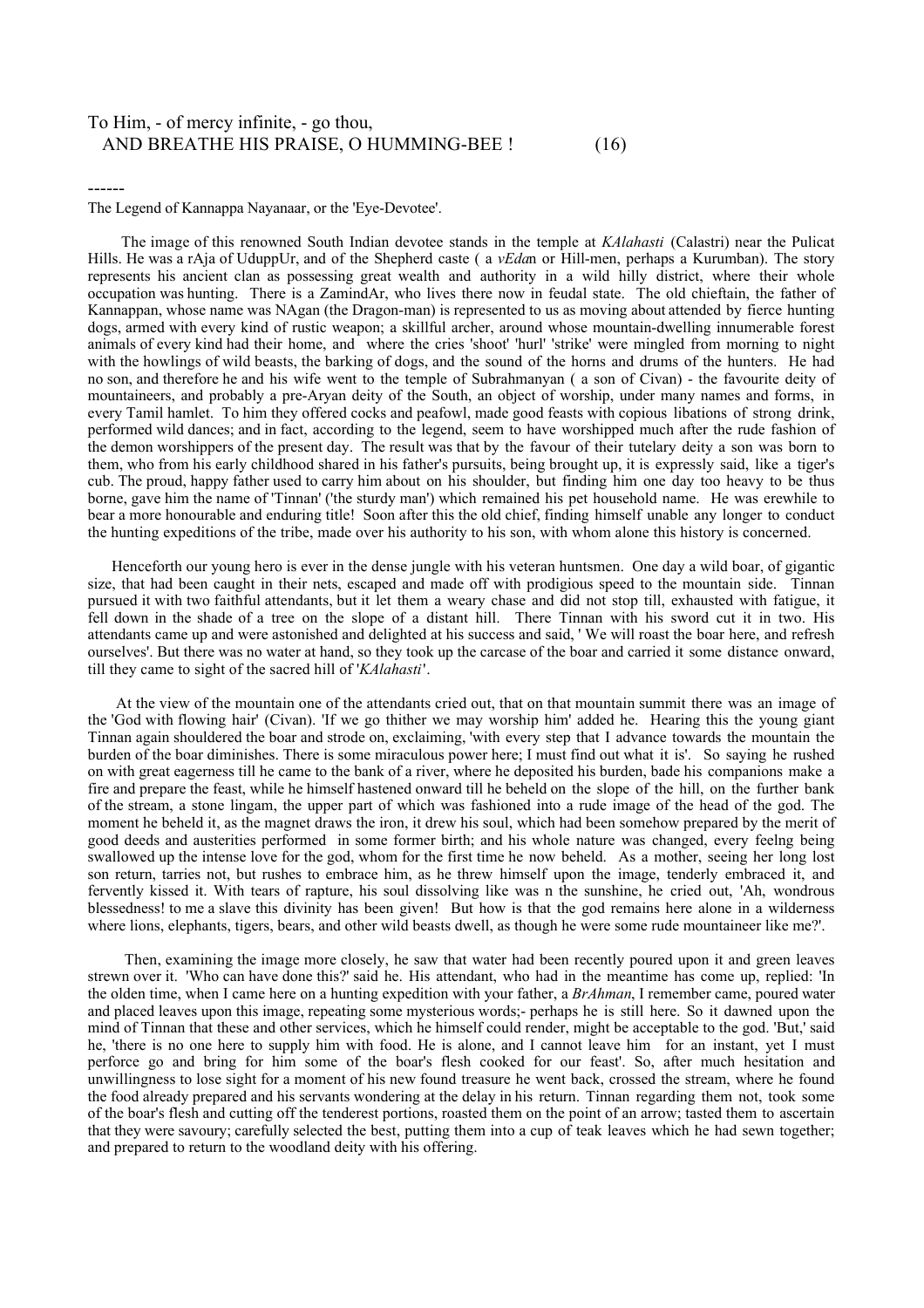To Him, - of mercy infinite, - go thou,
  AND BREATHE HIS PRAISE, O HUMMING-BEE !          (16)

------

The Legend of Kannappa Nayanaar, or the 'Eye-Devotee'.

The image of this renowned South Indian devotee stands in the temple at *KAlahasti* (Calastri) near the Pulicat Hills. He was a rAja of UduppUr, and of the Shepherd caste ( a *vEda*n or Hill-men, perhaps a Kurumban). The story represents his ancient clan as possessing great wealth and authority in a wild hilly district, where their whole occupation was hunting. There is a ZamindAr, who lives there now in feudal state. The old chieftain, the father of Kannappan, whose name was NAgan (the Dragon-man) is represented to us as moving about attended by fierce hunting dogs, armed with every kind of rustic weapon; a skillful archer, around whose mountain-dwelling innumerable forest animals of every kind had their home, and where the cries 'shoot' 'hurl' 'strike' were mingled from morning to night with the howlings of wild beasts, the barking of dogs, and the sound of the horns and drums of the hunters. He had no son, and therefore he and his wife went to the temple of Subrahmanyan ( a son of Civan) - the favourite deity of mountaineers, and probably a pre-Aryan deity of the South, an object of worship, under many names and forms, in every Tamil hamlet. To him they offered cocks and peafowl, made good feasts with copious libations of strong drink, performed wild dances; and in fact, according to the legend, seem to have worshipped much after the rude fashion of the demon worshippers of the present day. The result was that by the favour of their tutelary deity a son was born to them, who from his early childhood shared in his father's pursuits, being brought up, it is expressly said, like a tiger's cub. The proud, happy father used to carry him about on his shoulder, but finding him one day too heavy to be thus borne, gave him the name of 'Tinnan' ('the sturdy man') which remained his pet household name. He was erewhile to bear a more honourable and enduring title! Soon after this the old chief, finding himself unable any longer to conduct the hunting expeditions of the tribe, made over his authority to his son, with whom alone this history is concerned.

Henceforth our young hero is ever in the dense jungle with his veteran huntsmen. One day a wild boar, of gigantic size, that had been caught in their nets, escaped and made off with prodigious speed to the mountain side. Tinnan pursued it with two faithful attendants, but it let them a weary chase and did not stop till, exhausted with fatigue, it fell down in the shade of a tree on the slope of a distant hill. There Tinnan with his sword cut it in two. His attendants came up and were astonished and delighted at his success and said, ' We will roast the boar here, and refresh ourselves'. But there was no water at hand, so they took up the carcase of the boar and carried it some distance onward, till they came to sight of the sacred hill of '*KAlahasti*'.

At the view of the mountain one of the attendants cried out, that on that mountain summit there was an image of the 'God with flowing hair' (Civan). 'If we go thither we may worship him' added he. Hearing this the young giant Tinnan again shouldered the boar and strode on, exclaiming, 'with every step that I advance towards the mountain the burden of the boar diminishes. There is some miraculous power here; I must find out what it is'. So saying he rushed on with great eagerness till he came to the bank of a river, where he deposited his burden, bade his companions make a fire and prepare the feast, while he himself hastened onward till he beheld on the slope of the hill, on the further bank of the stream, a stone lingam, the upper part of which was fashioned into a rude image of the head of the god. The moment he beheld it, as the magnet draws the iron, it drew his soul, which had been somehow prepared by the merit of good deeds and austerities performed in some former birth; and his whole nature was changed, every feelng being swallowed up the intense love for the god, whom for the first time he now beheld. As a mother, seeing her long lost son return, tarries not, but rushes to embrace him, as he threw himself upon the image, tenderly embraced it, and fervently kissed it. With tears of rapture, his soul dissolving like was n the sunshine, he cried out, 'Ah, wondrous blessedness! to me a slave this divinity has been given! But how is that the god remains here alone in a wilderness where lions, elephants, tigers, bears, and other wild beasts dwell, as though he were some rude mountaineer like me?'.

Then, examining the image more closely, he saw that water had been recently poured upon it and green leaves strewn over it. 'Who can have done this?' said he. His attendant, who had in the meantime has come up, replied: 'In the olden time, when I came here on a hunting expedition with your father, a *BrAhman*, I remember came, poured water and placed leaves upon this image, repeating some mysterious words;- perhaps he is still here. So it dawned upon the mind of Tinnan that these and other services, which he himself could render, might be acceptable to the god. 'But,' said he, 'there is no one here to supply him with food. He is alone, and I cannot leave him for an instant, yet I must perforce go and bring for him some of the boar's flesh cooked for our feast'. So, after much hesitation and unwillingness to lose sight for a moment of his new found treasure he went back, crossed the stream, where he found the food already prepared and his servants wondering at the delay in his return. Tinnan regarding them not, took some of the boar's flesh and cutting off the tenderest portions, roasted them on the point of an arrow; tasted them to ascertain that they were savoury; carefully selected the best, putting them into a cup of teak leaves which he had sewn together; and prepared to return to the woodland deity with his offering.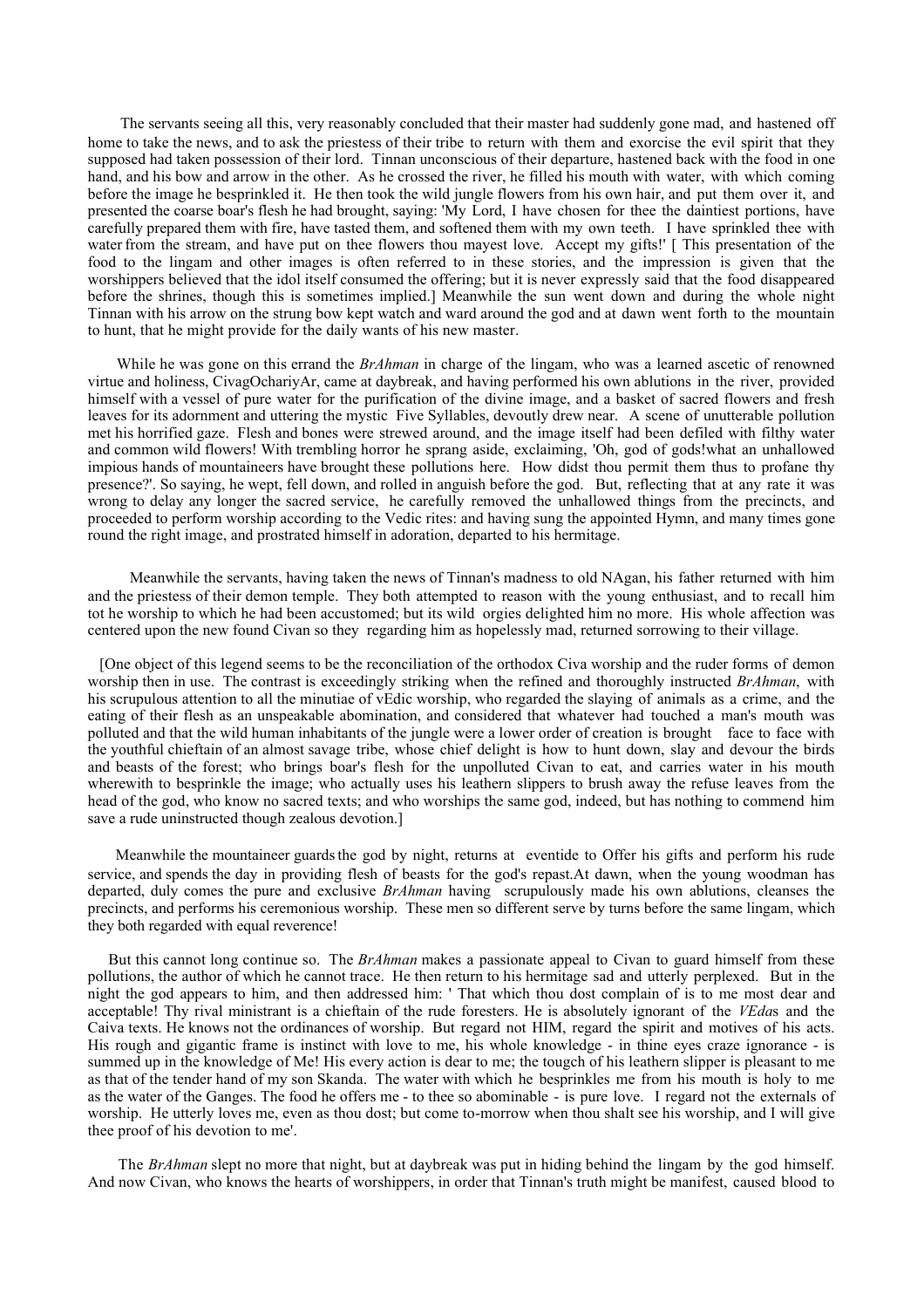The servants seeing all this, very reasonably concluded that their master had suddenly gone mad, and hastened off home to take the news, and to ask the priestess of their tribe to return with them and exorcise the evil spirit that they supposed had taken possession of their lord. Tinnan unconscious of their departure, hastened back with the food in one hand, and his bow and arrow in the other. As he crossed the river, he filled his mouth with water, with which coming before the image he besprinkled it. He then took the wild jungle flowers from his own hair, and put them over it, and presented the coarse boar's flesh he had brought, saying: 'My Lord, I have chosen for thee the daintiest portions, have carefully prepared them with fire, have tasted them, and softened them with my own teeth. I have sprinkled thee with water from the stream, and have put on thee flowers thou mayest love. Accept my gifts!' [ This presentation of the food to the lingam and other images is often referred to in these stories, and the impression is given that the worshippers believed that the idol itself consumed the offering; but it is never expressly said that the food disappeared before the shrines, though this is sometimes implied.] Meanwhile the sun went down and during the whole night Tinnan with his arrow on the strung bow kept watch and ward around the god and at dawn went forth to the mountain to hunt, that he might provide for the daily wants of his new master.

While he was gone on this errand the *BrAhman* in charge of the lingam, who was a learned ascetic of renowned virtue and holiness, CivagOchariyAr, came at daybreak, and having performed his own ablutions in the river, provided himself with a vessel of pure water for the purification of the divine image, and a basket of sacred flowers and fresh leaves for its adornment and uttering the mystic Five Syllables, devoutly drew near. A scene of unutterable pollution met his horrified gaze. Flesh and bones were strewed around, and the image itself had been defiled with filthy water and common wild flowers! With trembling horror he sprang aside, exclaiming, 'Oh, god of gods!what an unhallowed impious hands of mountaineers have brought these pollutions here. How didst thou permit them thus to profane thy presence?'. So saying, he wept, fell down, and rolled in anguish before the god. But, reflecting that at any rate it was wrong to delay any longer the sacred service, he carefully removed the unhallowed things from the precincts, and proceeded to perform worship according to the Vedic rites: and having sung the appointed Hymn, and many times gone round the right image, and prostrated himself in adoration, departed to his hermitage.

Meanwhile the servants, having taken the news of Tinnan's madness to old NAgan, his father returned with him and the priestess of their demon temple. They both attempted to reason with the young enthusiast, and to recall him tot he worship to which he had been accustomed; but its wild orgies delighted him no more. His whole affection was centered upon the new found Civan so they regarding him as hopelessly mad, returned sorrowing to their village.

[One object of this legend seems to be the reconciliation of the orthodox Civa worship and the ruder forms of demon worship then in use. The contrast is exceedingly striking when the refined and thoroughly instructed *BrAhman*, with his scrupulous attention to all the minutiae of vEdic worship, who regarded the slaying of animals as a crime, and the eating of their flesh as an unspeakable abomination, and considered that whatever had touched a man's mouth was polluted and that the wild human inhabitants of the jungle were a lower order of creation is brought face to face with the youthful chieftain of an almost savage tribe, whose chief delight is how to hunt down, slay and devour the birds and beasts of the forest; who brings boar's flesh for the unpolluted Civan to eat, and carries water in his mouth wherewith to besprinkle the image; who actually uses his leathern slippers to brush away the refuse leaves from the head of the god, who know no sacred texts; and who worships the same god, indeed, but has nothing to commend him save a rude uninstructed though zealous devotion.]

Meanwhile the mountaineer guards the god by night, returns at eventide to Offer his gifts and perform his rude service, and spends the day in providing flesh of beasts for the god's repast.At dawn, when the young woodman has departed, duly comes the pure and exclusive *BrAhman* having scrupulously made his own ablutions, cleanses the precincts, and performs his ceremonious worship. These men so different serve by turns before the same lingam, which they both regarded with equal reverence!

But this cannot long continue so. The *BrAhman* makes a passionate appeal to Civan to guard himself from these pollutions, the author of which he cannot trace. He then return to his hermitage sad and utterly perplexed. But in the night the god appears to him, and then addressed him: ' That which thou dost complain of is to me most dear and acceptable! Thy rival ministrant is a chieftain of the rude foresters. He is absolutely ignorant of the *VEda*s and the Caiva texts. He knows not the ordinances of worship. But regard not HIM, regard the spirit and motives of his acts. His rough and gigantic frame is instinct with love to me, his whole knowledge - in thine eyes craze ignorance - is summed up in the knowledge of Me! His every action is dear to me; the tougch of his leathern slipper is pleasant to me as that of the tender hand of my son Skanda. The water with which he besprinkles me from his mouth is holy to me as the water of the Ganges. The food he offers me - to thee so abominable - is pure love. I regard not the externals of worship. He utterly loves me, even as thou dost; but come to-morrow when thou shalt see his worship, and I will give thee proof of his devotion to me'.

The *BrAhman* slept no more that night, but at daybreak was put in hiding behind the lingam by the god himself. And now Civan, who knows the hearts of worshippers, in order that Tinnan's truth might be manifest, caused blood to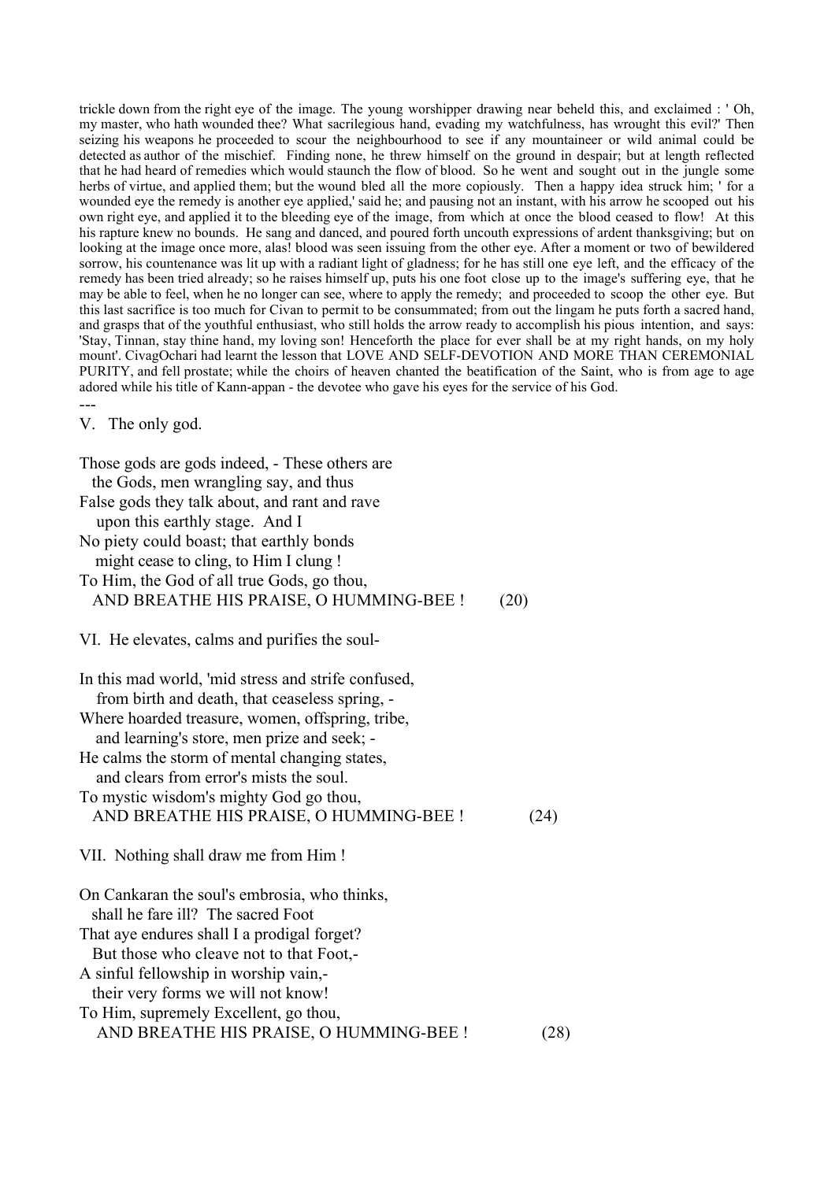trickle down from the right eye of the image. The young worshipper drawing near beheld this, and exclaimed : ' Oh, my master, who hath wounded thee? What sacrilegious hand, evading my watchfulness, has wrought this evil?' Then seizing his weapons he proceeded to scour the neighbourhood to see if any mountaineer or wild animal could be detected as author of the mischief. Finding none, he threw himself on the ground in despair; but at length reflected that he had heard of remedies which would staunch the flow of blood. So he went and sought out in the jungle some herbs of virtue, and applied them; but the wound bled all the more copiously. Then a happy idea struck him; ' for a wounded eye the remedy is another eye applied,' said he; and pausing not an instant, with his arrow he scooped out his own right eye, and applied it to the bleeding eye of the image, from which at once the blood ceased to flow! At this his rapture knew no bounds. He sang and danced, and poured forth uncouth expressions of ardent thanksgiving; but on looking at the image once more, alas! blood was seen issuing from the other eye. After a moment or two of bewildered sorrow, his countenance was lit up with a radiant light of gladness; for he has still one eye left, and the efficacy of the remedy has been tried already; so he raises himself up, puts his one foot close up to the image's suffering eye, that he may be able to feel, when he no longer can see, where to apply the remedy; and proceeded to scoop the other eye. But this last sacrifice is too much for Civan to permit to be consummated; from out the lingam he puts forth a sacred hand, and grasps that of the youthful enthusiast, who still holds the arrow ready to accomplish his pious intention, and says: 'Stay, Tinnan, stay thine hand, my loving son! Henceforth the place for ever shall be at my right hands, on my holy mount'. CivagOchari had learnt the lesson that LOVE AND SELF-DEVOTION AND MORE THAN CEREMONIAL PURITY, and fell prostate; while the choirs of heaven chanted the beatification of the Saint, who is from age to age adored while his title of Kann-appan - the devotee who gave his eyes for the service of his God.

---

V. The only god.

Those gods are gods indeed, - These others are
  the Gods, men wrangling say, and thus
False gods they talk about, and rant and rave
  upon this earthly stage. And I
No piety could boast; that earthly bonds
  might cease to cling, to Him I clung !
To Him, the God of all true Gods, go thou,
  AND BREATHE HIS PRAISE, O HUMMING-BEE ! (20)

VI. He elevates, calms and purifies the soul-

In this mad world, 'mid stress and strife confused,
  from birth and death, that ceaseless spring, -
Where hoarded treasure, women, offspring, tribe,
  and learning's store, men prize and seek; -
He calms the storm of mental changing states,
  and clears from error's mists the soul.
To mystic wisdom's mighty God go thou,
  AND BREATHE HIS PRAISE, O HUMMING-BEE ! (24)

VII. Nothing shall draw me from Him !

On Cankaran the soul's embrosia, who thinks,
  shall he fare ill? The sacred Foot
That aye endures shall I a prodigal forget?
  But those who cleave not to that Foot,-
A sinful fellowship in worship vain,-
  their very forms we will not know!
To Him, supremely Excellent, go thou,
  AND BREATHE HIS PRAISE, O HUMMING-BEE ! (28)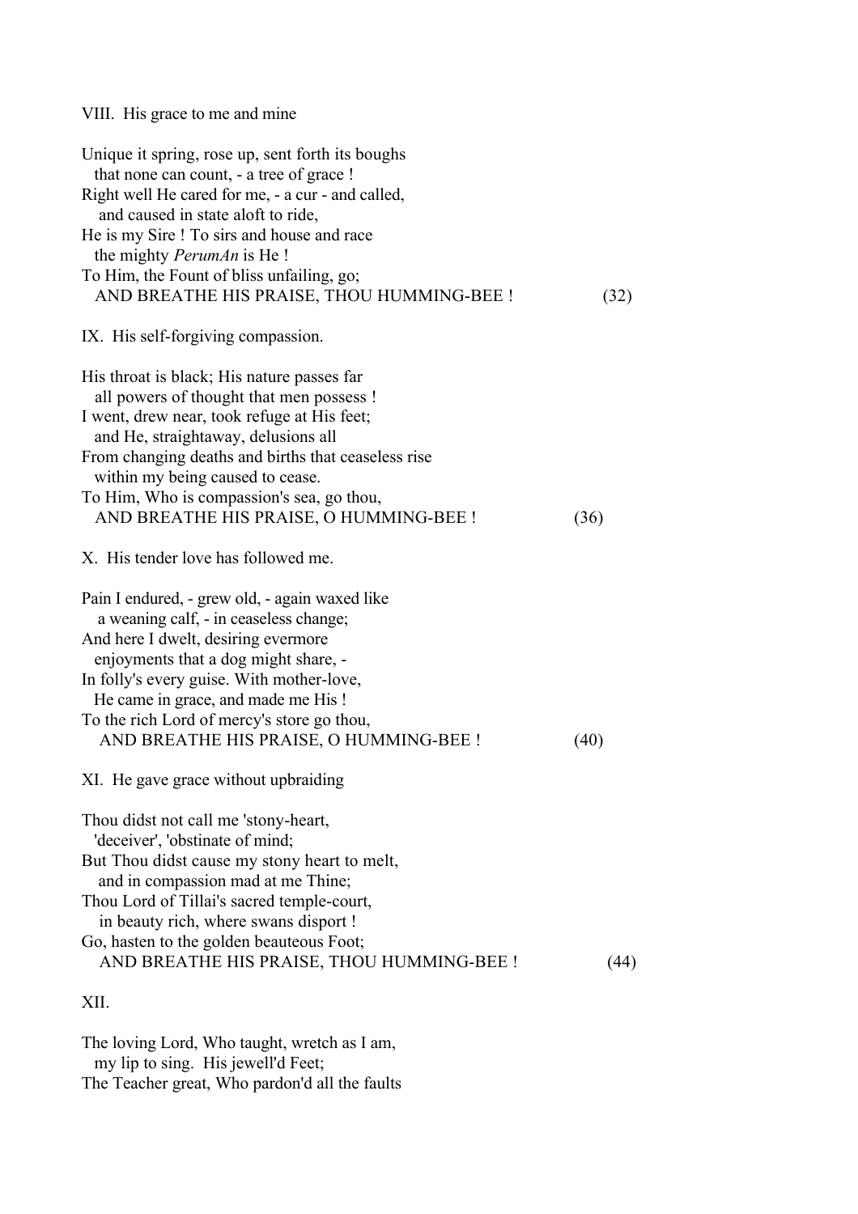VIII. His grace to me and mine

Unique it spring, rose up, sent forth its boughs  
  that none can count, - a tree of grace !  
Right well He cared for me, - a cur - and called,  
  and caused in state aloft to ride,  
He is my Sire ! To sirs and house and race  
  the mighty *PerumAn* is He !  
To Him, the Fount of bliss unfailing, go;  
  AND BREATHE HIS PRAISE, THOU HUMMING-BEE ! (32)

IX. His self-forgiving compassion.

His throat is black; His nature passes far  
  all powers of thought that men possess !  
I went, drew near, took refuge at His feet;  
  and He, straightaway, delusions all  
From changing deaths and births that ceaseless rise  
  within my being caused to cease.  
To Him, Who is compassion's sea, go thou,  
  AND BREATHE HIS PRAISE, O HUMMING-BEE ! (36)

X. His tender love has followed me.

Pain I endured, - grew old, - again waxed like  
  a weaning calf, - in ceaseless change;  
And here I dwelt, desiring evermore  
  enjoyments that a dog might share, -  
In folly's every guise. With mother-love,  
  He came in grace, and made me His !  
To the rich Lord of mercy's store go thou,  
  AND BREATHE HIS PRAISE, O HUMMING-BEE ! (40)

XI. He gave grace without upbraiding

Thou didst not call me 'stony-heart,  
  'deceiver', 'obstinate of mind;  
But Thou didst cause my stony heart to melt,  
  and in compassion mad at me Thine;  
Thou Lord of Tillai's sacred temple-court,  
  in beauty rich, where swans disport !  
Go, hasten to the golden beauteous Foot;  
  AND BREATHE HIS PRAISE, THOU HUMMING-BEE ! (44)

XII.

The loving Lord, Who taught, wretch as I am,  
  my lip to sing. His jewell'd Feet;  
The Teacher great, Who pardon'd all the faults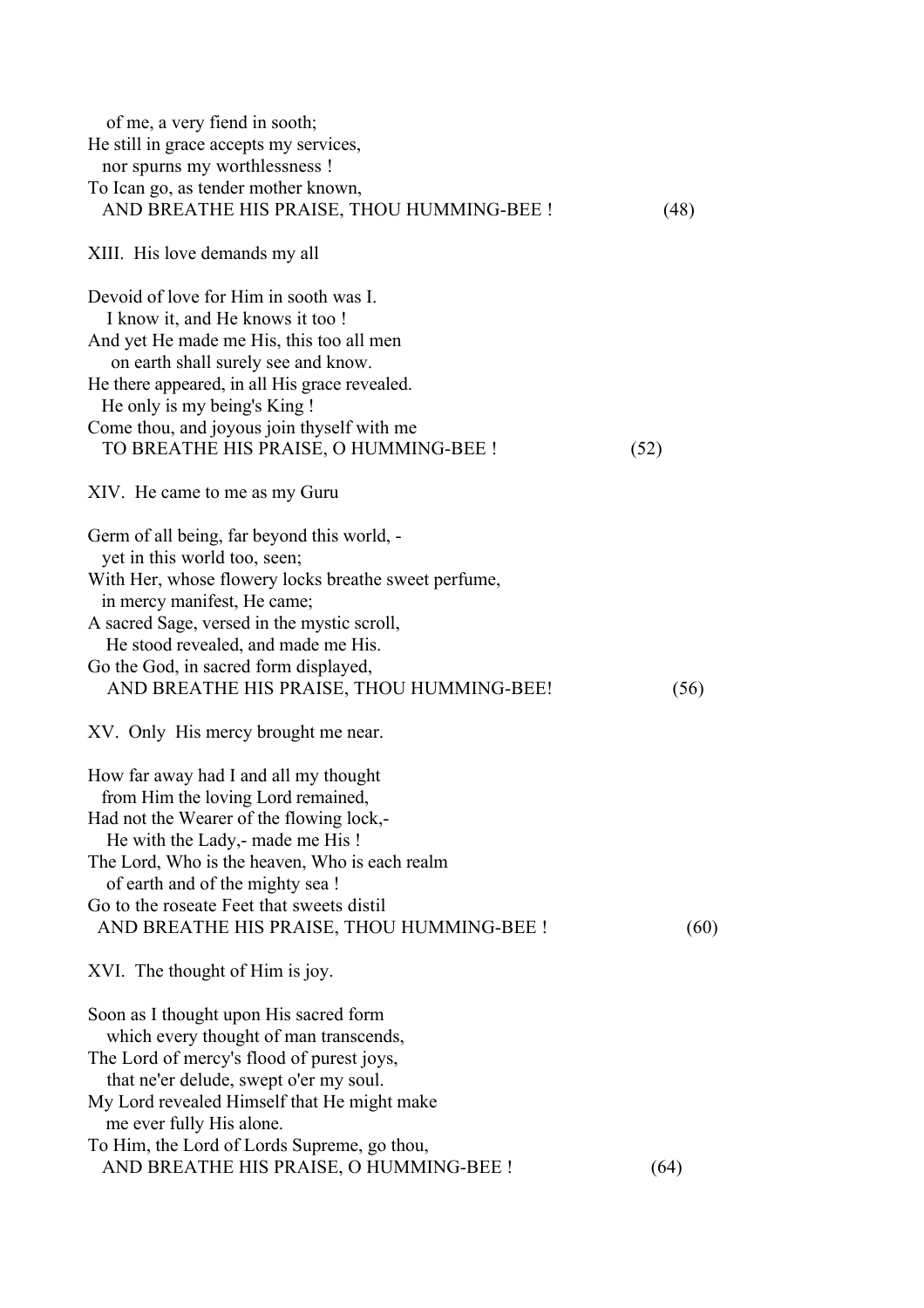of me, a very fiend in sooth;
He still in grace accepts my services,
nor spurns my worthlessness !
To Ican go, as tender mother known,
AND BREATHE HIS PRAISE, THOU HUMMING-BEE ! (48)

XIII. His love demands my all

Devoid of love for Him in sooth was I.
I know it, and He knows it too !
And yet He made me His, this too all men
on earth shall surely see and know.
He there appeared, in all His grace revealed.
He only is my being's King !
Come thou, and joyous join thyself with me
TO BREATHE HIS PRAISE, O HUMMING-BEE ! (52)

XIV. He came to me as my Guru

Germ of all being, far beyond this world, -
yet in this world too, seen;
With Her, whose flowery locks breathe sweet perfume,
in mercy manifest, He came;
A sacred Sage, versed in the mystic scroll,
He stood revealed, and made me His.
Go the God, in sacred form displayed,
AND BREATHE HIS PRAISE, THOU HUMMING-BEE! (56)

XV. Only His mercy brought me near.

How far away had I and all my thought
from Him the loving Lord remained,
Had not the Wearer of the flowing lock,-
He with the Lady,- made me His !
The Lord, Who is the heaven, Who is each realm
of earth and of the mighty sea !
Go to the roseate Feet that sweets distil
AND BREATHE HIS PRAISE, THOU HUMMING-BEE ! (60)

XVI. The thought of Him is joy.

Soon as I thought upon His sacred form
which every thought of man transcends,
The Lord of mercy's flood of purest joys,
that ne'er delude, swept o'er my soul.
My Lord revealed Himself that He might make
me ever fully His alone.
To Him, the Lord of Lords Supreme, go thou,
AND BREATHE HIS PRAISE, O HUMMING-BEE ! (64)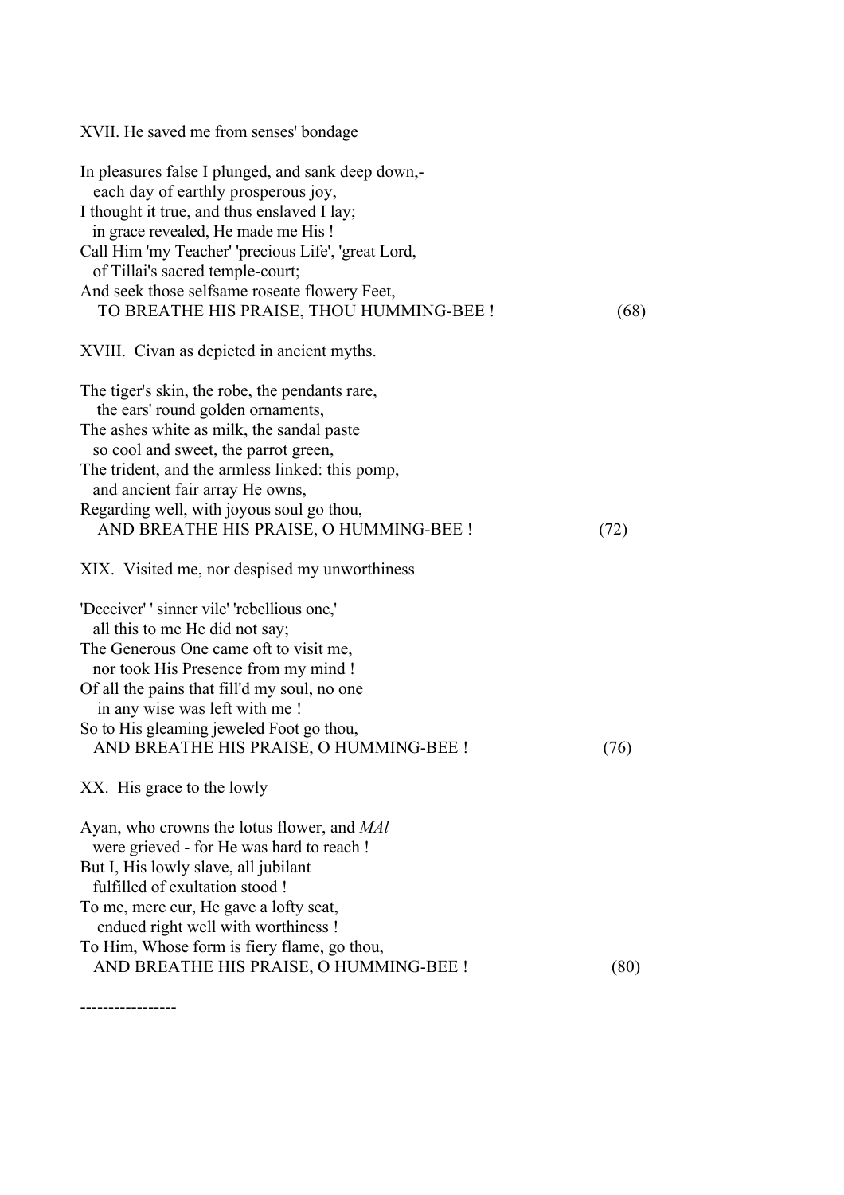XVII. He saved me from senses' bondage

In pleasures false I plunged, and sank deep down,-  
each day of earthly prosperous joy,  
I thought it true, and thus enslaved I lay;  
in grace revealed, He made me His !  
Call Him 'my Teacher' 'precious Life', 'great Lord,  
of Tillai's sacred temple-court;  
And seek those selfsame roseate flowery Feet,  
TO BREATHE HIS PRAISE, THOU HUMMING-BEE ! (68)

XVIII. Civan as depicted in ancient myths.

The tiger's skin, the robe, the pendants rare,  
the ears' round golden ornaments,  
The ashes white as milk, the sandal paste  
so cool and sweet, the parrot green,  
The trident, and the armless linked: this pomp,  
and ancient fair array He owns,  
Regarding well, with joyous soul go thou,  
AND BREATHE HIS PRAISE, O HUMMING-BEE ! (72)

XIX. Visited me, nor despised my unworthiness

'Deceiver' ' sinner vile' 'rebellious one,'  
all this to me He did not say;  
The Generous One came oft to visit me,  
nor took His Presence from my mind !  
Of all the pains that fill'd my soul, no one  
in any wise was left with me !  
So to His gleaming jeweled Foot go thou,  
AND BREATHE HIS PRAISE, O HUMMING-BEE ! (76)

XX. His grace to the lowly

Ayan, who crowns the lotus flower, and *MAl*  
were grieved - for He was hard to reach !  
But I, His lowly slave, all jubilant  
fulfilled of exultation stood !  
To me, mere cur, He gave a lofty seat,  
endued right well with worthiness !  
To Him, Whose form is fiery flame, go thou,  
AND BREATHE HIS PRAISE, O HUMMING-BEE ! (80)

-----------------